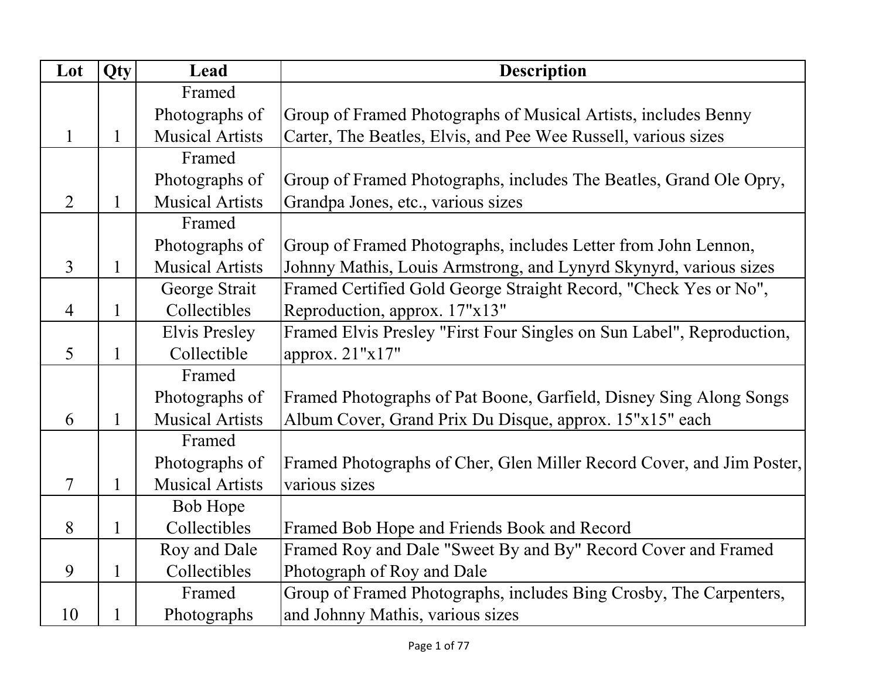| Lot | Qty | Lead | Description |
|---|---|---|---|
| 1 | 1 | Framed Photographs of Musical Artists | Group of Framed Photographs of Musical Artists, includes Benny Carter, The Beatles, Elvis, and Pee Wee Russell, various sizes |
| 2 | 1 | Framed Photographs of Musical Artists | Group of Framed Photographs, includes The Beatles, Grand Ole Opry, Grandpa Jones, etc., various sizes |
| 3 | 1 | Framed Photographs of Musical Artists | Group of Framed Photographs, includes Letter from John Lennon, Johnny Mathis, Louis Armstrong, and Lynyrd Skynyrd, various sizes |
| 4 | 1 | George Strait Collectibles | Framed Certified Gold George Straight Record, "Check Yes or No", Reproduction, approx. 17"x13" |
| 5 | 1 | Elvis Presley Collectible | Framed Elvis Presley "First Four Singles on Sun Label", Reproduction, approx. 21"x17" |
| 6 | 1 | Framed Photographs of Musical Artists | Framed Photographs of Pat Boone, Garfield, Disney Sing Along Songs Album Cover, Grand Prix Du Disque, approx. 15"x15" each |
| 7 | 1 | Framed Photographs of Musical Artists | Framed Photographs of Cher, Glen Miller Record Cover, and Jim Poster, various sizes |
| 8 | 1 | Bob Hope Collectibles | Framed Bob Hope and Friends Book and Record |
| 9 | 1 | Roy and Dale Collectibles | Framed Roy and Dale "Sweet By and By" Record Cover and Framed Photograph of Roy and Dale |
| 10 | 1 | Framed Photographs | Group of Framed Photographs, includes Bing Crosby, The Carpenters, and Johnny Mathis, various sizes |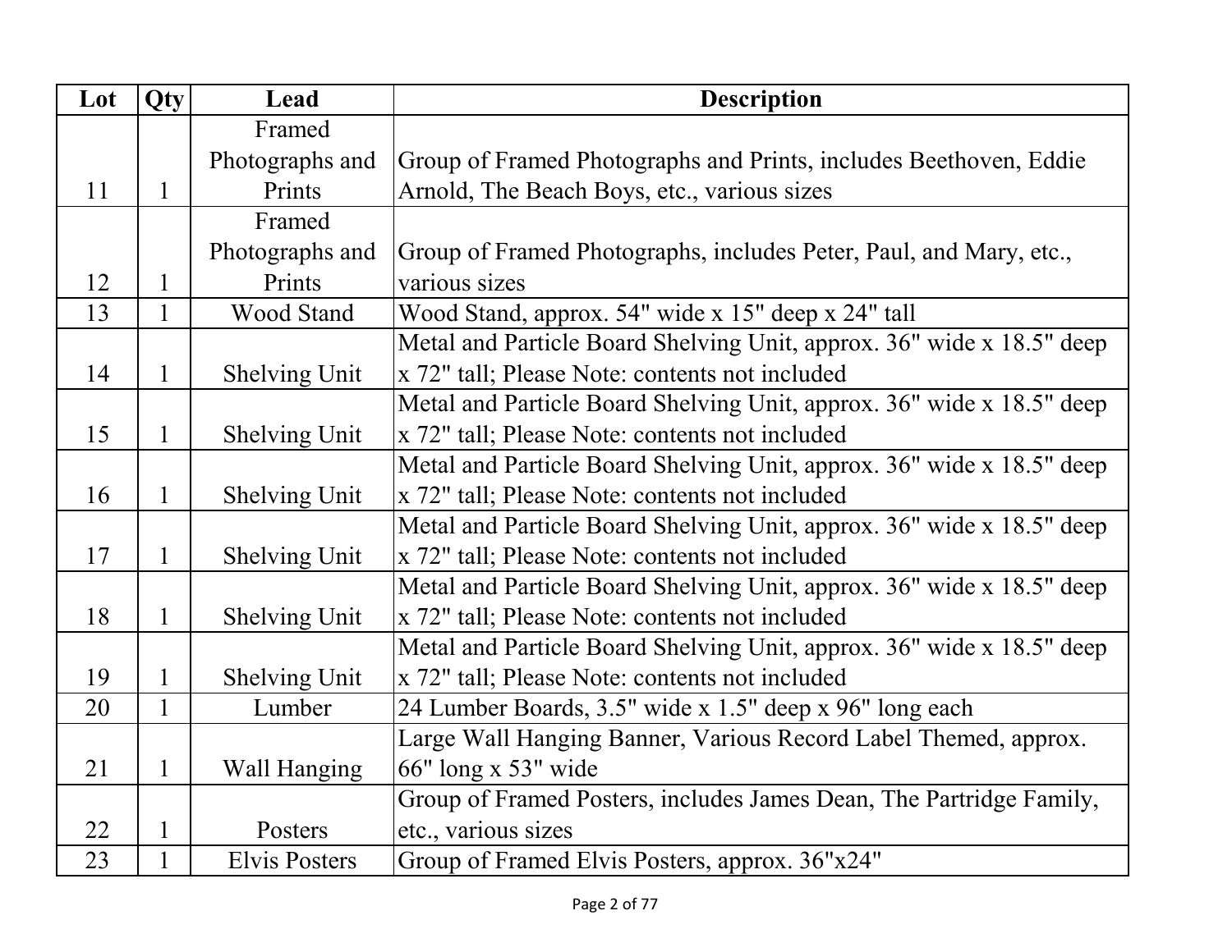| Lot | Qty | Lead | Description |
| --- | --- | --- | --- |
| 11 | 1 | Framed Photographs and Prints | Group of Framed Photographs and Prints, includes Beethoven, Eddie Arnold, The Beach Boys, etc., various sizes |
| 12 | 1 | Framed Photographs and Prints | Group of Framed Photographs, includes Peter, Paul, and Mary, etc., various sizes |
| 13 | 1 | Wood Stand | Wood Stand, approx. 54" wide x 15" deep x 24" tall |
| 14 | 1 | Shelving Unit | Metal and Particle Board Shelving Unit, approx. 36" wide x 18.5" deep x 72" tall; Please Note: contents not included |
| 15 | 1 | Shelving Unit | Metal and Particle Board Shelving Unit, approx. 36" wide x 18.5" deep x 72" tall; Please Note: contents not included |
| 16 | 1 | Shelving Unit | Metal and Particle Board Shelving Unit, approx. 36" wide x 18.5" deep x 72" tall; Please Note: contents not included |
| 17 | 1 | Shelving Unit | Metal and Particle Board Shelving Unit, approx. 36" wide x 18.5" deep x 72" tall; Please Note: contents not included |
| 18 | 1 | Shelving Unit | Metal and Particle Board Shelving Unit, approx. 36" wide x 18.5" deep x 72" tall; Please Note: contents not included |
| 19 | 1 | Shelving Unit | Metal and Particle Board Shelving Unit, approx. 36" wide x 18.5" deep x 72" tall; Please Note: contents not included |
| 20 | 1 | Lumber | 24 Lumber Boards, 3.5" wide x 1.5" deep x 96" long each |
| 21 | 1 | Wall Hanging | Large Wall Hanging Banner, Various Record Label Themed, approx. 66" long x 53" wide |
| 22 | 1 | Posters | Group of Framed Posters, includes James Dean, The Partridge Family, etc., various sizes |
| 23 | 1 | Elvis Posters | Group of Framed Elvis Posters, approx. 36"x24" |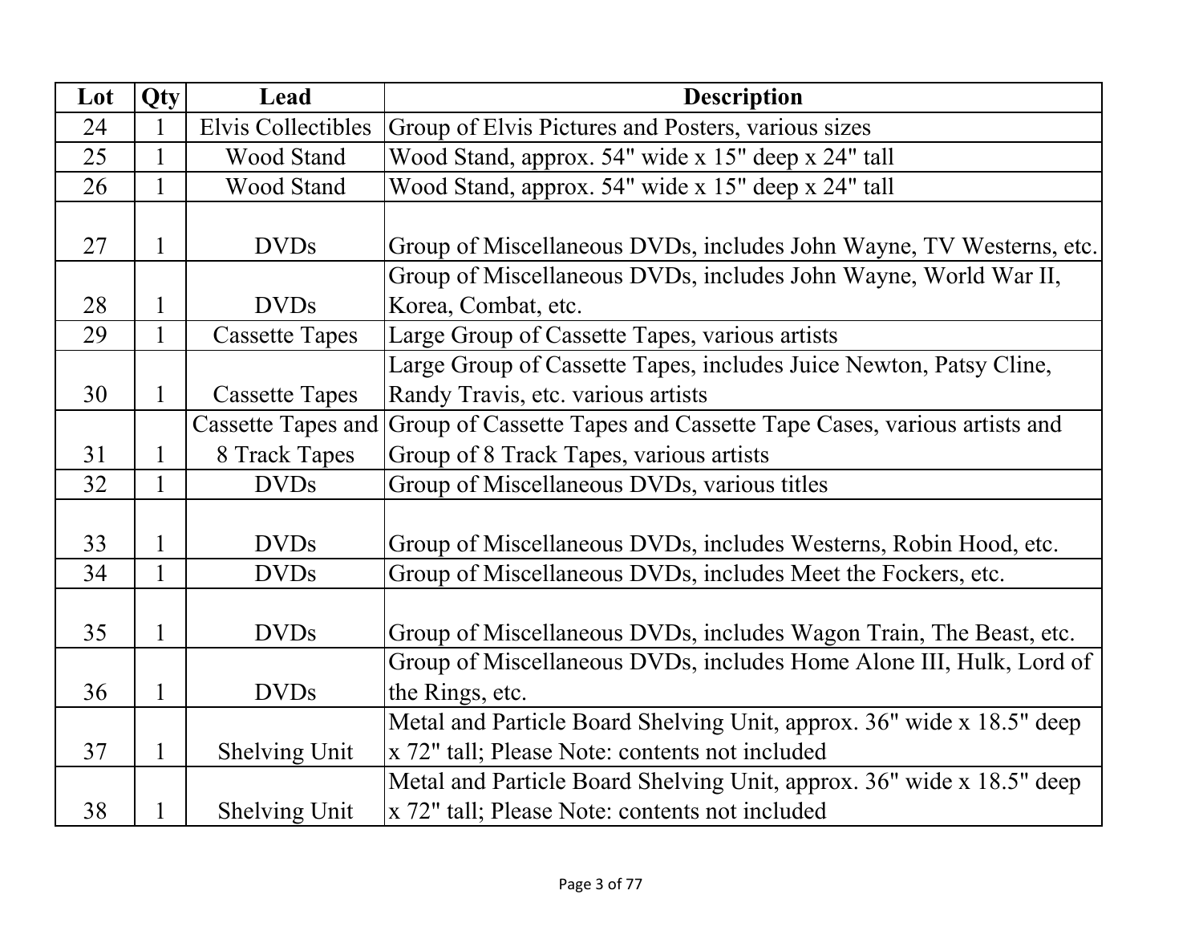| Lot | Qty | Lead | Description |
| --- | --- | --- | --- |
| 24 | 1 | Elvis Collectibles | Group of Elvis Pictures and Posters, various sizes |
| 25 | 1 | Wood Stand | Wood Stand, approx. 54" wide x 15" deep x 24" tall |
| 26 | 1 | Wood Stand | Wood Stand, approx. 54" wide x 15" deep x 24" tall |
| 27 | 1 | DVDs | Group of Miscellaneous DVDs, includes John Wayne, TV Westerns, etc. |
| 28 | 1 | DVDs | Group of Miscellaneous DVDs, includes John Wayne, World War II, Korea, Combat, etc. |
| 29 | 1 | Cassette Tapes | Large Group of Cassette Tapes, various artists |
| 30 | 1 | Cassette Tapes | Large Group of Cassette Tapes, includes Juice Newton, Patsy Cline, Randy Travis, etc. various artists |
| 31 | 1 | Cassette Tapes and 8 Track Tapes | Group of Cassette Tapes and Cassette Tape Cases, various artists and Group of 8 Track Tapes, various artists |
| 32 | 1 | DVDs | Group of Miscellaneous DVDs, various titles |
| 33 | 1 | DVDs | Group of Miscellaneous DVDs, includes Westerns, Robin Hood, etc. |
| 34 | 1 | DVDs | Group of Miscellaneous DVDs, includes Meet the Fockers, etc. |
| 35 | 1 | DVDs | Group of Miscellaneous DVDs, includes Wagon Train, The Beast, etc. |
| 36 | 1 | DVDs | Group of Miscellaneous DVDs, includes Home Alone III, Hulk, Lord of the Rings, etc. |
| 37 | 1 | Shelving Unit | Metal and Particle Board Shelving Unit, approx. 36" wide x 18.5" deep x 72" tall; Please Note: contents not included |
| 38 | 1 | Shelving Unit | Metal and Particle Board Shelving Unit, approx. 36" wide x 18.5" deep x 72" tall; Please Note: contents not included |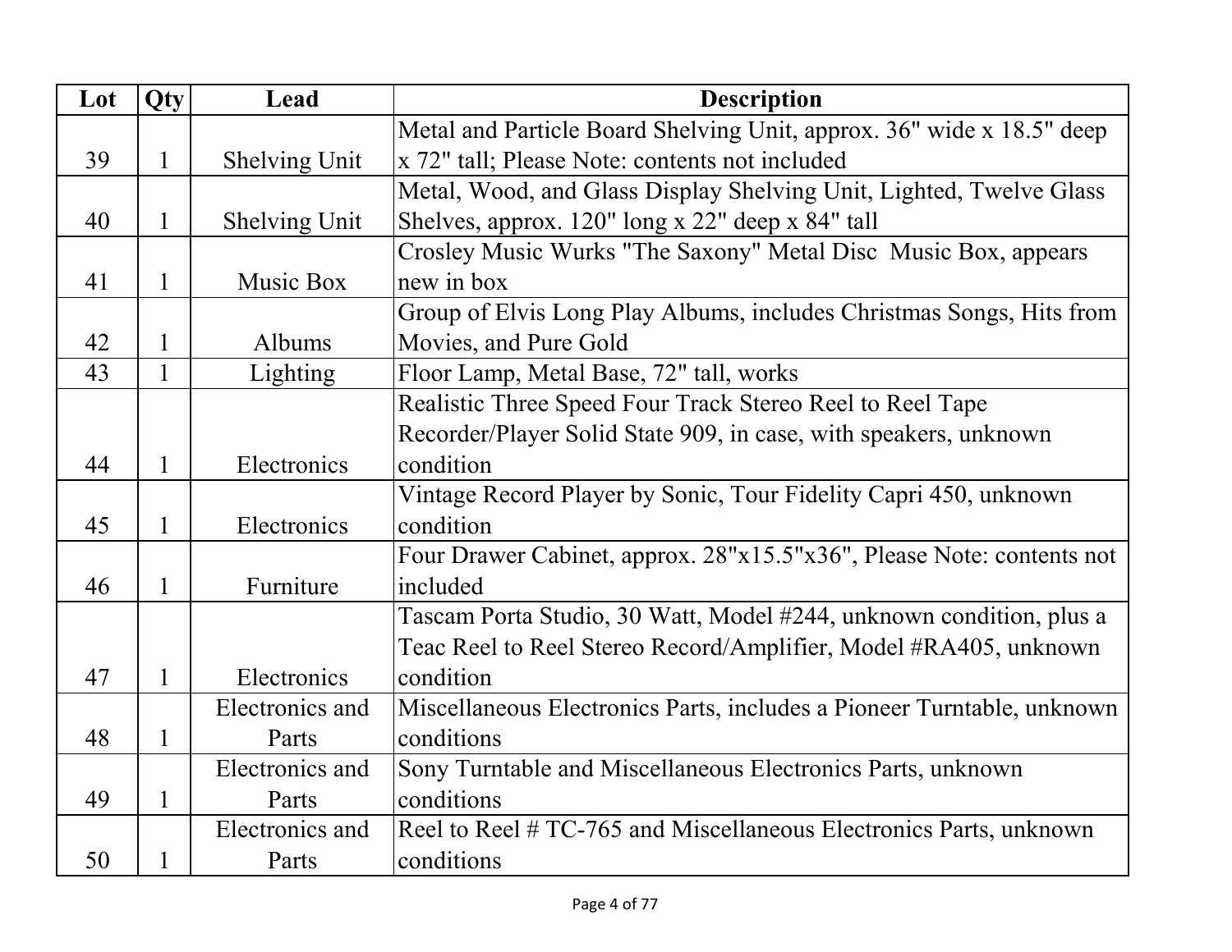| Lot | Qty | Lead | Description |
|---|---|---|---|
| 39 | 1 | Shelving Unit | Metal and Particle Board Shelving Unit, approx. 36" wide x 18.5" deep x 72" tall; Please Note: contents not included |
| 40 | 1 | Shelving Unit | Metal, Wood, and Glass Display Shelving Unit, Lighted, Twelve Glass Shelves, approx. 120" long x 22" deep x 84" tall |
| 41 | 1 | Music Box | Crosley Music Wurks "The Saxony" Metal Disc Music Box, appears new in box |
| 42 | 1 | Albums | Group of Elvis Long Play Albums, includes Christmas Songs, Hits from Movies, and Pure Gold |
| 43 | 1 | Lighting | Floor Lamp, Metal Base, 72" tall, works |
| 44 | 1 | Electronics | Realistic Three Speed Four Track Stereo Reel to Reel Tape Recorder/Player Solid State 909, in case, with speakers, unknown condition |
| 45 | 1 | Electronics | Vintage Record Player by Sonic, Tour Fidelity Capri 450, unknown condition |
| 46 | 1 | Furniture | Four Drawer Cabinet, approx. 28"x15.5"x36", Please Note: contents not included |
| 47 | 1 | Electronics | Tascam Porta Studio, 30 Watt, Model #244, unknown condition, plus a Teac Reel to Reel Stereo Record/Amplifier, Model #RA405, unknown condition |
| 48 | 1 | Electronics and Parts | Miscellaneous Electronics Parts, includes a Pioneer Turntable, unknown conditions |
| 49 | 1 | Electronics and Parts | Sony Turntable and Miscellaneous Electronics Parts, unknown conditions |
| 50 | 1 | Electronics and Parts | Reel to Reel # TC-765 and Miscellaneous Electronics Parts, unknown conditions |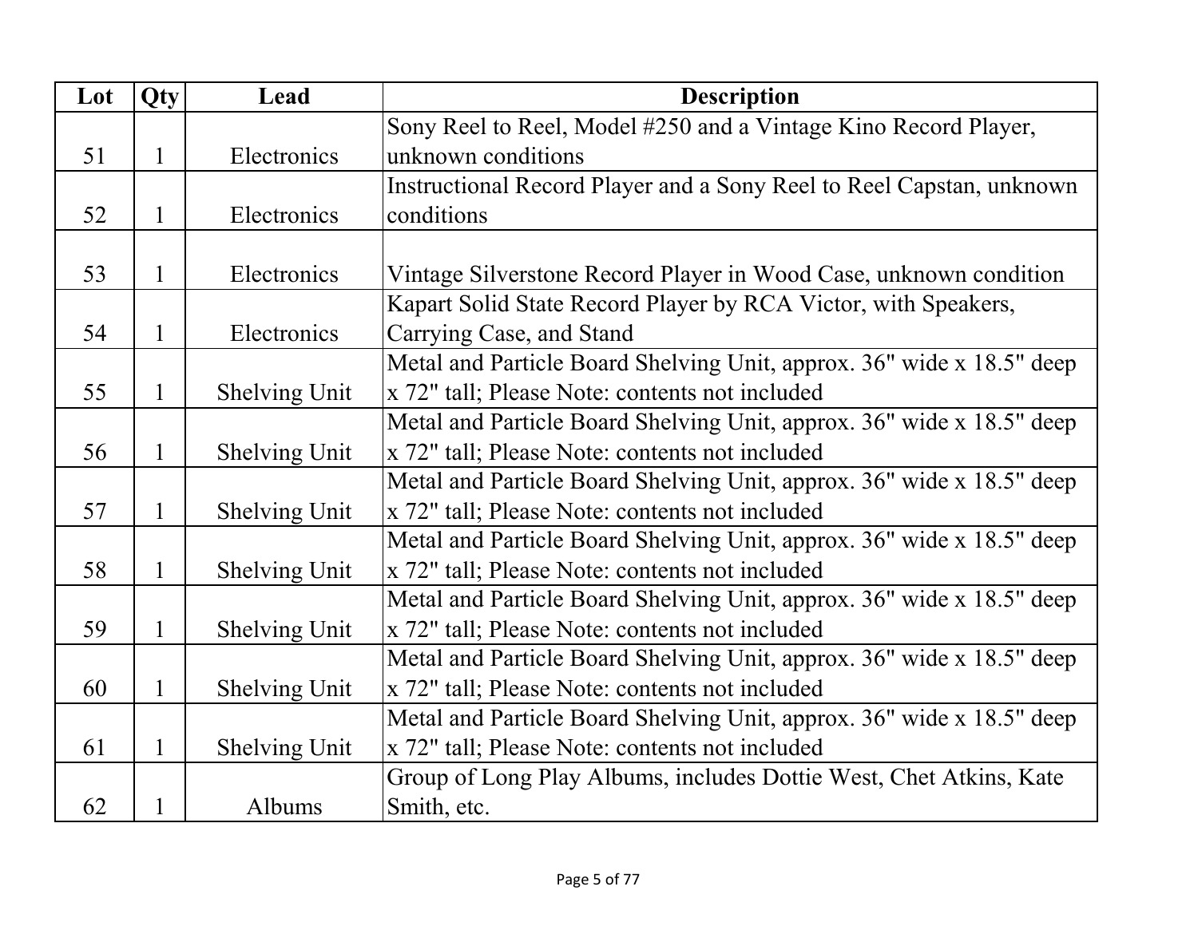| Lot | Qty | Lead | Description |
|---|---|---|---|
| 51 | 1 | Electronics | Sony Reel to Reel, Model #250 and a Vintage Kino Record Player, unknown conditions |
| 52 | 1 | Electronics | Instructional Record Player and a Sony Reel to Reel Capstan, unknown conditions |
| 53 | 1 | Electronics | Vintage Silverstone Record Player in Wood Case, unknown condition |
| 54 | 1 | Electronics | Kapart Solid State Record Player by RCA Victor, with Speakers, Carrying Case, and Stand |
| 55 | 1 | Shelving Unit | Metal and Particle Board Shelving Unit, approx. 36" wide x 18.5" deep x 72" tall; Please Note: contents not included |
| 56 | 1 | Shelving Unit | Metal and Particle Board Shelving Unit, approx. 36" wide x 18.5" deep x 72" tall; Please Note: contents not included |
| 57 | 1 | Shelving Unit | Metal and Particle Board Shelving Unit, approx. 36" wide x 18.5" deep x 72" tall; Please Note: contents not included |
| 58 | 1 | Shelving Unit | Metal and Particle Board Shelving Unit, approx. 36" wide x 18.5" deep x 72" tall; Please Note: contents not included |
| 59 | 1 | Shelving Unit | Metal and Particle Board Shelving Unit, approx. 36" wide x 18.5" deep x 72" tall; Please Note: contents not included |
| 60 | 1 | Shelving Unit | Metal and Particle Board Shelving Unit, approx. 36" wide x 18.5" deep x 72" tall; Please Note: contents not included |
| 61 | 1 | Shelving Unit | Metal and Particle Board Shelving Unit, approx. 36" wide x 18.5" deep x 72" tall; Please Note: contents not included |
| 62 | 1 | Albums | Group of Long Play Albums, includes Dottie West, Chet Atkins, Kate Smith, etc. |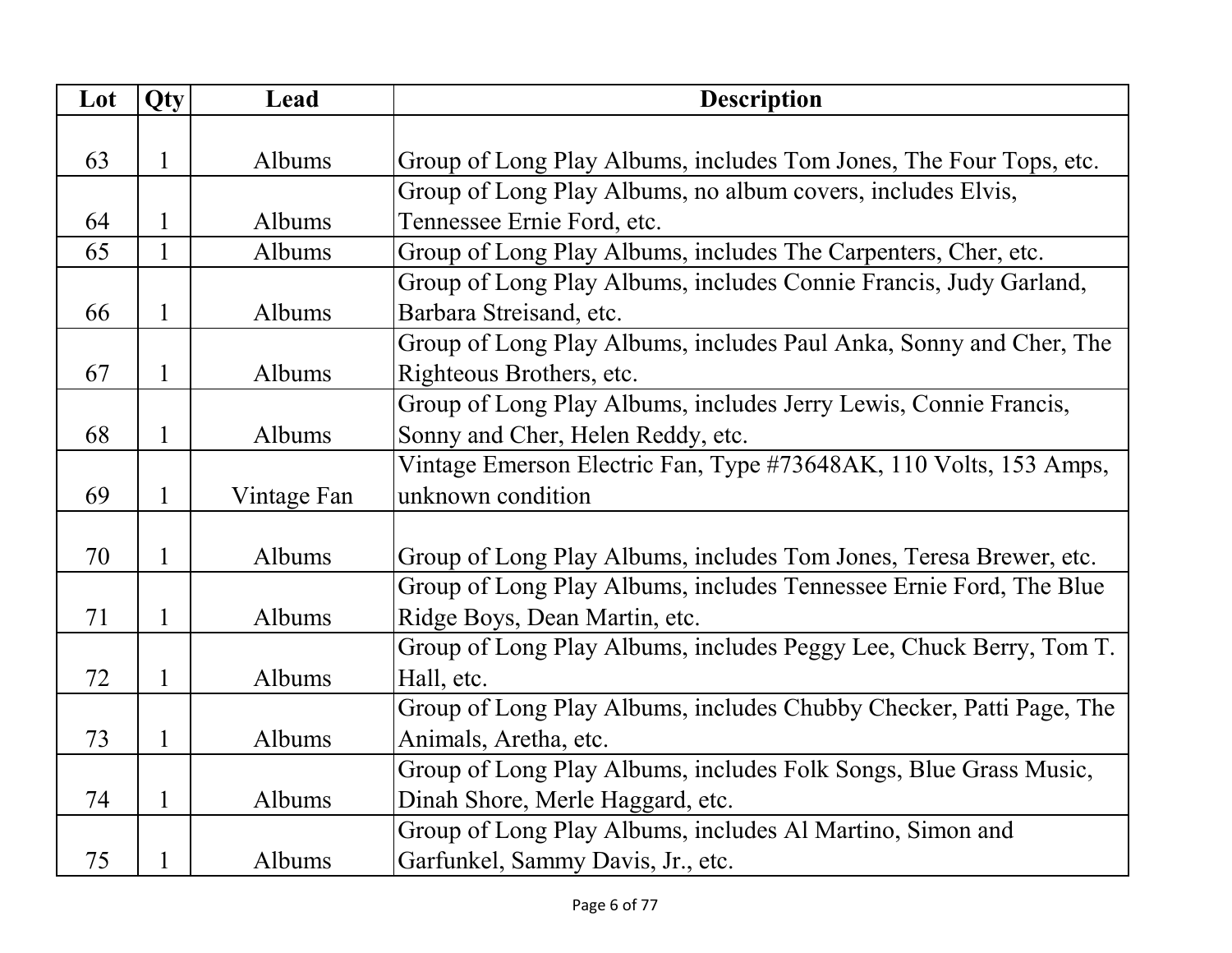| Lot | Qty | Lead | Description |
| --- | --- | --- | --- |
| 63 | 1 | Albums | Group of Long Play Albums, includes Tom Jones, The Four Tops, etc. |
| 64 | 1 | Albums | Group of Long Play Albums, no album covers, includes Elvis, Tennessee Ernie Ford, etc. |
| 65 | 1 | Albums | Group of Long Play Albums, includes The Carpenters, Cher, etc. |
| 66 | 1 | Albums | Group of Long Play Albums, includes Connie Francis, Judy Garland, Barbara Streisand, etc. |
| 67 | 1 | Albums | Group of Long Play Albums, includes Paul Anka, Sonny and Cher, The Righteous Brothers, etc. |
| 68 | 1 | Albums | Group of Long Play Albums, includes Jerry Lewis, Connie Francis, Sonny and Cher, Helen Reddy, etc. |
| 69 | 1 | Vintage Fan | Vintage Emerson Electric Fan, Type #73648AK, 110 Volts, 153 Amps, unknown condition |
| 70 | 1 | Albums | Group of Long Play Albums, includes Tom Jones, Teresa Brewer, etc. |
| 71 | 1 | Albums | Group of Long Play Albums, includes Tennessee Ernie Ford, The Blue Ridge Boys, Dean Martin, etc. |
| 72 | 1 | Albums | Group of Long Play Albums, includes Peggy Lee, Chuck Berry, Tom T. Hall, etc. |
| 73 | 1 | Albums | Group of Long Play Albums, includes Chubby Checker, Patti Page, The Animals, Aretha, etc. |
| 74 | 1 | Albums | Group of Long Play Albums, includes Folk Songs, Blue Grass Music, Dinah Shore, Merle Haggard, etc. |
| 75 | 1 | Albums | Group of Long Play Albums, includes Al Martino, Simon and Garfunkel, Sammy Davis, Jr., etc. |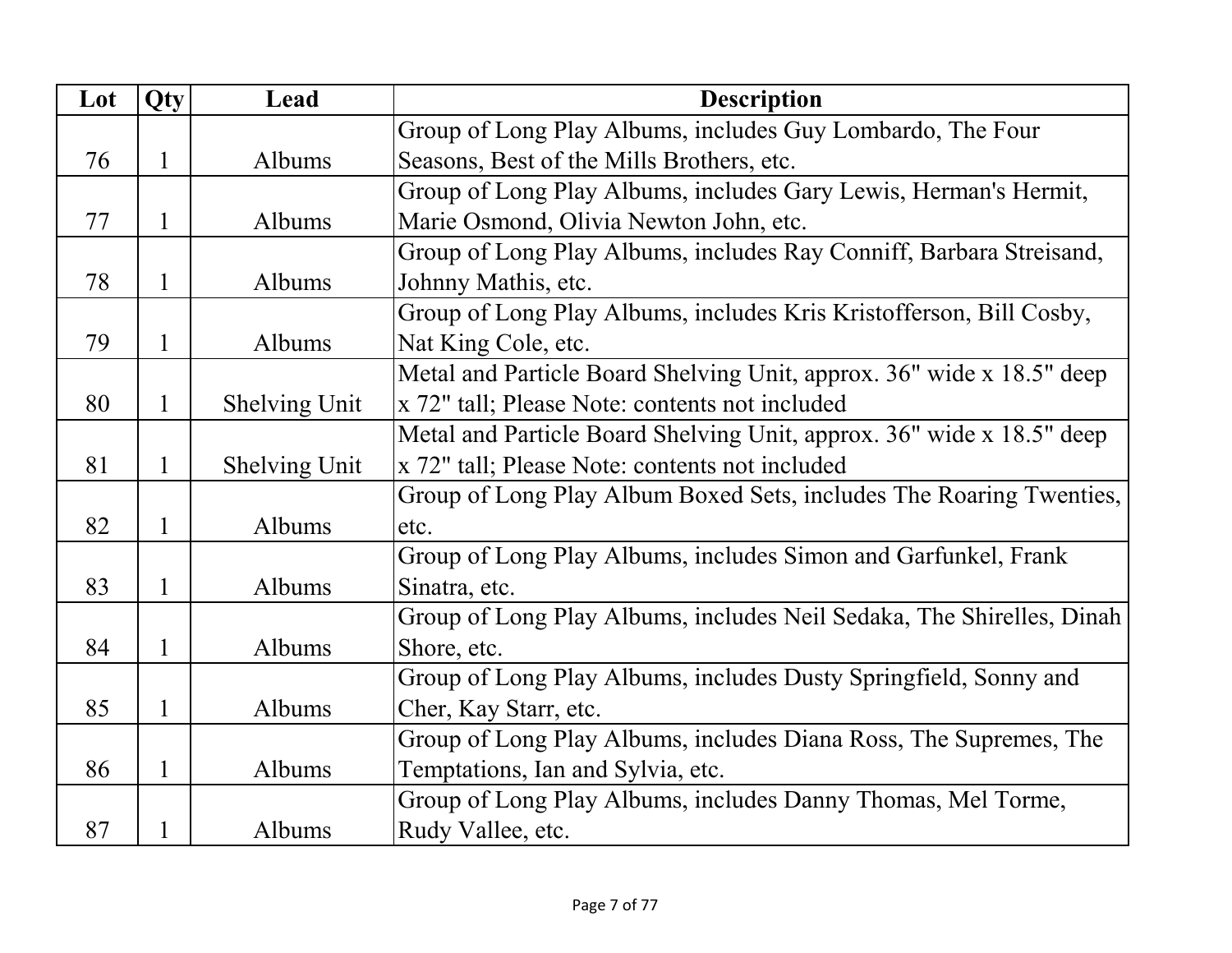| Lot | Qty | Lead | Description |
|---|---|---|---|
| 76 | 1 | Albums | Group of Long Play Albums, includes Guy Lombardo, The Four Seasons, Best of the Mills Brothers, etc. |
| 77 | 1 | Albums | Group of Long Play Albums, includes Gary Lewis, Herman's Hermit, Marie Osmond, Olivia Newton John, etc. |
| 78 | 1 | Albums | Group of Long Play Albums, includes Ray Conniff, Barbara Streisand, Johnny Mathis, etc. |
| 79 | 1 | Albums | Group of Long Play Albums, includes Kris Kristofferson, Bill Cosby, Nat King Cole, etc. |
| 80 | 1 | Shelving Unit | Metal and Particle Board Shelving Unit, approx. 36" wide x 18.5" deep x 72" tall; Please Note: contents not included |
| 81 | 1 | Shelving Unit | Metal and Particle Board Shelving Unit, approx. 36" wide x 18.5" deep x 72" tall; Please Note: contents not included |
| 82 | 1 | Albums | Group of Long Play Album Boxed Sets, includes The Roaring Twenties, etc. |
| 83 | 1 | Albums | Group of Long Play Albums, includes Simon and Garfunkel, Frank Sinatra, etc. |
| 84 | 1 | Albums | Group of Long Play Albums, includes Neil Sedaka, The Shirelles, Dinah Shore, etc. |
| 85 | 1 | Albums | Group of Long Play Albums, includes Dusty Springfield, Sonny and Cher, Kay Starr, etc. |
| 86 | 1 | Albums | Group of Long Play Albums, includes Diana Ross, The Supremes, The Temptations, Ian and Sylvia, etc. |
| 87 | 1 | Albums | Group of Long Play Albums, includes Danny Thomas, Mel Torme, Rudy Vallee, etc. |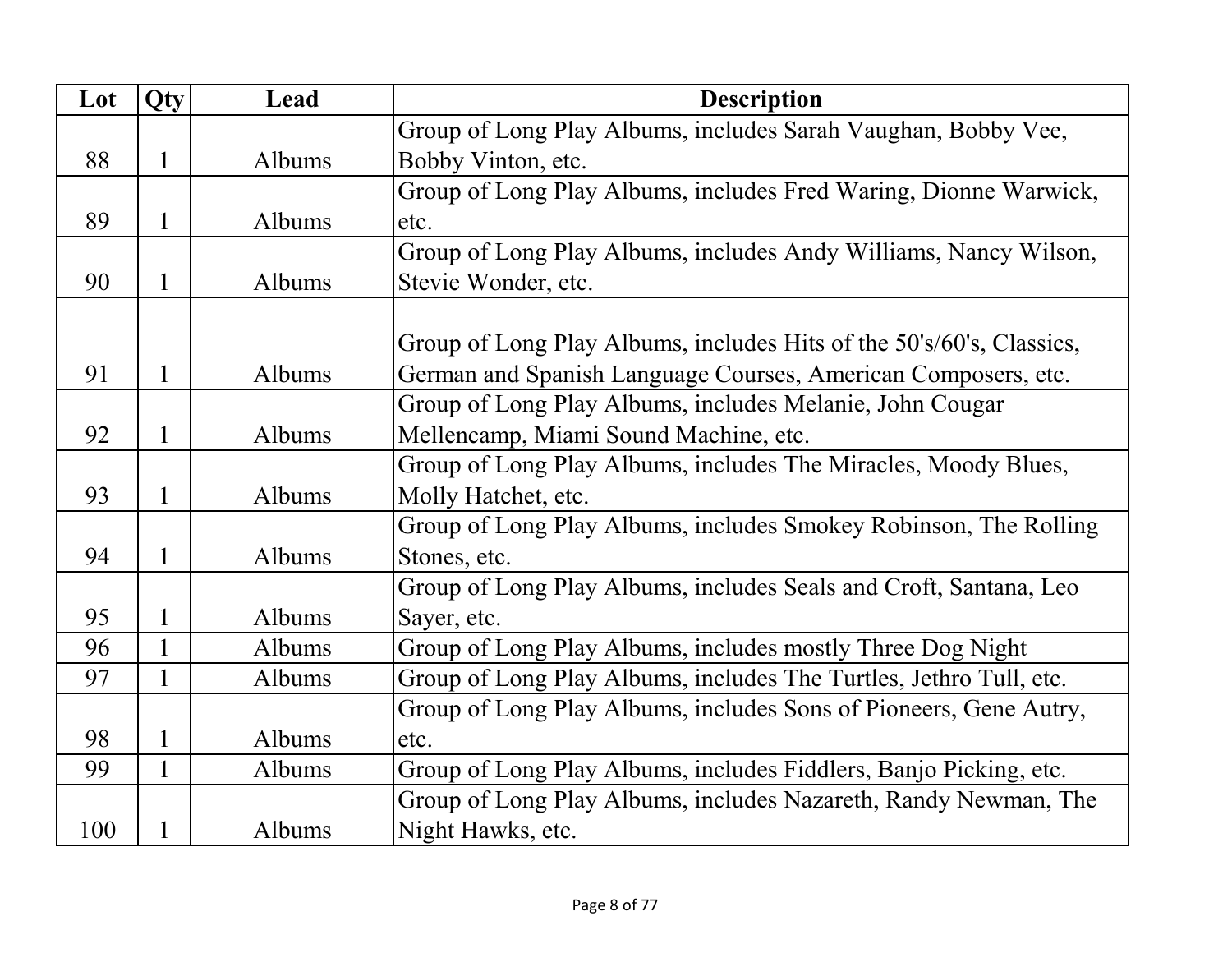| Lot | Qty | Lead | Description |
|---|---|---|---|
| 88 | 1 | Albums | Group of Long Play Albums, includes Sarah Vaughan, Bobby Vee, Bobby Vinton, etc. |
| 89 | 1 | Albums | Group of Long Play Albums, includes Fred Waring, Dionne Warwick, etc. |
| 90 | 1 | Albums | Group of Long Play Albums, includes Andy Williams, Nancy Wilson, Stevie Wonder, etc. |
| 91 | 1 | Albums | Group of Long Play Albums, includes Hits of the 50's/60's, Classics, German and Spanish Language Courses, American Composers, etc. |
| 92 | 1 | Albums | Group of Long Play Albums, includes Melanie, John Cougar Mellencamp, Miami Sound Machine, etc. |
| 93 | 1 | Albums | Group of Long Play Albums, includes The Miracles, Moody Blues, Molly Hatchet, etc. |
| 94 | 1 | Albums | Group of Long Play Albums, includes Smokey Robinson, The Rolling Stones, etc. |
| 95 | 1 | Albums | Group of Long Play Albums, includes Seals and Croft, Santana, Leo Sayer, etc. |
| 96 | 1 | Albums | Group of Long Play Albums, includes mostly Three Dog Night |
| 97 | 1 | Albums | Group of Long Play Albums, includes The Turtles, Jethro Tull, etc. |
| 98 | 1 | Albums | Group of Long Play Albums, includes Sons of Pioneers, Gene Autry, etc. |
| 99 | 1 | Albums | Group of Long Play Albums, includes Fiddlers, Banjo Picking, etc. |
| 100 | 1 | Albums | Group of Long Play Albums, includes Nazareth, Randy Newman, The Night Hawks, etc. |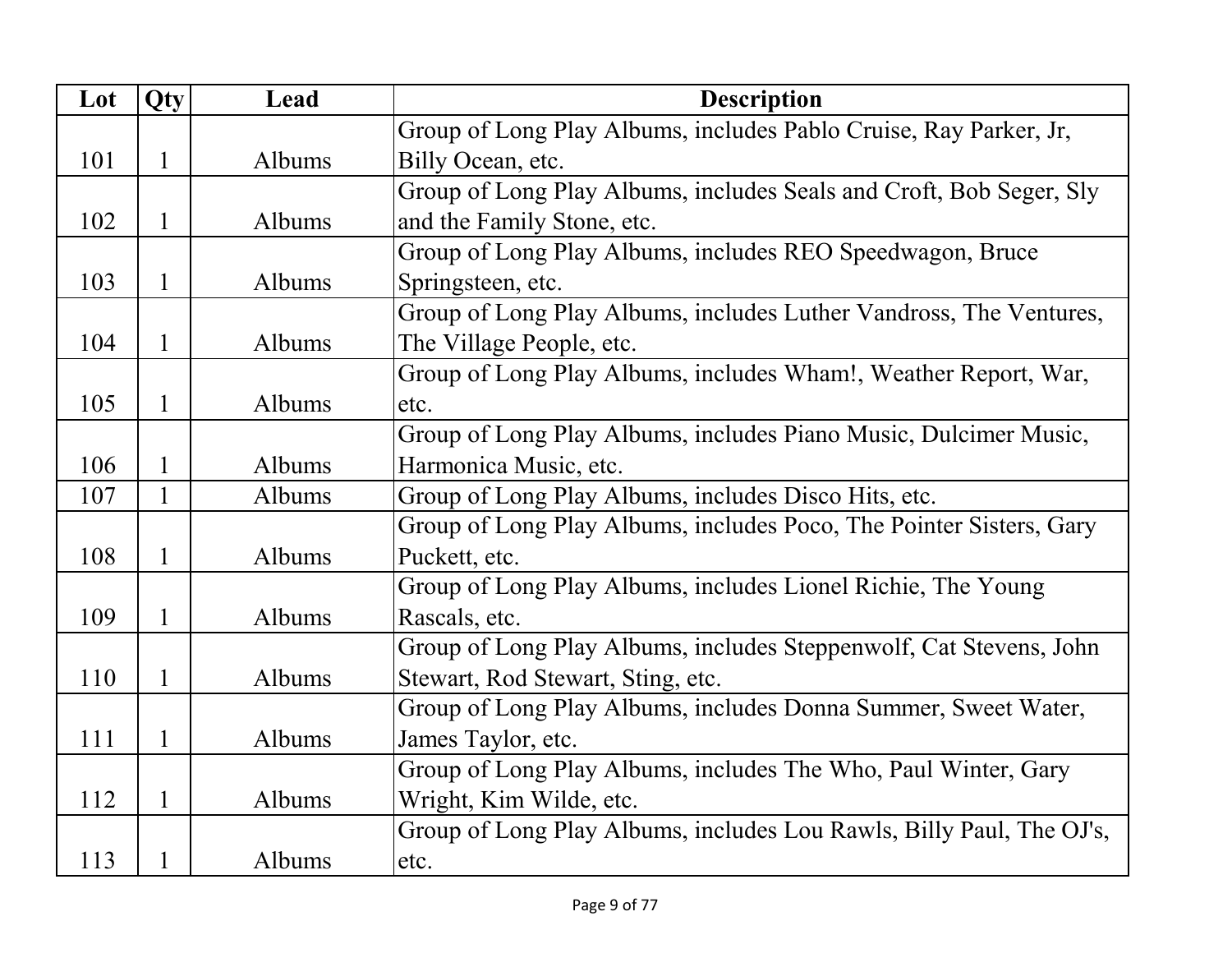| Lot | Qty | Lead | Description |
| --- | --- | --- | --- |
| 101 | 1 | Albums | Group of Long Play Albums, includes Pablo Cruise, Ray Parker, Jr, Billy Ocean, etc. |
| 102 | 1 | Albums | Group of Long Play Albums, includes Seals and Croft, Bob Seger, Sly and the Family Stone, etc. |
| 103 | 1 | Albums | Group of Long Play Albums, includes REO Speedwagon, Bruce Springsteen, etc. |
| 104 | 1 | Albums | Group of Long Play Albums, includes Luther Vandross, The Ventures, The Village People, etc. |
| 105 | 1 | Albums | Group of Long Play Albums, includes Wham!, Weather Report, War, etc. |
| 106 | 1 | Albums | Group of Long Play Albums, includes Piano Music, Dulcimer Music, Harmonica Music, etc. |
| 107 | 1 | Albums | Group of Long Play Albums, includes Disco Hits, etc. |
| 108 | 1 | Albums | Group of Long Play Albums, includes Poco, The Pointer Sisters, Gary Puckett, etc. |
| 109 | 1 | Albums | Group of Long Play Albums, includes Lionel Richie, The Young Rascals, etc. |
| 110 | 1 | Albums | Group of Long Play Albums, includes Steppenwolf, Cat Stevens, John Stewart, Rod Stewart, Sting, etc. |
| 111 | 1 | Albums | Group of Long Play Albums, includes Donna Summer, Sweet Water, James Taylor, etc. |
| 112 | 1 | Albums | Group of Long Play Albums, includes The Who, Paul Winter, Gary Wright, Kim Wilde, etc. |
| 113 | 1 | Albums | Group of Long Play Albums, includes Lou Rawls, Billy Paul, The OJ's, etc. |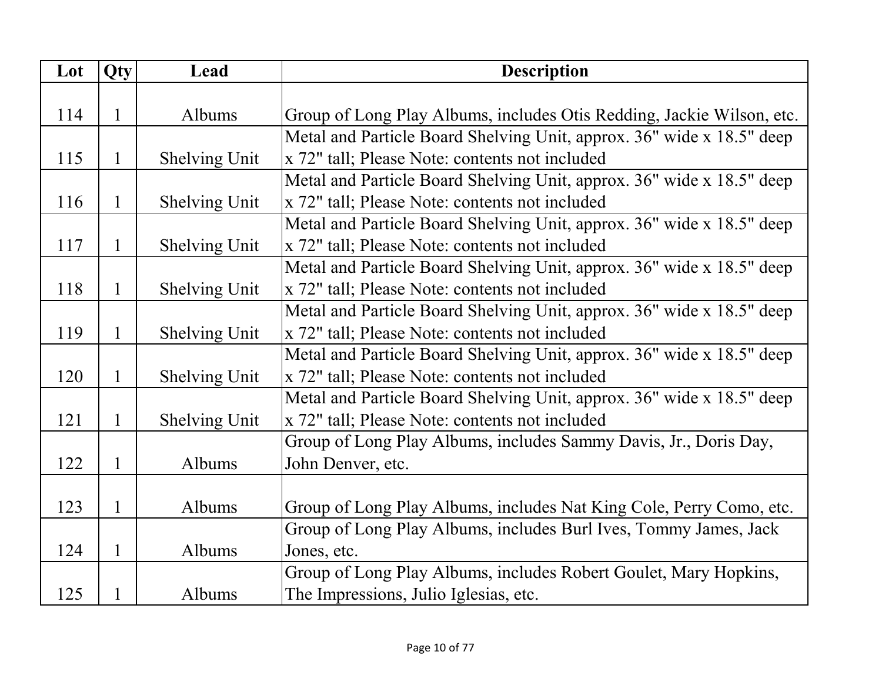| Lot | Qty | Lead | Description |
|---|---|---|---|
| 114 | 1 | Albums | Group of Long Play Albums, includes Otis Redding, Jackie Wilson, etc. |
| 115 | 1 | Shelving Unit | Metal and Particle Board Shelving Unit, approx. 36" wide x 18.5" deep x 72" tall; Please Note: contents not included |
| 116 | 1 | Shelving Unit | Metal and Particle Board Shelving Unit, approx. 36" wide x 18.5" deep x 72" tall; Please Note: contents not included |
| 117 | 1 | Shelving Unit | Metal and Particle Board Shelving Unit, approx. 36" wide x 18.5" deep x 72" tall; Please Note: contents not included |
| 118 | 1 | Shelving Unit | Metal and Particle Board Shelving Unit, approx. 36" wide x 18.5" deep x 72" tall; Please Note: contents not included |
| 119 | 1 | Shelving Unit | Metal and Particle Board Shelving Unit, approx. 36" wide x 18.5" deep x 72" tall; Please Note: contents not included |
| 120 | 1 | Shelving Unit | Metal and Particle Board Shelving Unit, approx. 36" wide x 18.5" deep x 72" tall; Please Note: contents not included |
| 121 | 1 | Shelving Unit | Metal and Particle Board Shelving Unit, approx. 36" wide x 18.5" deep x 72" tall; Please Note: contents not included |
| 122 | 1 | Albums | Group of Long Play Albums, includes Sammy Davis, Jr., Doris Day, John Denver, etc. |
| 123 | 1 | Albums | Group of Long Play Albums, includes Nat King Cole, Perry Como, etc. |
| 124 | 1 | Albums | Group of Long Play Albums, includes Burl Ives, Tommy James, Jack Jones, etc. |
| 125 | 1 | Albums | Group of Long Play Albums, includes Robert Goulet, Mary Hopkins, The Impressions, Julio Iglesias, etc. |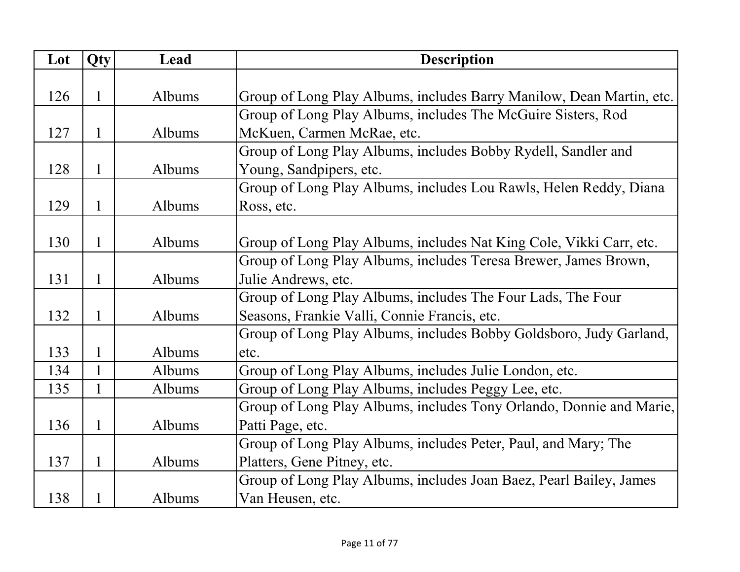| Lot | Qty | Lead | Description |
|---|---|---|---|
| 126 | 1 | Albums | Group of Long Play Albums, includes Barry Manilow, Dean Martin, etc. |
| 127 | 1 | Albums | Group of Long Play Albums, includes The McGuire Sisters, Rod McKuen, Carmen McRae, etc. |
| 128 | 1 | Albums | Group of Long Play Albums, includes Bobby Rydell, Sandler and Young, Sandpipers, etc. |
| 129 | 1 | Albums | Group of Long Play Albums, includes Lou Rawls, Helen Reddy, Diana Ross, etc. |
| 130 | 1 | Albums | Group of Long Play Albums, includes Nat King Cole, Vikki Carr, etc. |
| 131 | 1 | Albums | Group of Long Play Albums, includes Teresa Brewer, James Brown, Julie Andrews, etc. |
| 132 | 1 | Albums | Group of Long Play Albums, includes The Four Lads, The Four Seasons, Frankie Valli, Connie Francis, etc. |
| 133 | 1 | Albums | Group of Long Play Albums, includes Bobby Goldsboro, Judy Garland, etc. |
| 134 | 1 | Albums | Group of Long Play Albums, includes Julie London, etc. |
| 135 | 1 | Albums | Group of Long Play Albums, includes Peggy Lee, etc. |
| 136 | 1 | Albums | Group of Long Play Albums, includes Tony Orlando, Donnie and Marie, Patti Page, etc. |
| 137 | 1 | Albums | Group of Long Play Albums, includes Peter, Paul, and Mary; The Platters, Gene Pitney, etc. |
| 138 | 1 | Albums | Group of Long Play Albums, includes Joan Baez, Pearl Bailey, James Van Heusen, etc. |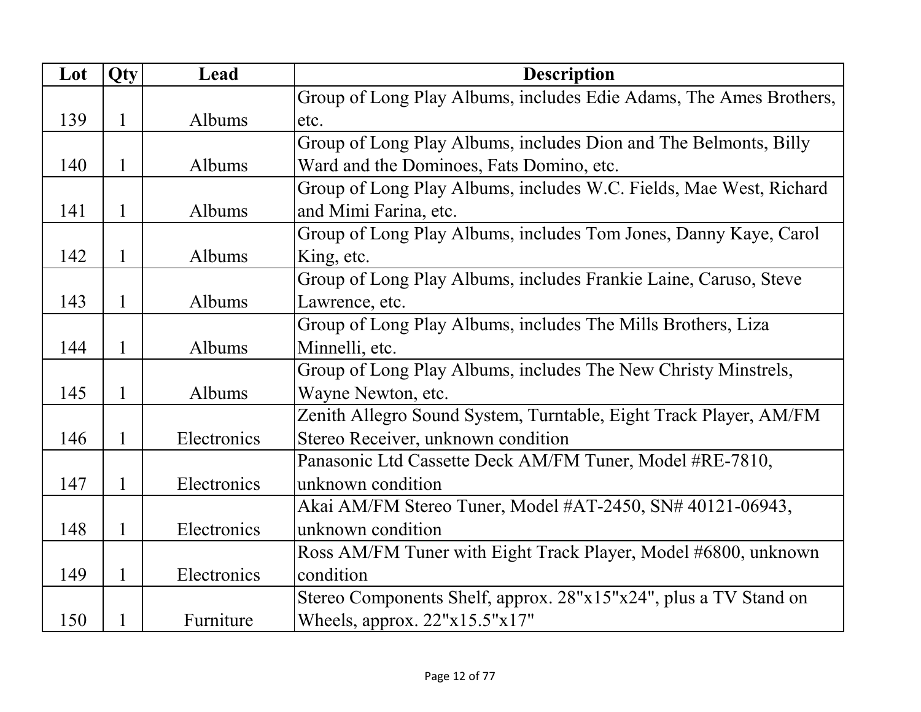| Lot | Qty | Lead | Description |
|---|---|---|---|
| 139 | 1 | Albums | Group of Long Play Albums, includes Edie Adams, The Ames Brothers, etc. |
| 140 | 1 | Albums | Group of Long Play Albums, includes Dion and The Belmonts, Billy Ward and the Dominoes, Fats Domino, etc. |
| 141 | 1 | Albums | Group of Long Play Albums, includes W.C. Fields, Mae West, Richard and Mimi Farina, etc. |
| 142 | 1 | Albums | Group of Long Play Albums, includes Tom Jones, Danny Kaye, Carol King, etc. |
| 143 | 1 | Albums | Group of Long Play Albums, includes Frankie Laine, Caruso, Steve Lawrence, etc. |
| 144 | 1 | Albums | Group of Long Play Albums, includes The Mills Brothers, Liza Minnelli, etc. |
| 145 | 1 | Albums | Group of Long Play Albums, includes The New Christy Minstrels, Wayne Newton, etc. |
| 146 | 1 | Electronics | Zenith Allegro Sound System, Turntable, Eight Track Player, AM/FM Stereo Receiver, unknown condition |
| 147 | 1 | Electronics | Panasonic Ltd Cassette Deck AM/FM Tuner, Model #RE-7810, unknown condition |
| 148 | 1 | Electronics | Akai AM/FM Stereo Tuner, Model #AT-2450, SN# 40121-06943, unknown condition |
| 149 | 1 | Electronics | Ross AM/FM Tuner with Eight Track Player, Model #6800, unknown condition |
| 150 | 1 | Furniture | Stereo Components Shelf, approx. 28"x15"x24", plus a TV Stand on Wheels, approx. 22"x15.5"x17" |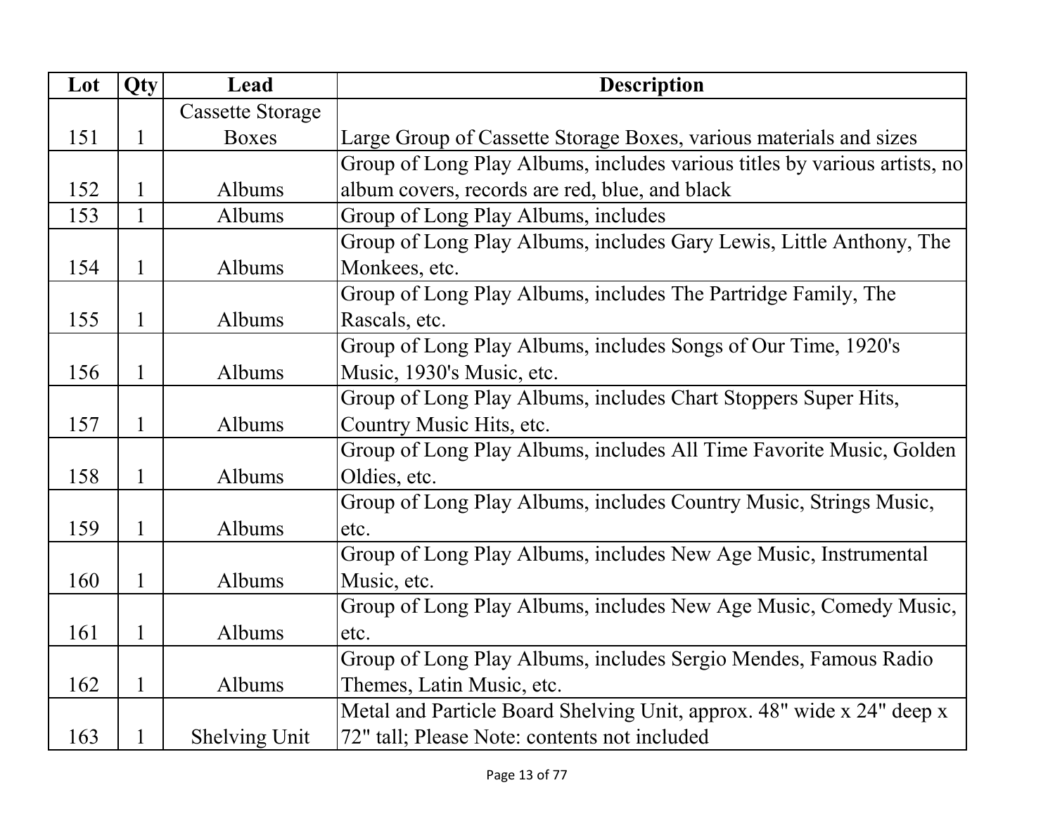| Lot | Qty | Lead | Description |
|---|---|---|---|
| 151 | 1 | Cassette Storage Boxes | Large Group of Cassette Storage Boxes, various materials and sizes |
| 152 | 1 | Albums | Group of Long Play Albums, includes various titles by various artists, no album covers, records are red, blue, and black |
| 153 | 1 | Albums | Group of Long Play Albums, includes |
| 154 | 1 | Albums | Group of Long Play Albums, includes Gary Lewis, Little Anthony, The Monkees, etc. |
| 155 | 1 | Albums | Group of Long Play Albums, includes The Partridge Family, The Rascals, etc. |
| 156 | 1 | Albums | Group of Long Play Albums, includes Songs of Our Time, 1920's Music, 1930's Music, etc. |
| 157 | 1 | Albums | Group of Long Play Albums, includes Chart Stoppers Super Hits, Country Music Hits, etc. |
| 158 | 1 | Albums | Group of Long Play Albums, includes All Time Favorite Music, Golden Oldies, etc. |
| 159 | 1 | Albums | Group of Long Play Albums, includes Country Music, Strings Music, etc. |
| 160 | 1 | Albums | Group of Long Play Albums, includes New Age Music, Instrumental Music, etc. |
| 161 | 1 | Albums | Group of Long Play Albums, includes New Age Music, Comedy Music, etc. |
| 162 | 1 | Albums | Group of Long Play Albums, includes Sergio Mendes, Famous Radio Themes, Latin Music, etc. |
| 163 | 1 | Shelving Unit | Metal and Particle Board Shelving Unit, approx. 48" wide x 24" deep x 72" tall; Please Note: contents not included |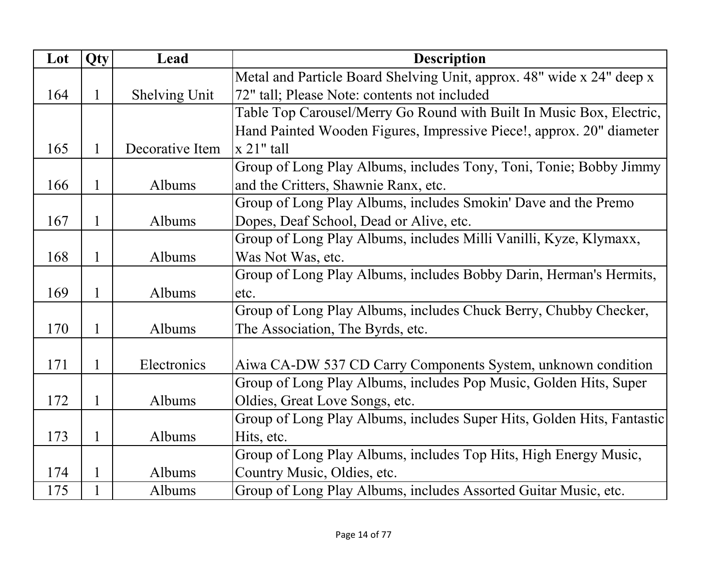| Lot | Qty | Lead | Description |
|---|---|---|---|
| 164 | 1 | Shelving Unit | Metal and Particle Board Shelving Unit, approx. 48" wide x 24" deep x 72" tall; Please Note: contents not included |
| 165 | 1 | Decorative Item | Table Top Carousel/Merry Go Round with Built In Music Box, Electric, Hand Painted Wooden Figures, Impressive Piece!, approx. 20" diameter x 21" tall |
| 166 | 1 | Albums | Group of Long Play Albums, includes Tony, Toni, Tonie; Bobby Jimmy and the Critters, Shawnie Ranx, etc. |
| 167 | 1 | Albums | Group of Long Play Albums, includes Smokin' Dave and the Premo Dopes, Deaf School, Dead or Alive, etc. |
| 168 | 1 | Albums | Group of Long Play Albums, includes Milli Vanilli, Kyze, Klymaxx, Was Not Was, etc. |
| 169 | 1 | Albums | Group of Long Play Albums, includes Bobby Darin, Herman's Hermits, etc. |
| 170 | 1 | Albums | Group of Long Play Albums, includes Chuck Berry, Chubby Checker, The Association, The Byrds, etc. |
| 171 | 1 | Electronics | Aiwa CA-DW 537 CD Carry Components System, unknown condition |
| 172 | 1 | Albums | Group of Long Play Albums, includes Pop Music, Golden Hits, Super Oldies, Great Love Songs, etc. |
| 173 | 1 | Albums | Group of Long Play Albums, includes Super Hits, Golden Hits, Fantastic Hits, etc. |
| 174 | 1 | Albums | Group of Long Play Albums, includes Top Hits, High Energy Music, Country Music, Oldies, etc. |
| 175 | 1 | Albums | Group of Long Play Albums, includes Assorted Guitar Music, etc. |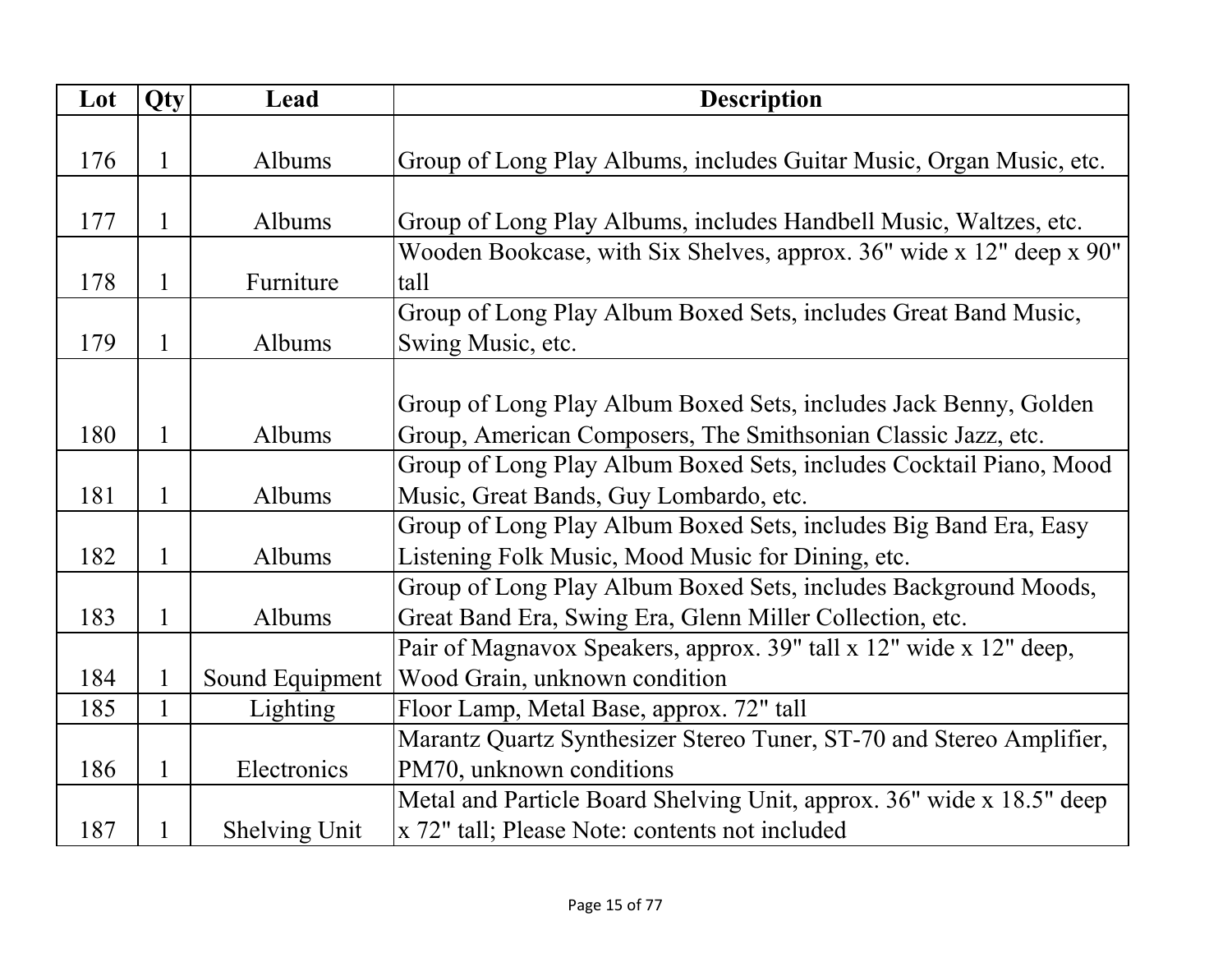| Lot | Qty | Lead | Description |
|---|---|---|---|
| 176 | 1 | Albums | Group of Long Play Albums, includes Guitar Music, Organ Music, etc. |
| 177 | 1 | Albums | Group of Long Play Albums, includes Handbell Music, Waltzes, etc. |
| 178 | 1 | Furniture | Wooden Bookcase, with Six Shelves, approx. 36" wide x 12" deep x 90" tall |
| 179 | 1 | Albums | Group of Long Play Album Boxed Sets, includes Great Band Music, Swing Music, etc. |
| 180 | 1 | Albums | Group of Long Play Album Boxed Sets, includes Jack Benny, Golden Group, American Composers, The Smithsonian Classic Jazz, etc. |
| 181 | 1 | Albums | Group of Long Play Album Boxed Sets, includes Cocktail Piano, Mood Music, Great Bands, Guy Lombardo, etc. |
| 182 | 1 | Albums | Group of Long Play Album Boxed Sets, includes Big Band Era, Easy Listening Folk Music, Mood Music for Dining, etc. |
| 183 | 1 | Albums | Group of Long Play Album Boxed Sets, includes Background Moods, Great Band Era, Swing Era, Glenn Miller Collection, etc. |
| 184 | 1 | Sound Equipment | Pair of Magnavox Speakers, approx. 39" tall x 12" wide x 12" deep, Wood Grain, unknown condition |
| 185 | 1 | Lighting | Floor Lamp, Metal Base, approx. 72" tall |
| 186 | 1 | Electronics | Marantz Quartz Synthesizer Stereo Tuner, ST-70 and Stereo Amplifier, PM70, unknown conditions |
| 187 | 1 | Shelving Unit | Metal and Particle Board Shelving Unit, approx. 36" wide x 18.5" deep x 72" tall; Please Note: contents not included |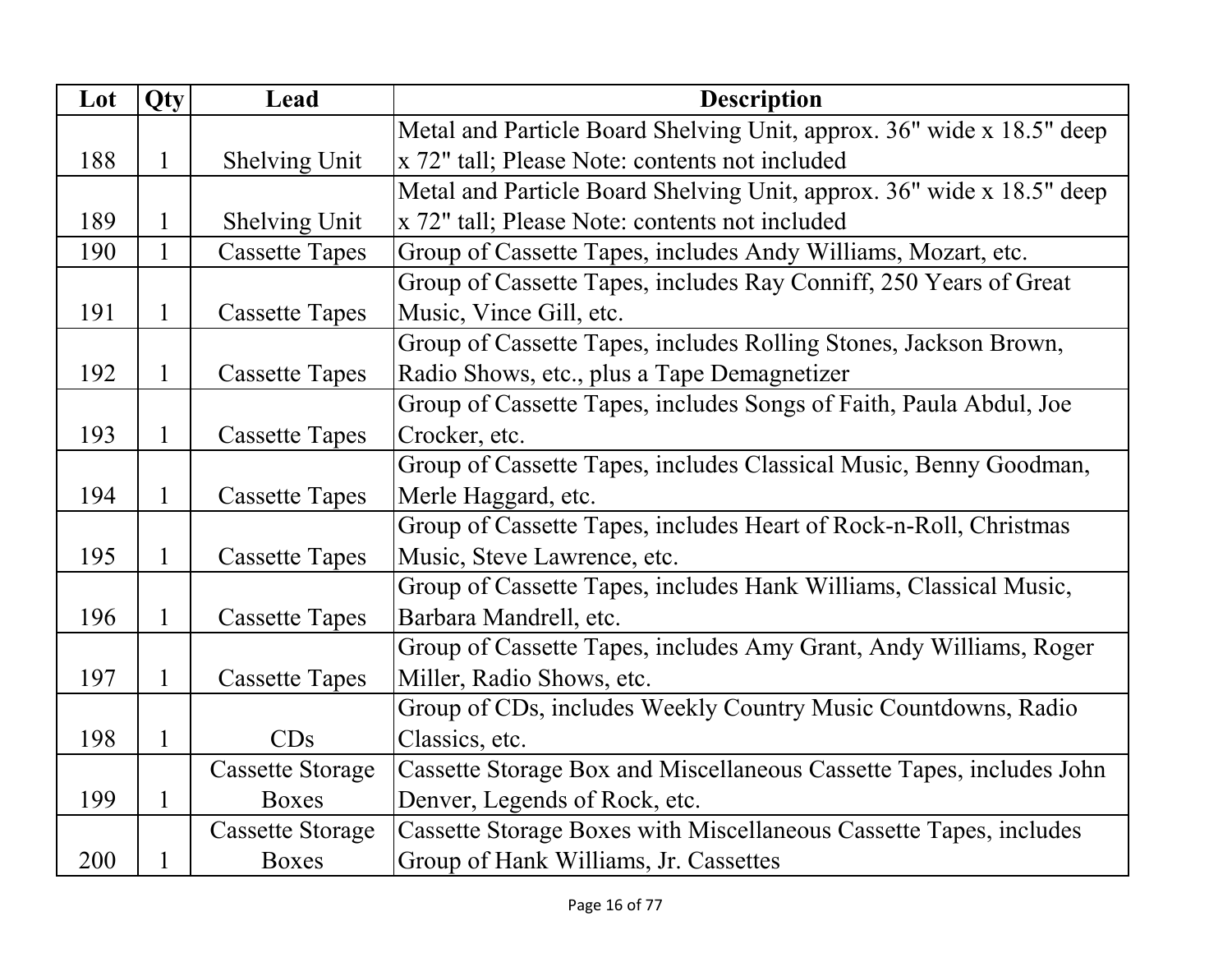| Lot | Qty | Lead | Description |
| --- | --- | --- | --- |
| 188 | 1 | Shelving Unit | Metal and Particle Board Shelving Unit, approx. 36" wide x 18.5" deep x 72" tall; Please Note: contents not included |
| 189 | 1 | Shelving Unit | Metal and Particle Board Shelving Unit, approx. 36" wide x 18.5" deep x 72" tall; Please Note: contents not included |
| 190 | 1 | Cassette Tapes | Group of Cassette Tapes, includes Andy Williams, Mozart, etc. |
| 191 | 1 | Cassette Tapes | Group of Cassette Tapes, includes Ray Conniff, 250 Years of Great Music, Vince Gill, etc. |
| 192 | 1 | Cassette Tapes | Group of Cassette Tapes, includes Rolling Stones, Jackson Brown, Radio Shows, etc., plus a Tape Demagnetizer |
| 193 | 1 | Cassette Tapes | Group of Cassette Tapes, includes Songs of Faith, Paula Abdul, Joe Crocker, etc. |
| 194 | 1 | Cassette Tapes | Group of Cassette Tapes, includes Classical Music, Benny Goodman, Merle Haggard, etc. |
| 195 | 1 | Cassette Tapes | Group of Cassette Tapes, includes Heart of Rock-n-Roll, Christmas Music, Steve Lawrence, etc. |
| 196 | 1 | Cassette Tapes | Group of Cassette Tapes, includes Hank Williams, Classical Music, Barbara Mandrell, etc. |
| 197 | 1 | Cassette Tapes | Group of Cassette Tapes, includes Amy Grant, Andy Williams, Roger Miller, Radio Shows, etc. |
| 198 | 1 | CDs | Group of CDs, includes Weekly Country Music Countdowns, Radio Classics, etc. |
| 199 | 1 | Cassette Storage Boxes | Cassette Storage Box and Miscellaneous Cassette Tapes, includes John Denver, Legends of Rock, etc. |
| 200 | 1 | Cassette Storage Boxes | Cassette Storage Boxes with Miscellaneous Cassette Tapes, includes Group of Hank Williams, Jr. Cassettes |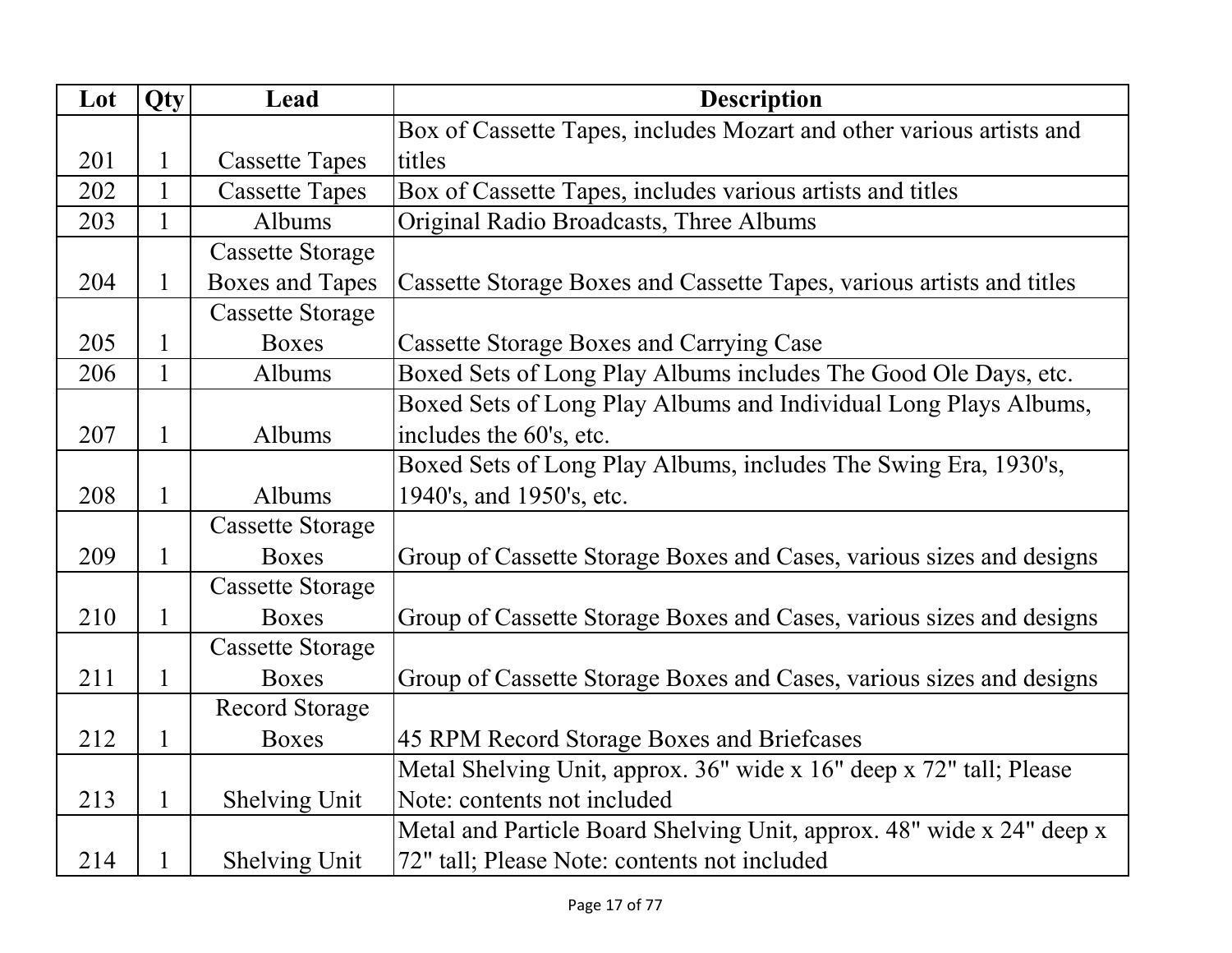| Lot | Qty | Lead | Description |
| --- | --- | --- | --- |
| 201 | 1 | Cassette Tapes | Box of Cassette Tapes, includes Mozart and other various artists and titles |
| 202 | 1 | Cassette Tapes | Box of Cassette Tapes, includes various artists and titles |
| 203 | 1 | Albums | Original Radio Broadcasts, Three Albums |
| 204 | 1 | Cassette Storage Boxes and Tapes | Cassette Storage Boxes and Cassette Tapes, various artists and titles |
| 205 | 1 | Cassette Storage Boxes | Cassette Storage Boxes and Carrying Case |
| 206 | 1 | Albums | Boxed Sets of Long Play Albums includes The Good Ole Days, etc. |
| 207 | 1 | Albums | Boxed Sets of Long Play Albums and Individual Long Plays Albums, includes the 60's, etc. |
| 208 | 1 | Albums | Boxed Sets of Long Play Albums, includes The Swing Era, 1930's, 1940's, and 1950's, etc. |
| 209 | 1 | Cassette Storage Boxes | Group of Cassette Storage Boxes and Cases, various sizes and designs |
| 210 | 1 | Cassette Storage Boxes | Group of Cassette Storage Boxes and Cases, various sizes and designs |
| 211 | 1 | Cassette Storage Boxes | Group of Cassette Storage Boxes and Cases, various sizes and designs |
| 212 | 1 | Record Storage Boxes | 45 RPM Record Storage Boxes and Briefcases |
| 213 | 1 | Shelving Unit | Metal Shelving Unit, approx. 36" wide x 16" deep x 72" tall; Please Note: contents not included |
| 214 | 1 | Shelving Unit | Metal and Particle Board Shelving Unit, approx. 48" wide x 24" deep x 72" tall; Please Note: contents not included |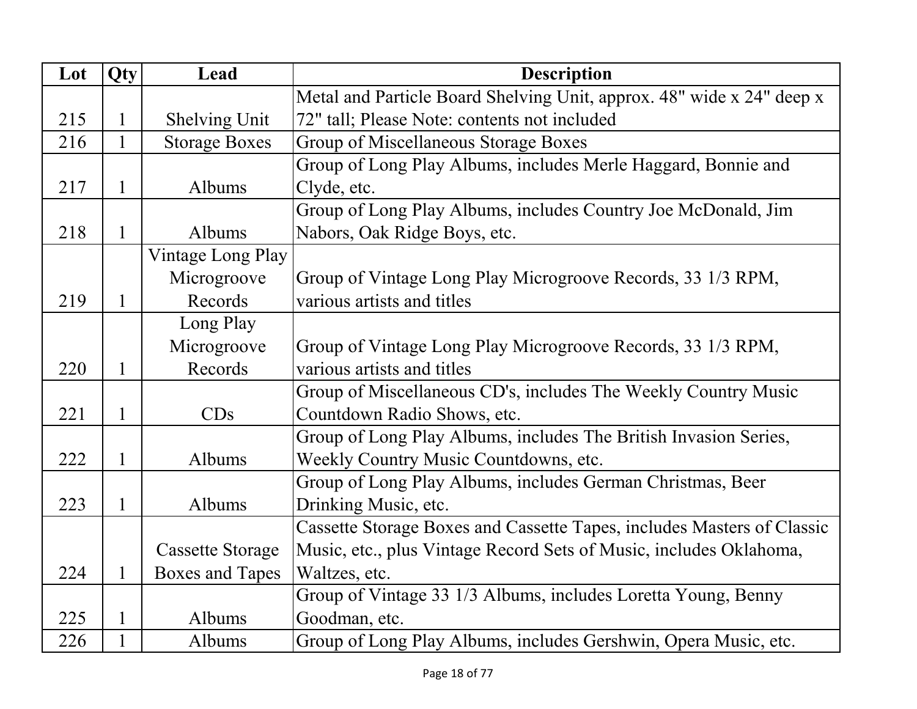| Lot | Qty | Lead | Description |
|---|---|---|---|
| 215 | 1 | Shelving Unit | Metal and Particle Board Shelving Unit, approx. 48" wide x 24" deep x 72" tall; Please Note: contents not included |
| 216 | 1 | Storage Boxes | Group of Miscellaneous Storage Boxes |
| 217 | 1 | Albums | Group of Long Play Albums, includes Merle Haggard, Bonnie and Clyde, etc. |
| 218 | 1 | Albums | Group of Long Play Albums, includes Country Joe McDonald, Jim Nabors, Oak Ridge Boys, etc. |
| 219 | 1 | Vintage Long Play Microgroove Records | Group of Vintage Long Play Microgroove Records, 33 1/3 RPM, various artists and titles |
| 220 | 1 | Long Play Microgroove Records | Group of Vintage Long Play Microgroove Records, 33 1/3 RPM, various artists and titles |
| 221 | 1 | CDs | Group of Miscellaneous CD's, includes The Weekly Country Music Countdown Radio Shows, etc. |
| 222 | 1 | Albums | Group of Long Play Albums, includes The British Invasion Series, Weekly Country Music Countdowns, etc. |
| 223 | 1 | Albums | Group of Long Play Albums, includes German Christmas, Beer Drinking Music, etc. |
| 224 | 1 | Cassette Storage Boxes and Tapes | Cassette Storage Boxes and Cassette Tapes, includes Masters of Classic Music, etc., plus Vintage Record Sets of Music, includes Oklahoma, Waltzes, etc. |
| 225 | 1 | Albums | Group of Vintage 33 1/3 Albums, includes Loretta Young, Benny Goodman, etc. |
| 226 | 1 | Albums | Group of Long Play Albums, includes Gershwin, Opera Music, etc. |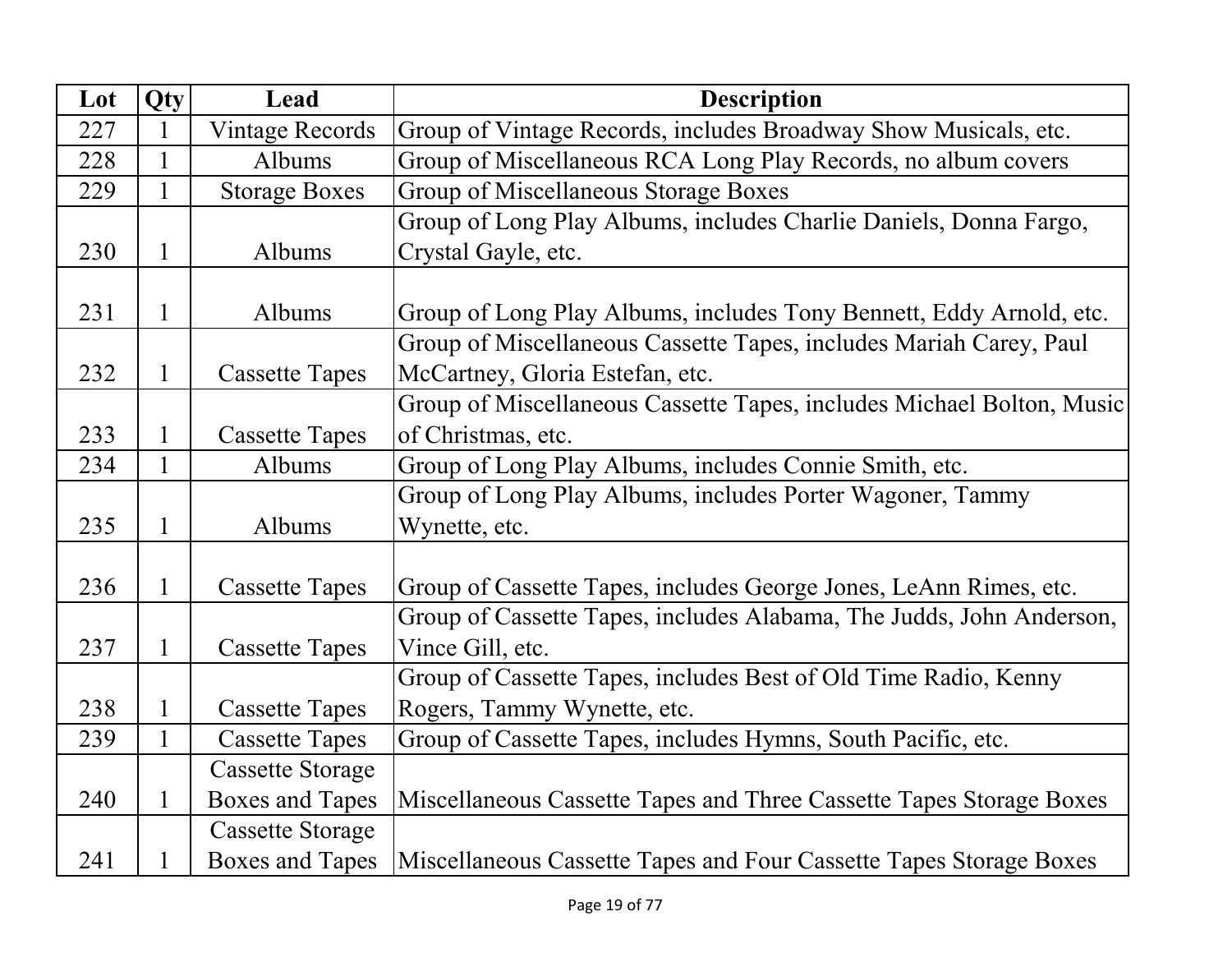| Lot | Qty | Lead | Description |
| --- | --- | --- | --- |
| 227 | 1 | Vintage Records | Group of Vintage Records, includes Broadway Show Musicals, etc. |
| 228 | 1 | Albums | Group of Miscellaneous RCA Long Play Records, no album covers |
| 229 | 1 | Storage Boxes | Group of Miscellaneous Storage Boxes |
| 230 | 1 | Albums | Group of Long Play Albums, includes Charlie Daniels, Donna Fargo, Crystal Gayle, etc. |
| 231 | 1 | Albums | Group of Long Play Albums, includes Tony Bennett, Eddy Arnold, etc. |
| 232 | 1 | Cassette Tapes | Group of Miscellaneous Cassette Tapes, includes Mariah Carey, Paul McCartney, Gloria Estefan, etc. |
| 233 | 1 | Cassette Tapes | Group of Miscellaneous Cassette Tapes, includes Michael Bolton, Music of Christmas, etc. |
| 234 | 1 | Albums | Group of Long Play Albums, includes Connie Smith, etc. |
| 235 | 1 | Albums | Group of Long Play Albums, includes Porter Wagoner, Tammy Wynette, etc. |
| 236 | 1 | Cassette Tapes | Group of Cassette Tapes, includes George Jones, LeAnn Rimes, etc. |
| 237 | 1 | Cassette Tapes | Group of Cassette Tapes, includes Alabama, The Judds, John Anderson, Vince Gill, etc. |
| 238 | 1 | Cassette Tapes | Group of Cassette Tapes, includes Best of Old Time Radio, Kenny Rogers, Tammy Wynette, etc. |
| 239 | 1 | Cassette Tapes | Group of Cassette Tapes, includes Hymns, South Pacific, etc. |
| 240 | 1 | Cassette Storage Boxes and Tapes | Miscellaneous Cassette Tapes and Three Cassette Tapes Storage Boxes |
| 241 | 1 | Cassette Storage Boxes and Tapes | Miscellaneous Cassette Tapes and Four Cassette Tapes Storage Boxes |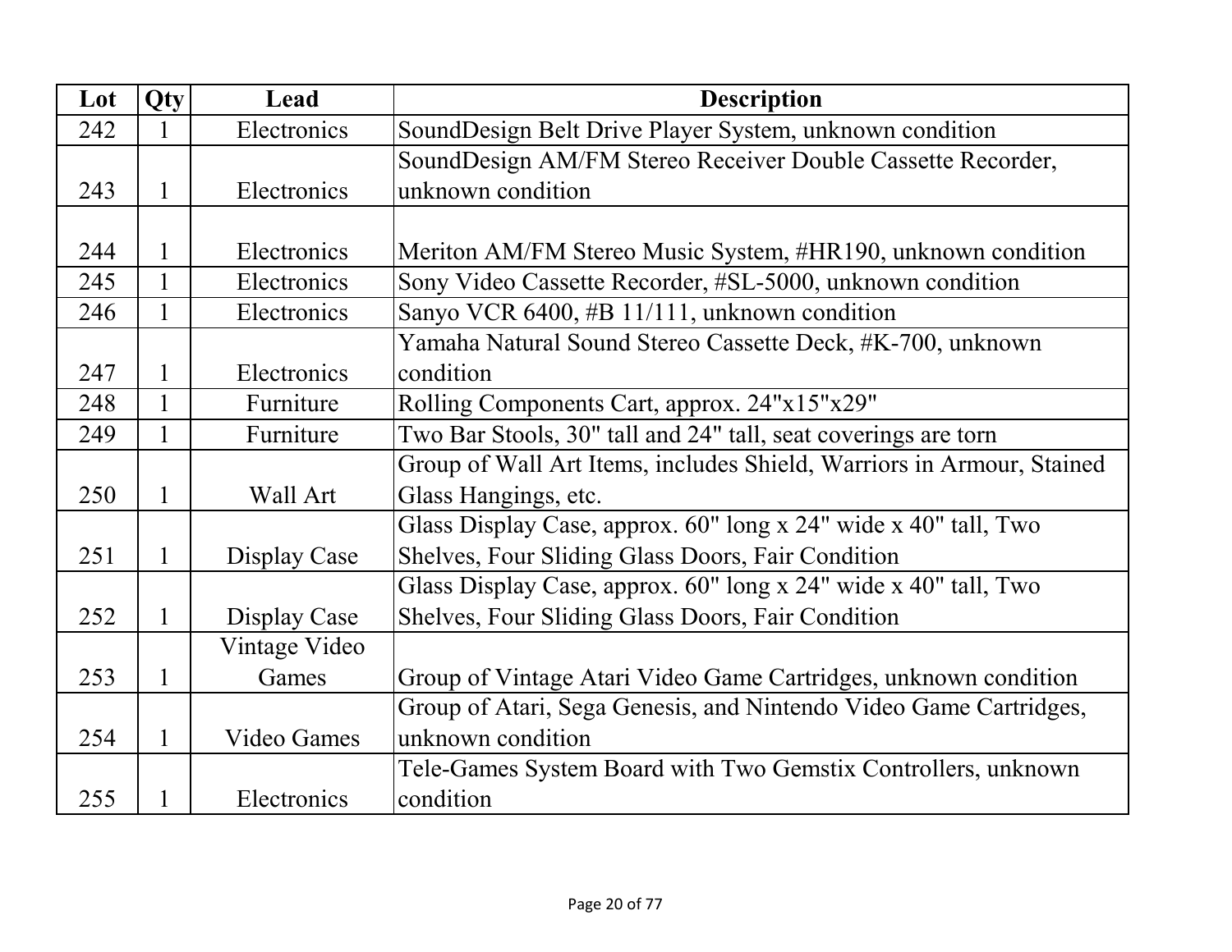| Lot | Qty | Lead | Description |
|---|---|---|---|
| 242 | 1 | Electronics | SoundDesign Belt Drive Player System, unknown condition |
| 243 | 1 | Electronics | SoundDesign AM/FM Stereo Receiver Double Cassette Recorder, unknown condition |
| 244 | 1 | Electronics | Meriton AM/FM Stereo Music System, #HR190, unknown condition |
| 245 | 1 | Electronics | Sony Video Cassette Recorder, #SL-5000, unknown condition |
| 246 | 1 | Electronics | Sanyo VCR 6400, #B 11/111, unknown condition |
| 247 | 1 | Electronics | Yamaha Natural Sound Stereo Cassette Deck, #K-700, unknown condition |
| 248 | 1 | Furniture | Rolling Components Cart, approx. 24"x15"x29" |
| 249 | 1 | Furniture | Two Bar Stools, 30" tall and 24" tall, seat coverings are torn |
| 250 | 1 | Wall Art | Group of Wall Art Items, includes Shield, Warriors in Armour, Stained Glass Hangings, etc. |
| 251 | 1 | Display Case | Glass Display Case, approx. 60" long x 24" wide x 40" tall, Two Shelves, Four Sliding Glass Doors, Fair Condition |
| 252 | 1 | Display Case | Glass Display Case, approx. 60" long x 24" wide x 40" tall, Two Shelves, Four Sliding Glass Doors, Fair Condition |
| 253 | 1 | Vintage Video Games | Group of Vintage Atari Video Game Cartridges, unknown condition |
| 254 | 1 | Video Games | Group of Atari, Sega Genesis, and Nintendo Video Game Cartridges, unknown condition |
| 255 | 1 | Electronics | Tele-Games System Board with Two Gemstix Controllers, unknown condition |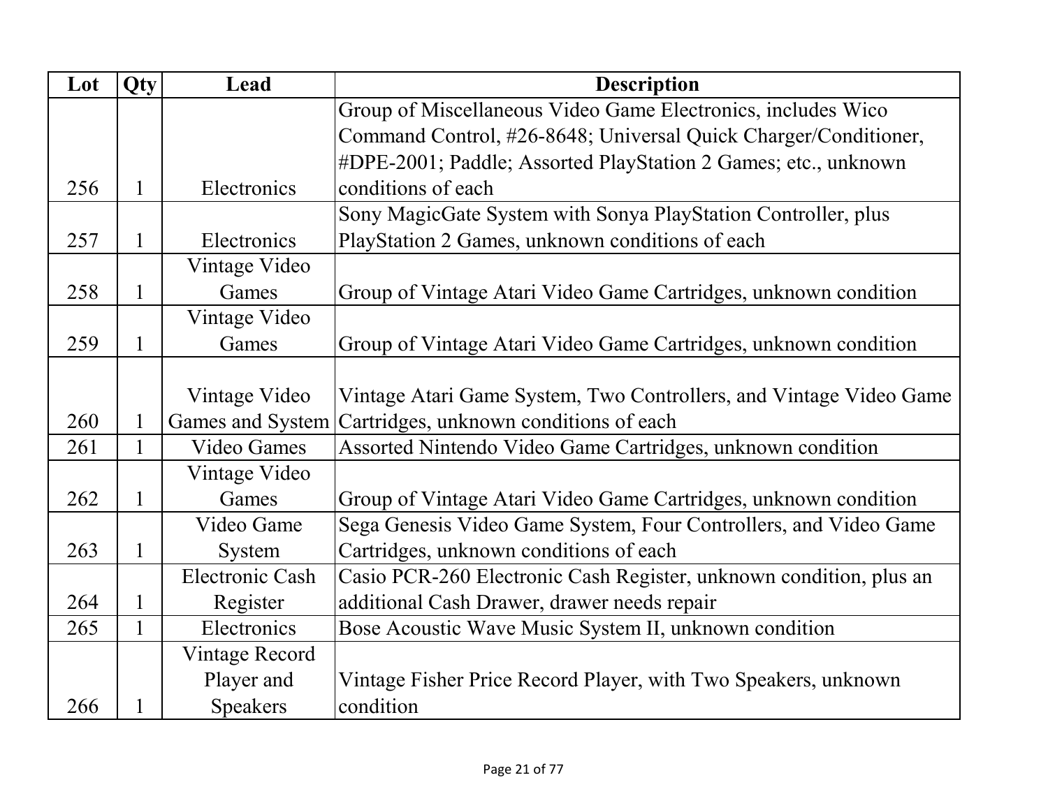| Lot | Qty | Lead | Description |
| --- | --- | --- | --- |
| 256 | 1 | Electronics | Group of Miscellaneous Video Game Electronics, includes Wico Command Control, #26-8648; Universal Quick Charger/Conditioner, #DPE-2001; Paddle; Assorted PlayStation 2 Games; etc., unknown conditions of each |
| 257 | 1 | Electronics | Sony MagicGate System with Sonya PlayStation Controller, plus PlayStation 2 Games, unknown conditions of each |
| 258 | 1 | Vintage Video Games | Group of Vintage Atari Video Game Cartridges, unknown condition |
| 259 | 1 | Vintage Video Games | Group of Vintage Atari Video Game Cartridges, unknown condition |
| 260 | 1 | Vintage Video Games and System | Vintage Atari Game System, Two Controllers, and Vintage Video Game Cartridges, unknown conditions of each |
| 261 | 1 | Video Games | Assorted Nintendo Video Game Cartridges, unknown condition |
| 262 | 1 | Vintage Video Games | Group of Vintage Atari Video Game Cartridges, unknown condition |
| 263 | 1 | Video Game System | Sega Genesis Video Game System, Four Controllers, and Video Game Cartridges, unknown conditions of each |
| 264 | 1 | Electronic Cash Register | Casio PCR-260 Electronic Cash Register, unknown condition, plus an additional Cash Drawer, drawer needs repair |
| 265 | 1 | Electronics | Bose Acoustic Wave Music System II, unknown condition |
| 266 | 1 | Vintage Record Player and Speakers | Vintage Fisher Price Record Player, with Two Speakers, unknown condition |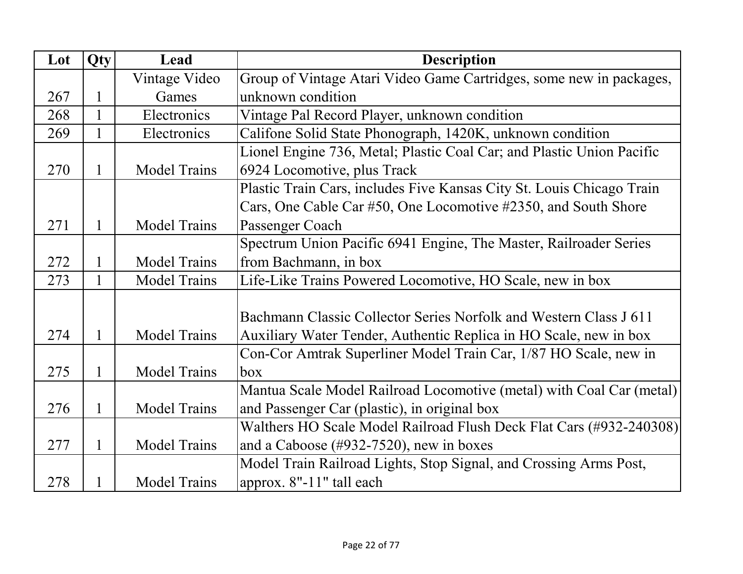| Lot | Qty | Lead | Description |
|---|---|---|---|
| 267 | 1 | Vintage Video Games | Group of Vintage Atari Video Game Cartridges, some new in packages, unknown condition |
| 268 | 1 | Electronics | Vintage Pal Record Player, unknown condition |
| 269 | 1 | Electronics | Califone Solid State Phonograph, 1420K, unknown condition |
| 270 | 1 | Model Trains | Lionel Engine 736, Metal; Plastic Coal Car; and Plastic Union Pacific 6924 Locomotive, plus Track |
| 271 | 1 | Model Trains | Plastic Train Cars, includes Five Kansas City St. Louis Chicago Train Cars, One Cable Car #50, One Locomotive #2350, and South Shore Passenger Coach |
| 272 | 1 | Model Trains | Spectrum Union Pacific 6941 Engine, The Master, Railroader Series from Bachmann, in box |
| 273 | 1 | Model Trains | Life-Like Trains Powered Locomotive, HO Scale, new in box |
| 274 | 1 | Model Trains | Bachmann Classic Collector Series Norfolk and Western Class J 611 Auxiliary Water Tender, Authentic Replica in HO Scale, new in box |
| 275 | 1 | Model Trains | Con-Cor Amtrak Superliner Model Train Car, 1/87 HO Scale, new in box |
| 276 | 1 | Model Trains | Mantua Scale Model Railroad Locomotive (metal) with Coal Car (metal) and Passenger Car (plastic), in original box |
| 277 | 1 | Model Trains | Walthers HO Scale Model Railroad Flush Deck Flat Cars (#932-240308) and a Caboose (#932-7520), new in boxes |
| 278 | 1 | Model Trains | Model Train Railroad Lights, Stop Signal, and Crossing Arms Post, approx. 8"-11" tall each |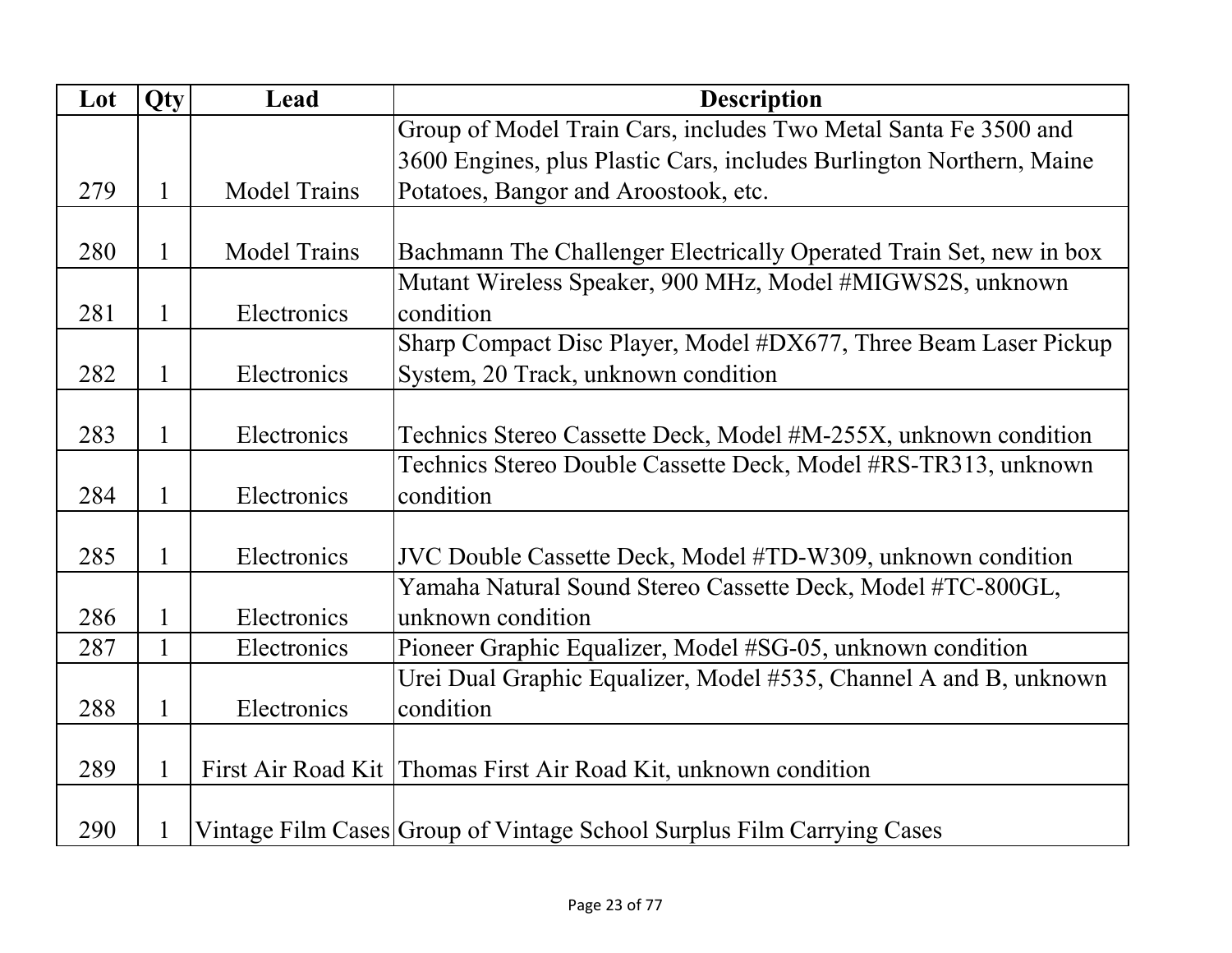| Lot | Qty | Lead | Description |
| --- | --- | --- | --- |
| 279 | 1 | Model Trains | Group of Model Train Cars, includes Two Metal Santa Fe 3500 and 3600 Engines, plus Plastic Cars, includes Burlington Northern, Maine Potatoes, Bangor and Aroostook, etc. |
| 280 | 1 | Model Trains | Bachmann The Challenger Electrically Operated Train Set, new in box |
| 281 | 1 | Electronics | Mutant Wireless Speaker, 900 MHz, Model #MIGWS2S, unknown condition |
| 282 | 1 | Electronics | Sharp Compact Disc Player, Model #DX677, Three Beam Laser Pickup System, 20 Track, unknown condition |
| 283 | 1 | Electronics | Technics Stereo Cassette Deck, Model #M-255X, unknown condition |
| 284 | 1 | Electronics | Technics Stereo Double Cassette Deck, Model #RS-TR313, unknown condition |
| 285 | 1 | Electronics | JVC Double Cassette Deck, Model #TD-W309, unknown condition |
| 286 | 1 | Electronics | Yamaha Natural Sound Stereo Cassette Deck, Model #TC-800GL, unknown condition |
| 287 | 1 | Electronics | Pioneer Graphic Equalizer, Model #SG-05, unknown condition |
| 288 | 1 | Electronics | Urei Dual Graphic Equalizer, Model #535, Channel A and B, unknown condition |
| 289 | 1 | First Air Road Kit | Thomas First Air Road Kit, unknown condition |
| 290 | 1 | Vintage Film Cases | Group of Vintage School Surplus Film Carrying Cases |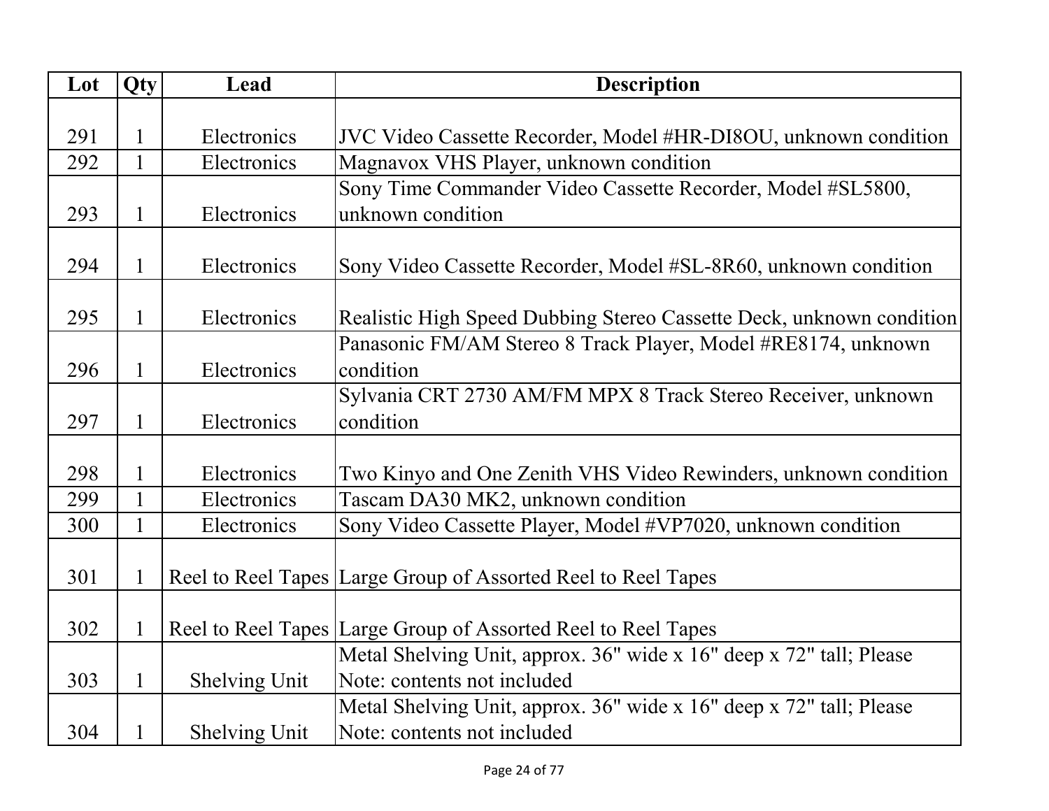| Lot | Qty | Lead | Description |
|---|---|---|---|
| 291 | 1 | Electronics | JVC Video Cassette Recorder, Model #HR-DI8OU, unknown condition |
| 292 | 1 | Electronics | Magnavox VHS Player, unknown condition |
| 293 | 1 | Electronics | Sony Time Commander Video Cassette Recorder, Model #SL5800, unknown condition |
| 294 | 1 | Electronics | Sony Video Cassette Recorder, Model #SL-8R60, unknown condition |
| 295 | 1 | Electronics | Realistic High Speed Dubbing Stereo Cassette Deck, unknown condition |
| 296 | 1 | Electronics | Panasonic FM/AM Stereo 8 Track Player, Model #RE8174, unknown condition |
| 297 | 1 | Electronics | Sylvania CRT 2730 AM/FM MPX 8 Track Stereo Receiver, unknown condition |
| 298 | 1 | Electronics | Two Kinyo and One Zenith VHS Video Rewinders, unknown condition |
| 299 | 1 | Electronics | Tascam DA30 MK2, unknown condition |
| 300 | 1 | Electronics | Sony Video Cassette Player, Model #VP7020, unknown condition |
| 301 | 1 | Reel to Reel Tapes | Large Group of Assorted Reel to Reel Tapes |
| 302 | 1 | Reel to Reel Tapes | Large Group of Assorted Reel to Reel Tapes |
| 303 | 1 | Shelving Unit | Metal Shelving Unit, approx. 36" wide x 16" deep x 72" tall; Please Note: contents not included |
| 304 | 1 | Shelving Unit | Metal Shelving Unit, approx. 36" wide x 16" deep x 72" tall; Please Note: contents not included |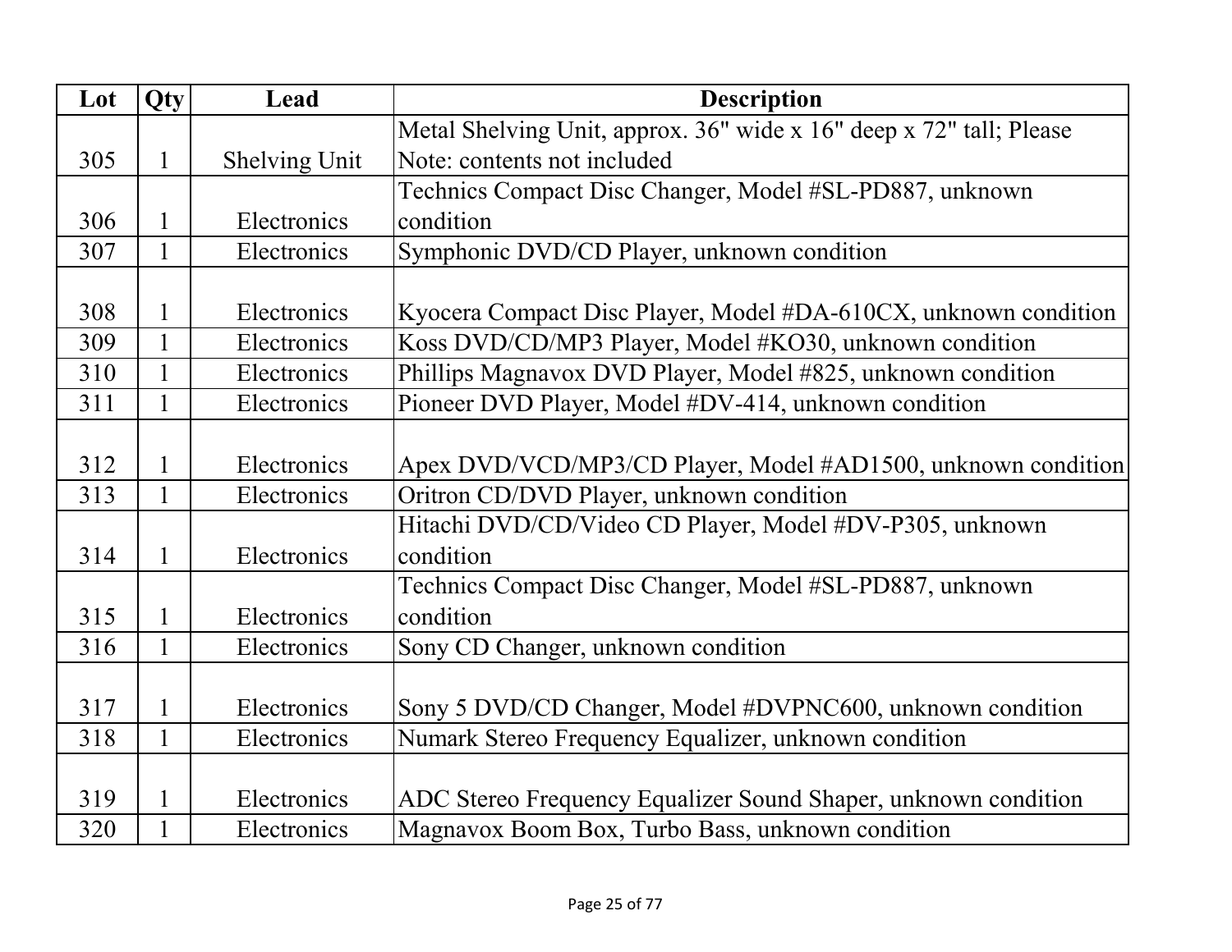| Lot | Qty | Lead | Description |
| --- | --- | --- | --- |
| 305 | 1 | Shelving Unit | Metal Shelving Unit, approx. 36" wide x 16" deep x 72" tall; Please Note: contents not included |
| 306 | 1 | Electronics | Technics Compact Disc Changer, Model #SL-PD887, unknown condition |
| 307 | 1 | Electronics | Symphonic DVD/CD Player, unknown condition |
| 308 | 1 | Electronics | Kyocera Compact Disc Player, Model #DA-610CX, unknown condition |
| 309 | 1 | Electronics | Koss DVD/CD/MP3 Player, Model #KO30, unknown condition |
| 310 | 1 | Electronics | Phillips Magnavox DVD Player, Model #825, unknown condition |
| 311 | 1 | Electronics | Pioneer DVD Player, Model #DV-414, unknown condition |
| 312 | 1 | Electronics | Apex DVD/VCD/MP3/CD Player, Model #AD1500, unknown condition |
| 313 | 1 | Electronics | Oritron CD/DVD Player, unknown condition |
| 314 | 1 | Electronics | Hitachi DVD/CD/Video CD Player, Model #DV-P305, unknown condition |
| 315 | 1 | Electronics | Technics Compact Disc Changer, Model #SL-PD887, unknown condition |
| 316 | 1 | Electronics | Sony CD Changer, unknown condition |
| 317 | 1 | Electronics | Sony 5 DVD/CD Changer, Model #DVPNC600, unknown condition |
| 318 | 1 | Electronics | Numark Stereo Frequency Equalizer, unknown condition |
| 319 | 1 | Electronics | ADC Stereo Frequency Equalizer Sound Shaper, unknown condition |
| 320 | 1 | Electronics | Magnavox Boom Box, Turbo Bass, unknown condition |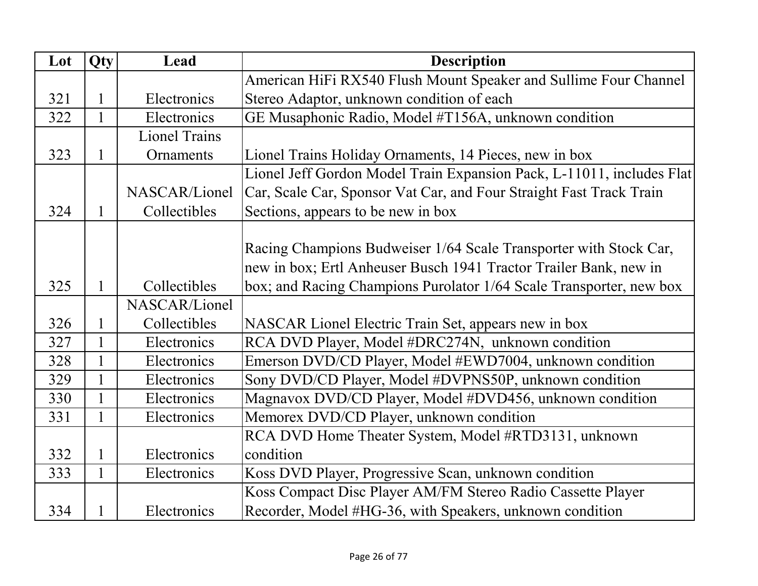| Lot | Qty | Lead | Description |
| --- | --- | --- | --- |
| 321 | 1 | Electronics | American HiFi RX540 Flush Mount Speaker and Sullime Four Channel Stereo Adaptor, unknown condition of each |
| 322 | 1 | Electronics | GE Musaphonic Radio, Model #T156A, unknown condition |
| 323 | 1 | Lionel Trains Ornaments | Lionel Trains Holiday Ornaments, 14 Pieces, new in box |
| 324 | 1 | NASCAR/Lionel Collectibles | Lionel Jeff Gordon Model Train Expansion Pack, L-11011, includes Flat Car, Scale Car, Sponsor Vat Car, and Four Straight Fast Track Train Sections, appears to be new in box |
| 325 | 1 | Collectibles | Racing Champions Budweiser 1/64 Scale Transporter with Stock Car, new in box; Ertl Anheuser Busch 1941 Tractor Trailer Bank, new in box; and Racing Champions Purolator 1/64 Scale Transporter, new box |
| 326 | 1 | NASCAR/Lionel Collectibles | NASCAR Lionel Electric Train Set, appears new in box |
| 327 | 1 | Electronics | RCA DVD Player, Model #DRC274N, unknown condition |
| 328 | 1 | Electronics | Emerson DVD/CD Player, Model #EWD7004, unknown condition |
| 329 | 1 | Electronics | Sony DVD/CD Player, Model #DVPNS50P, unknown condition |
| 330 | 1 | Electronics | Magnavox DVD/CD Player, Model #DVD456, unknown condition |
| 331 | 1 | Electronics | Memorex DVD/CD Player, unknown condition |
| 332 | 1 | Electronics | RCA DVD Home Theater System, Model #RTD3131, unknown condition |
| 333 | 1 | Electronics | Koss DVD Player, Progressive Scan, unknown condition |
| 334 | 1 | Electronics | Koss Compact Disc Player AM/FM Stereo Radio Cassette Player Recorder, Model #HG-36, with Speakers, unknown condition |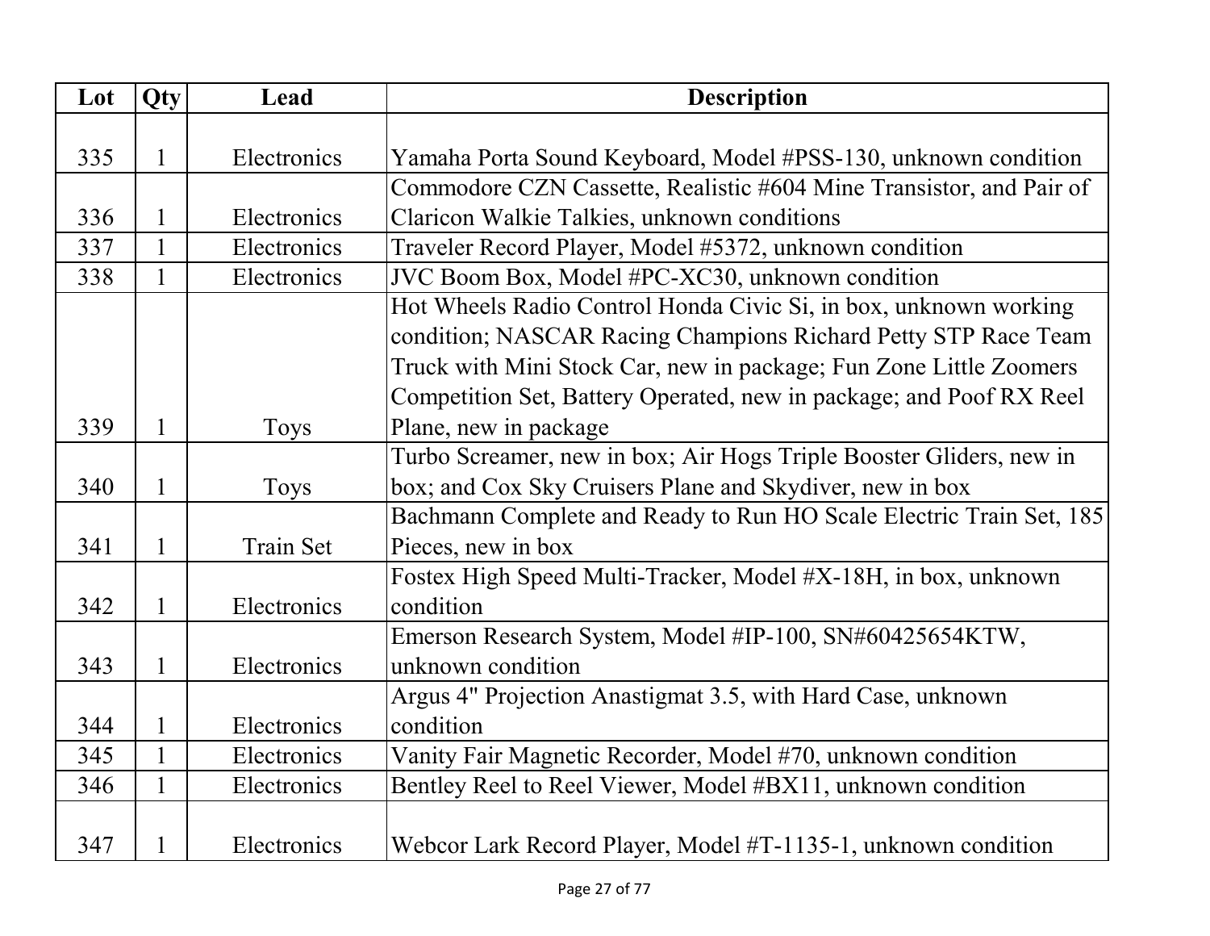| Lot | Qty | Lead | Description |
|---|---|---|---|
| 335 | 1 | Electronics | Yamaha Porta Sound Keyboard, Model #PSS-130, unknown condition |
| 336 | 1 | Electronics | Commodore CZN Cassette, Realistic #604 Mine Transistor, and Pair of Claricon Walkie Talkies, unknown conditions |
| 337 | 1 | Electronics | Traveler Record Player, Model #5372, unknown condition |
| 338 | 1 | Electronics | JVC Boom Box, Model #PC-XC30, unknown condition |
| 339 | 1 | Toys | Hot Wheels Radio Control Honda Civic Si, in box, unknown working condition; NASCAR Racing Champions Richard Petty STP Race Team Truck with Mini Stock Car, new in package; Fun Zone Little Zoomers Competition Set, Battery Operated, new in package; and Poof RX Reel Plane, new in package |
| 340 | 1 | Toys | Turbo Screamer, new in box; Air Hogs Triple Booster Gliders, new in box; and Cox Sky Cruisers Plane and Skydiver, new in box |
| 341 | 1 | Train Set | Bachmann Complete and Ready to Run HO Scale Electric Train Set, 185 Pieces, new in box |
| 342 | 1 | Electronics | Fostex High Speed Multi-Tracker, Model #X-18H, in box, unknown condition |
| 343 | 1 | Electronics | Emerson Research System, Model #IP-100, SN#60425654KTW, unknown condition |
| 344 | 1 | Electronics | Argus 4" Projection Anastigmat 3.5, with Hard Case, unknown condition |
| 345 | 1 | Electronics | Vanity Fair Magnetic Recorder, Model #70, unknown condition |
| 346 | 1 | Electronics | Bentley Reel to Reel Viewer, Model #BX11, unknown condition |
| 347 | 1 | Electronics | Webcor Lark Record Player, Model #T-1135-1, unknown condition |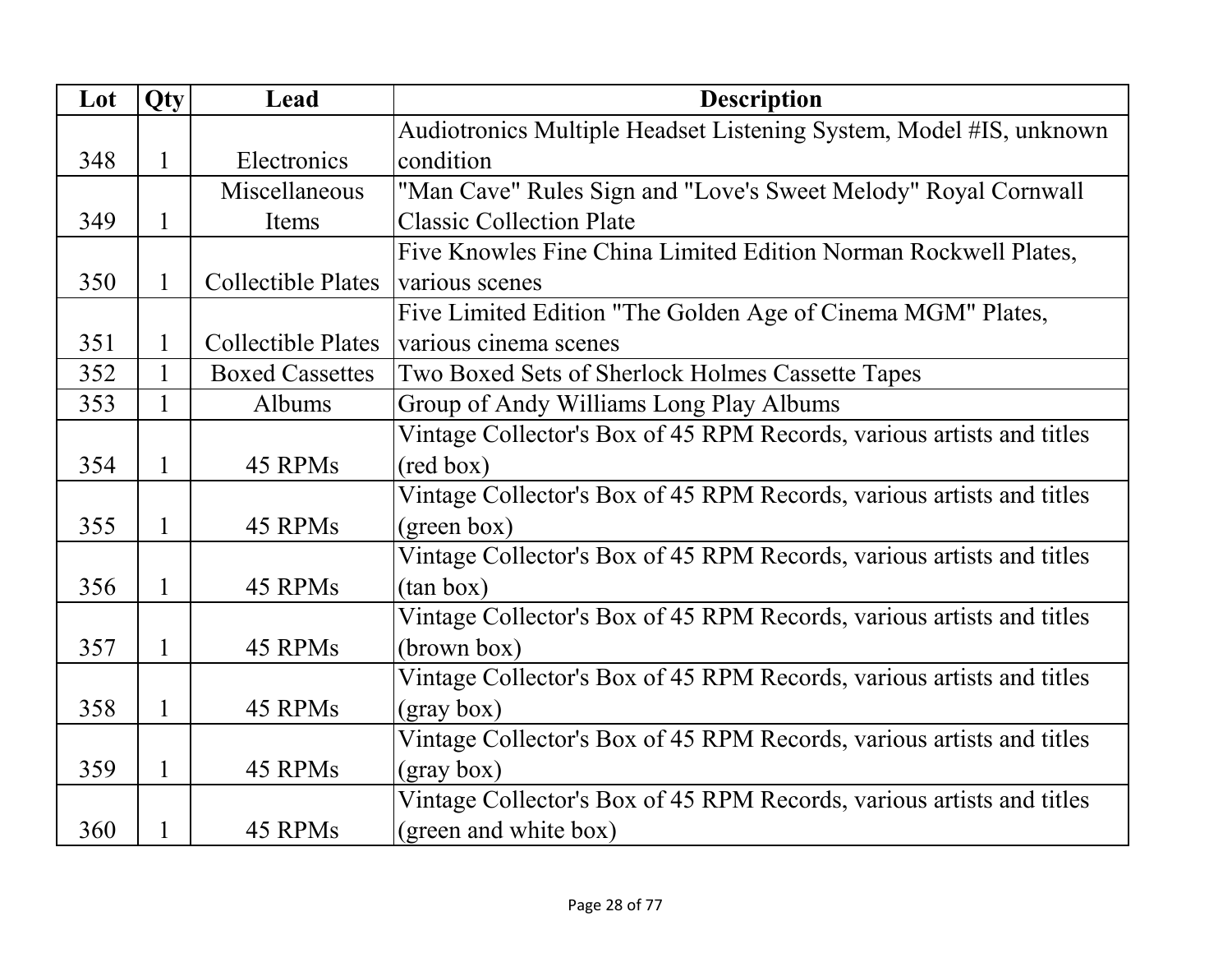| Lot | Qty | Lead | Description |
| --- | --- | --- | --- |
| 348 | 1 | Electronics | Audiotronics Multiple Headset Listening System, Model #IS, unknown condition |
| 349 | 1 | Miscellaneous Items | "Man Cave" Rules Sign and "Love's Sweet Melody" Royal Cornwall Classic Collection Plate |
| 350 | 1 | Collectible Plates | Five Knowles Fine China Limited Edition Norman Rockwell Plates, various scenes |
| 351 | 1 | Collectible Plates | Five Limited Edition "The Golden Age of Cinema MGM" Plates, various cinema scenes |
| 352 | 1 | Boxed Cassettes | Two Boxed Sets of Sherlock Holmes Cassette Tapes |
| 353 | 1 | Albums | Group of Andy Williams Long Play Albums |
| 354 | 1 | 45 RPMs | Vintage Collector's Box of 45 RPM Records, various artists and titles (red box) |
| 355 | 1 | 45 RPMs | Vintage Collector's Box of 45 RPM Records, various artists and titles (green box) |
| 356 | 1 | 45 RPMs | Vintage Collector's Box of 45 RPM Records, various artists and titles (tan box) |
| 357 | 1 | 45 RPMs | Vintage Collector's Box of 45 RPM Records, various artists and titles (brown box) |
| 358 | 1 | 45 RPMs | Vintage Collector's Box of 45 RPM Records, various artists and titles (gray box) |
| 359 | 1 | 45 RPMs | Vintage Collector's Box of 45 RPM Records, various artists and titles (gray box) |
| 360 | 1 | 45 RPMs | Vintage Collector's Box of 45 RPM Records, various artists and titles (green and white box) |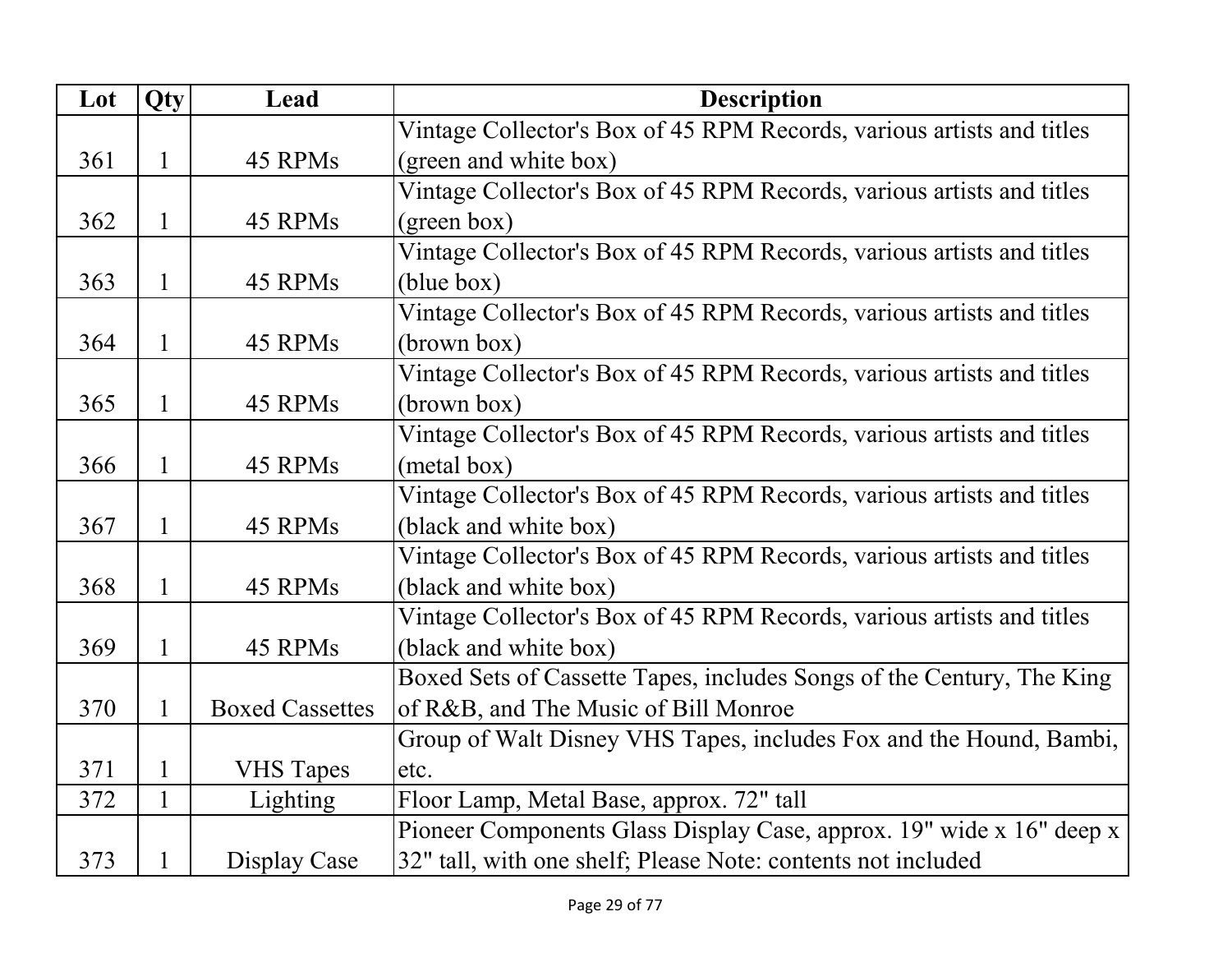| Lot | Qty | Lead | Description |
|---|---|---|---|
| 361 | 1 | 45 RPMs | Vintage Collector's Box of 45 RPM Records, various artists and titles (green and white box) |
| 362 | 1 | 45 RPMs | Vintage Collector's Box of 45 RPM Records, various artists and titles (green box) |
| 363 | 1 | 45 RPMs | Vintage Collector's Box of 45 RPM Records, various artists and titles (blue box) |
| 364 | 1 | 45 RPMs | Vintage Collector's Box of 45 RPM Records, various artists and titles (brown box) |
| 365 | 1 | 45 RPMs | Vintage Collector's Box of 45 RPM Records, various artists and titles (brown box) |
| 366 | 1 | 45 RPMs | Vintage Collector's Box of 45 RPM Records, various artists and titles (metal box) |
| 367 | 1 | 45 RPMs | Vintage Collector's Box of 45 RPM Records, various artists and titles (black and white box) |
| 368 | 1 | 45 RPMs | Vintage Collector's Box of 45 RPM Records, various artists and titles (black and white box) |
| 369 | 1 | 45 RPMs | Vintage Collector's Box of 45 RPM Records, various artists and titles (black and white box) |
| 370 | 1 | Boxed Cassettes | Boxed Sets of Cassette Tapes, includes Songs of the Century, The King of R&B, and The Music of Bill Monroe |
| 371 | 1 | VHS Tapes | Group of Walt Disney VHS Tapes, includes Fox and the Hound, Bambi, etc. |
| 372 | 1 | Lighting | Floor Lamp, Metal Base, approx. 72" tall |
| 373 | 1 | Display Case | Pioneer Components Glass Display Case, approx. 19" wide x 16" deep x 32" tall, with one shelf; Please Note: contents not included |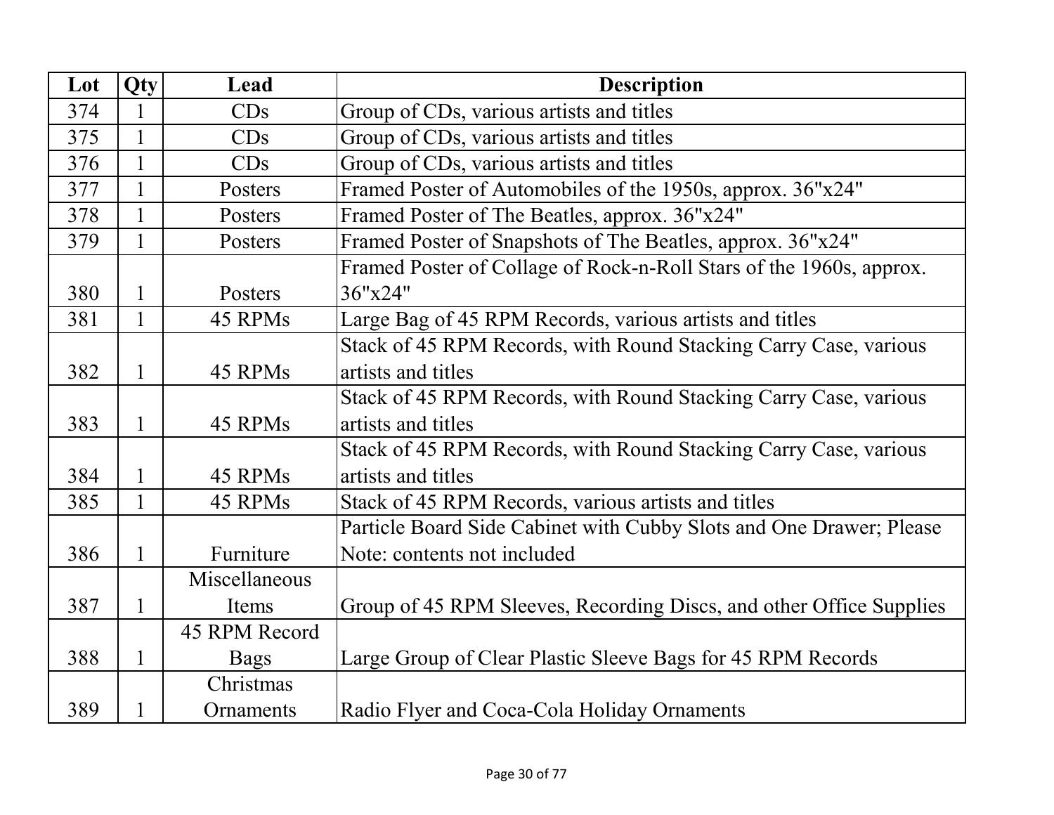| Lot | Qty | Lead | Description |
| --- | --- | --- | --- |
| 374 | 1 | CDs | Group of CDs, various artists and titles |
| 375 | 1 | CDs | Group of CDs, various artists and titles |
| 376 | 1 | CDs | Group of CDs, various artists and titles |
| 377 | 1 | Posters | Framed Poster of Automobiles of the 1950s, approx. 36"x24" |
| 378 | 1 | Posters | Framed Poster of The Beatles, approx. 36"x24" |
| 379 | 1 | Posters | Framed Poster of Snapshots of The Beatles, approx. 36"x24" |
| 380 | 1 | Posters | Framed Poster of Collage of Rock-n-Roll Stars of the 1960s, approx. 36"x24" |
| 381 | 1 | 45 RPMs | Large Bag of 45 RPM Records, various artists and titles |
| 382 | 1 | 45 RPMs | Stack of 45 RPM Records, with Round Stacking Carry Case, various artists and titles |
| 383 | 1 | 45 RPMs | Stack of 45 RPM Records, with Round Stacking Carry Case, various artists and titles |
| 384 | 1 | 45 RPMs | Stack of 45 RPM Records, with Round Stacking Carry Case, various artists and titles |
| 385 | 1 | 45 RPMs | Stack of 45 RPM Records, various artists and titles |
| 386 | 1 | Furniture | Particle Board Side Cabinet with Cubby Slots and One Drawer; Please Note: contents not included |
| 387 | 1 | Miscellaneous Items | Group of 45 RPM Sleeves, Recording Discs, and other Office Supplies |
| 388 | 1 | 45 RPM Record Bags | Large Group of Clear Plastic Sleeve Bags for 45 RPM Records |
| 389 | 1 | Christmas Ornaments | Radio Flyer and Coca-Cola Holiday Ornaments |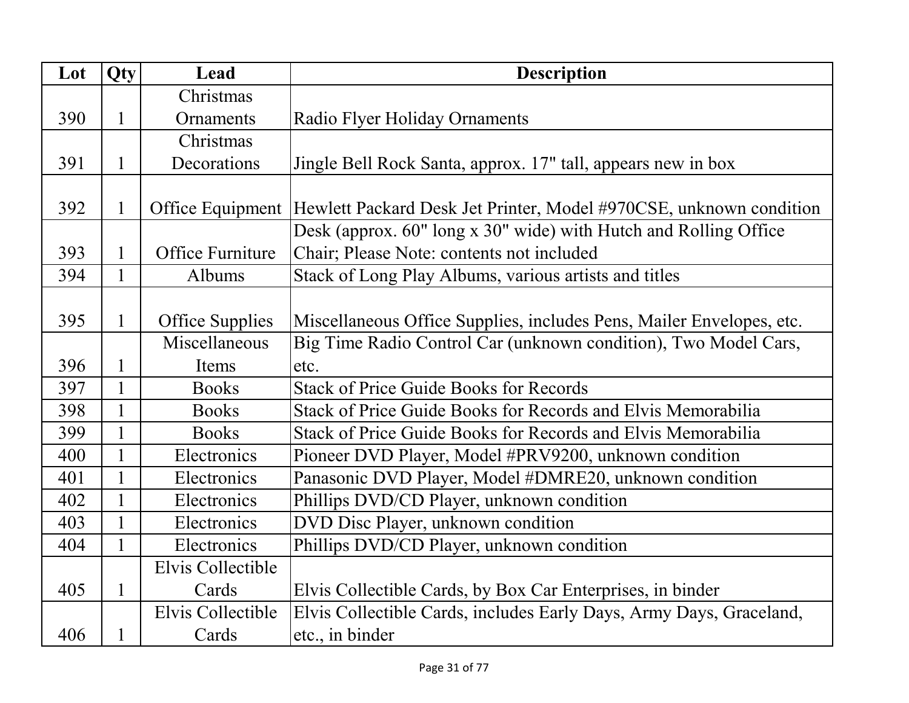| Lot | Qty | Lead | Description |
| --- | --- | --- | --- |
| 390 | 1 | Christmas Ornaments | Radio Flyer Holiday Ornaments |
| 391 | 1 | Christmas Decorations | Jingle Bell Rock Santa, approx. 17" tall, appears new in box |
| 392 | 1 | Office Equipment | Hewlett Packard Desk Jet Printer, Model #970CSE, unknown condition |
| 393 | 1 | Office Furniture | Desk (approx. 60" long x 30" wide) with Hutch and Rolling Office Chair; Please Note: contents not included |
| 394 | 1 | Albums | Stack of Long Play Albums, various artists and titles |
| 395 | 1 | Office Supplies | Miscellaneous Office Supplies, includes Pens, Mailer Envelopes, etc. |
| 396 | 1 | Miscellaneous Items | Big Time Radio Control Car (unknown condition), Two Model Cars, etc. |
| 397 | 1 | Books | Stack of Price Guide Books for Records |
| 398 | 1 | Books | Stack of Price Guide Books for Records and Elvis Memorabilia |
| 399 | 1 | Books | Stack of Price Guide Books for Records and Elvis Memorabilia |
| 400 | 1 | Electronics | Pioneer DVD Player, Model #PRV9200, unknown condition |
| 401 | 1 | Electronics | Panasonic DVD Player, Model #DMRE20, unknown condition |
| 402 | 1 | Electronics | Phillips DVD/CD Player, unknown condition |
| 403 | 1 | Electronics | DVD Disc Player, unknown condition |
| 404 | 1 | Electronics | Phillips DVD/CD Player, unknown condition |
| 405 | 1 | Elvis Collectible Cards | Elvis Collectible Cards, by Box Car Enterprises, in binder |
| 406 | 1 | Elvis Collectible Cards | Elvis Collectible Cards, includes Early Days, Army Days, Graceland, etc., in binder |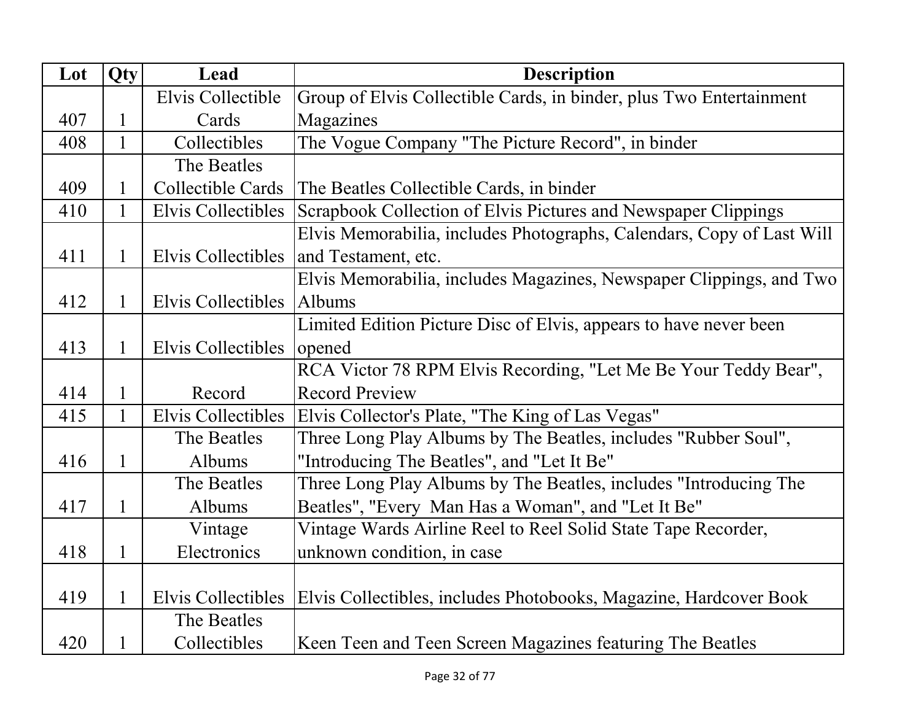| Lot | Qty | Lead | Description |
| --- | --- | --- | --- |
| 407 | 1 | Elvis Collectible Cards | Group of Elvis Collectible Cards, in binder, plus Two Entertainment Magazines |
| 408 | 1 | Collectibles | The Vogue Company "The Picture Record", in binder |
| 409 | 1 | The Beatles Collectible Cards | The Beatles Collectible Cards, in binder |
| 410 | 1 | Elvis Collectibles | Scrapbook Collection of Elvis Pictures and Newspaper Clippings |
| 411 | 1 | Elvis Collectibles | Elvis Memorabilia, includes Photographs, Calendars, Copy of Last Will and Testament, etc. |
| 412 | 1 | Elvis Collectibles | Elvis Memorabilia, includes Magazines, Newspaper Clippings, and Two Albums |
| 413 | 1 | Elvis Collectibles | Limited Edition Picture Disc of Elvis, appears to have never been opened |
| 414 | 1 | Record | RCA Victor 78 RPM Elvis Recording, "Let Me Be Your Teddy Bear", Record Preview |
| 415 | 1 | Elvis Collectibles | Elvis Collector's Plate, "The King of Las Vegas" |
| 416 | 1 | The Beatles Albums | Three Long Play Albums by The Beatles, includes "Rubber Soul", "Introducing The Beatles", and "Let It Be" |
| 417 | 1 | The Beatles Albums | Three Long Play Albums by The Beatles, includes "Introducing The Beatles", "Every  Man Has a Woman", and "Let It Be" |
| 418 | 1 | Vintage Electronics | Vintage Wards Airline Reel to Reel Solid State Tape Recorder, unknown condition, in case |
| 419 | 1 | Elvis Collectibles | Elvis Collectibles, includes Photobooks, Magazine, Hardcover Book |
| 420 | 1 | The Beatles Collectibles | Keen Teen and Teen Screen Magazines featuring The Beatles |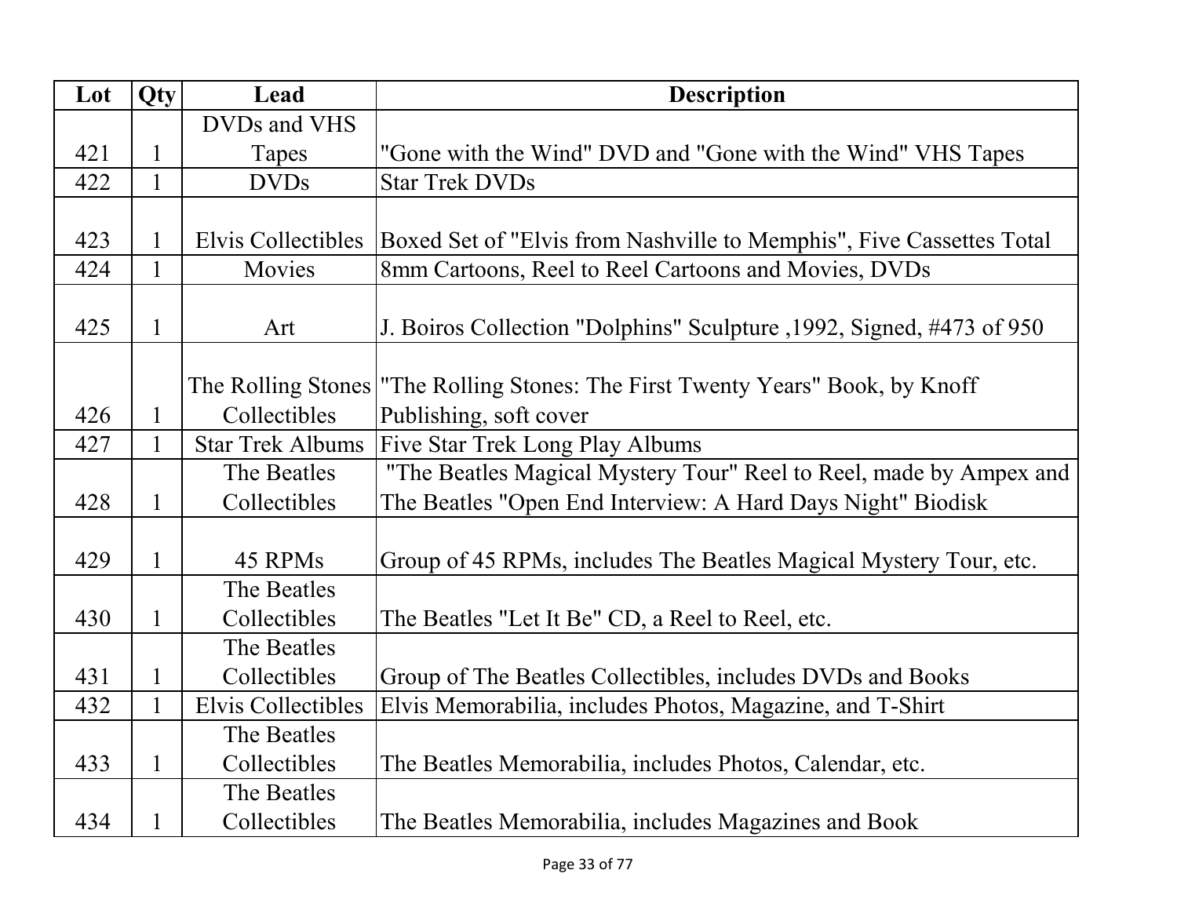| Lot | Qty | Lead | Description |
|---|---|---|---|
| 421 | 1 | DVDs and VHS Tapes | "Gone with the Wind" DVD and "Gone with the Wind" VHS Tapes |
| 422 | 1 | DVDs | Star Trek DVDs |
| 423 | 1 | Elvis Collectibles | Boxed Set of "Elvis from Nashville to Memphis", Five Cassettes Total |
| 424 | 1 | Movies | 8mm Cartoons, Reel to Reel Cartoons and Movies, DVDs |
| 425 | 1 | Art | J. Boiros Collection "Dolphins" Sculpture ,1992, Signed, #473 of 950 |
| 426 | 1 | The Rolling Stones Collectibles | "The Rolling Stones: The First Twenty Years" Book, by Knoff Publishing, soft cover |
| 427 | 1 | Star Trek Albums | Five Star Trek Long Play Albums |
| 428 | 1 | The Beatles Collectibles | "The Beatles Magical Mystery Tour" Reel to Reel, made by Ampex and The Beatles "Open End Interview: A Hard Days Night" Biodisk |
| 429 | 1 | 45 RPMs | Group of 45 RPMs, includes The Beatles Magical Mystery Tour, etc. |
| 430 | 1 | The Beatles Collectibles | The Beatles "Let It Be" CD, a Reel to Reel, etc. |
| 431 | 1 | The Beatles Collectibles | Group of The Beatles Collectibles, includes DVDs and Books |
| 432 | 1 | Elvis Collectibles | Elvis Memorabilia, includes Photos, Magazine, and T-Shirt |
| 433 | 1 | The Beatles Collectibles | The Beatles Memorabilia, includes Photos, Calendar, etc. |
| 434 | 1 | The Beatles Collectibles | The Beatles Memorabilia, includes Magazines and Book |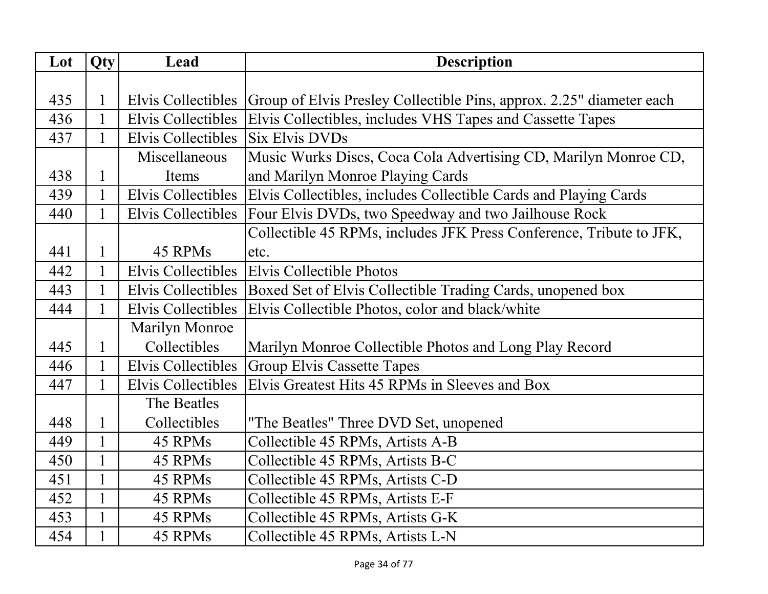| Lot | Qty | Lead | Description |
|---|---|---|---|
| 435 | 1 | Elvis Collectibles | Group of Elvis Presley Collectible Pins, approx. 2.25" diameter each |
| 436 | 1 | Elvis Collectibles | Elvis Collectibles, includes VHS Tapes and Cassette Tapes |
| 437 | 1 | Elvis Collectibles | Six Elvis DVDs |
| 438 | 1 | Miscellaneous Items | Music Wurks Discs, Coca Cola Advertising CD, Marilyn Monroe CD, and Marilyn Monroe Playing Cards |
| 439 | 1 | Elvis Collectibles | Elvis Collectibles, includes Collectible Cards and Playing Cards |
| 440 | 1 | Elvis Collectibles | Four Elvis DVDs, two Speedway and two Jailhouse Rock |
| 441 | 1 | 45 RPMs | Collectible 45 RPMs, includes JFK Press Conference, Tribute to JFK, etc. |
| 442 | 1 | Elvis Collectibles | Elvis Collectible Photos |
| 443 | 1 | Elvis Collectibles | Boxed Set of Elvis Collectible Trading Cards, unopened box |
| 444 | 1 | Elvis Collectibles | Elvis Collectible Photos, color and black/white |
| 445 | 1 | Marilyn Monroe Collectibles | Marilyn Monroe Collectible Photos and Long Play Record |
| 446 | 1 | Elvis Collectibles | Group Elvis Cassette Tapes |
| 447 | 1 | Elvis Collectibles | Elvis Greatest Hits 45 RPMs in Sleeves and Box |
| 448 | 1 | The Beatles Collectibles | "The Beatles" Three DVD Set, unopened |
| 449 | 1 | 45 RPMs | Collectible 45 RPMs, Artists A-B |
| 450 | 1 | 45 RPMs | Collectible 45 RPMs, Artists B-C |
| 451 | 1 | 45 RPMs | Collectible 45 RPMs, Artists C-D |
| 452 | 1 | 45 RPMs | Collectible 45 RPMs, Artists E-F |
| 453 | 1 | 45 RPMs | Collectible 45 RPMs, Artists G-K |
| 454 | 1 | 45 RPMs | Collectible 45 RPMs, Artists L-N |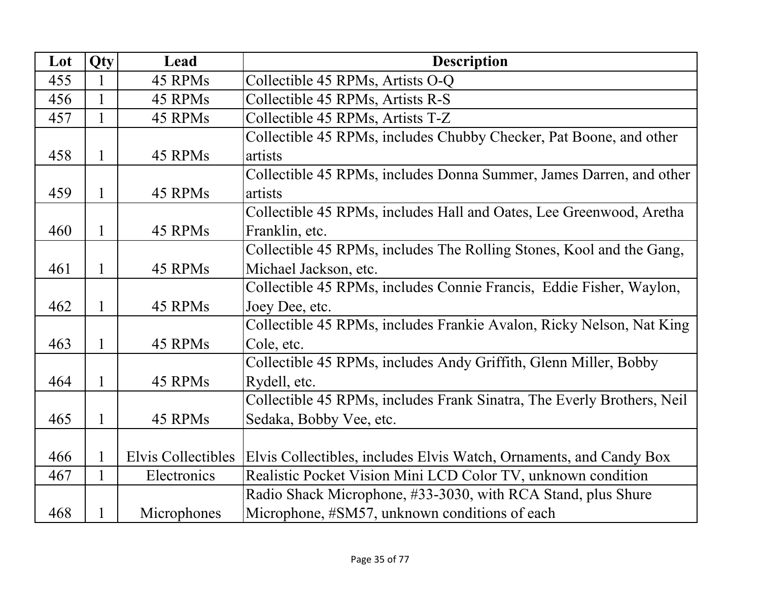| Lot | Qty | Lead | Description |
|---|---|---|---|
| 455 | 1 | 45 RPMs | Collectible 45 RPMs, Artists O-Q |
| 456 | 1 | 45 RPMs | Collectible 45 RPMs, Artists R-S |
| 457 | 1 | 45 RPMs | Collectible 45 RPMs, Artists T-Z |
| 458 | 1 | 45 RPMs | Collectible 45 RPMs, includes Chubby Checker, Pat Boone, and other artists |
| 459 | 1 | 45 RPMs | Collectible 45 RPMs, includes Donna Summer, James Darren, and other artists |
| 460 | 1 | 45 RPMs | Collectible 45 RPMs, includes Hall and Oates, Lee Greenwood, Aretha Franklin, etc. |
| 461 | 1 | 45 RPMs | Collectible 45 RPMs, includes The Rolling Stones, Kool and the Gang, Michael Jackson, etc. |
| 462 | 1 | 45 RPMs | Collectible 45 RPMs, includes Connie Francis, Eddie Fisher, Waylon, Joey Dee, etc. |
| 463 | 1 | 45 RPMs | Collectible 45 RPMs, includes Frankie Avalon, Ricky Nelson, Nat King Cole, etc. |
| 464 | 1 | 45 RPMs | Collectible 45 RPMs, includes Andy Griffith, Glenn Miller, Bobby Rydell, etc. |
| 465 | 1 | 45 RPMs | Collectible 45 RPMs, includes Frank Sinatra, The Everly Brothers, Neil Sedaka, Bobby Vee, etc. |
| 466 | 1 | Elvis Collectibles | Elvis Collectibles, includes Elvis Watch, Ornaments, and Candy Box |
| 467 | 1 | Electronics | Realistic Pocket Vision Mini LCD Color TV, unknown condition |
| 468 | 1 | Microphones | Radio Shack Microphone, #33-3030, with RCA Stand, plus Shure Microphone, #SM57, unknown conditions of each |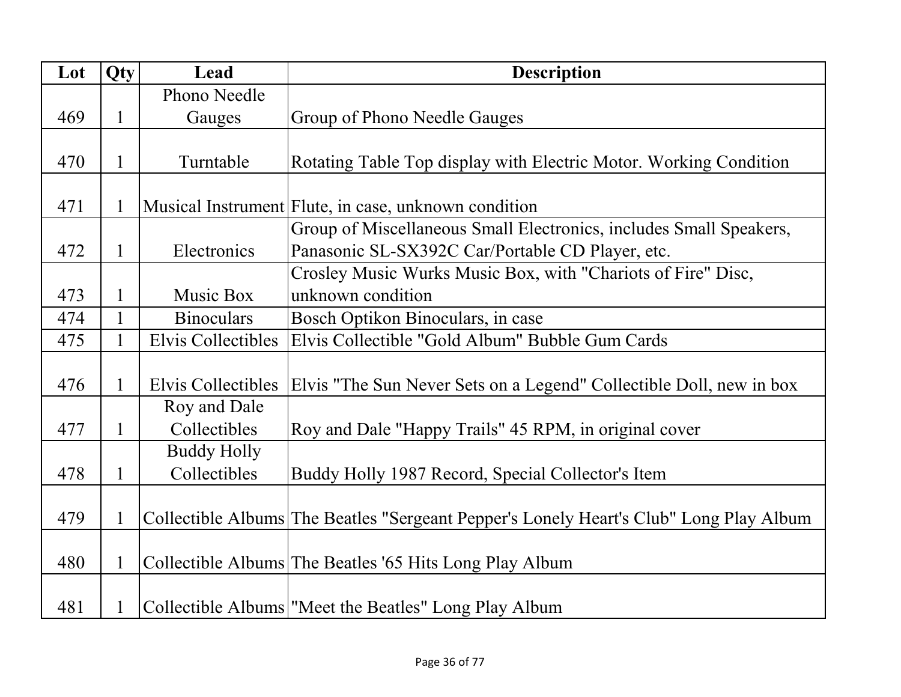| Lot | Qty | Lead | Description |
| --- | --- | --- | --- |
| 469 | 1 | Phono Needle Gauges | Group of Phono Needle Gauges |
| 470 | 1 | Turntable | Rotating Table Top display with Electric Motor. Working Condition |
| 471 | 1 | Musical Instrument | Flute, in case, unknown condition |
| 472 | 1 | Electronics | Group of Miscellaneous Small Electronics, includes Small Speakers, Panasonic SL-SX392C Car/Portable CD Player, etc. |
| 473 | 1 | Music Box | Crosley Music Wurks Music Box, with "Chariots of Fire" Disc, unknown condition |
| 474 | 1 | Binoculars | Bosch Optikon Binoculars, in case |
| 475 | 1 | Elvis Collectibles | Elvis Collectible "Gold Album" Bubble Gum Cards |
| 476 | 1 | Elvis Collectibles | Elvis "The Sun Never Sets on a Legend" Collectible Doll, new in box |
| 477 | 1 | Roy and Dale Collectibles | Roy and Dale "Happy Trails" 45 RPM, in original cover |
| 478 | 1 | Buddy Holly Collectibles | Buddy Holly 1987 Record, Special Collector's Item |
| 479 | 1 | Collectible Albums | The Beatles "Sergeant Pepper's Lonely Heart's Club" Long Play Album |
| 480 | 1 | Collectible Albums | The Beatles '65 Hits Long Play Album |
| 481 | 1 | Collectible Albums | "Meet the Beatles" Long Play Album |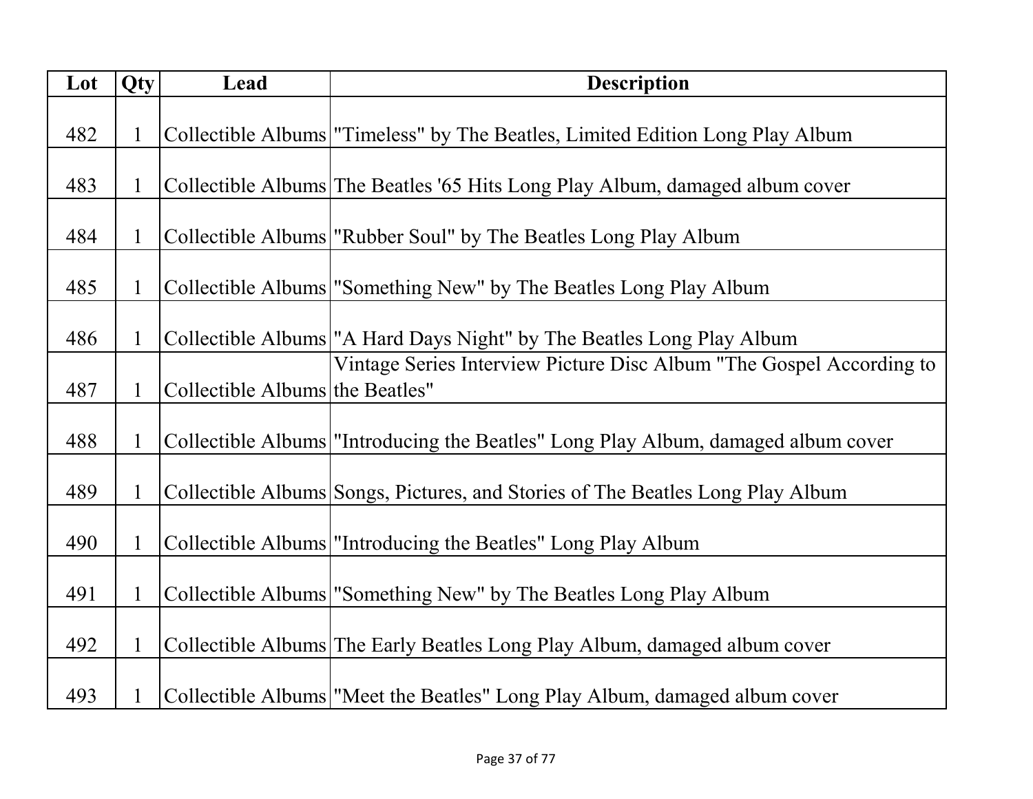| Lot | Qty | Lead | Description |
|---|---|---|---|
| 482 | 1 | Collectible Albums | "Timeless" by The Beatles, Limited Edition Long Play Album |
| 483 | 1 | Collectible Albums | The Beatles '65 Hits Long Play Album, damaged album cover |
| 484 | 1 | Collectible Albums | "Rubber Soul" by The Beatles Long Play Album |
| 485 | 1 | Collectible Albums | "Something New" by The Beatles Long Play Album |
| 486 | 1 | Collectible Albums | "A Hard Days Night" by The Beatles Long Play Album |
| 487 | 1 | Collectible Albums | Vintage Series Interview Picture Disc Album "The Gospel According to the Beatles" |
| 488 | 1 | Collectible Albums | "Introducing the Beatles" Long Play Album, damaged album cover |
| 489 | 1 | Collectible Albums | Songs, Pictures, and Stories of The Beatles Long Play Album |
| 490 | 1 | Collectible Albums | "Introducing the Beatles" Long Play Album |
| 491 | 1 | Collectible Albums | "Something New" by The Beatles Long Play Album |
| 492 | 1 | Collectible Albums | The Early Beatles Long Play Album, damaged album cover |
| 493 | 1 | Collectible Albums | "Meet the Beatles" Long Play Album, damaged album cover |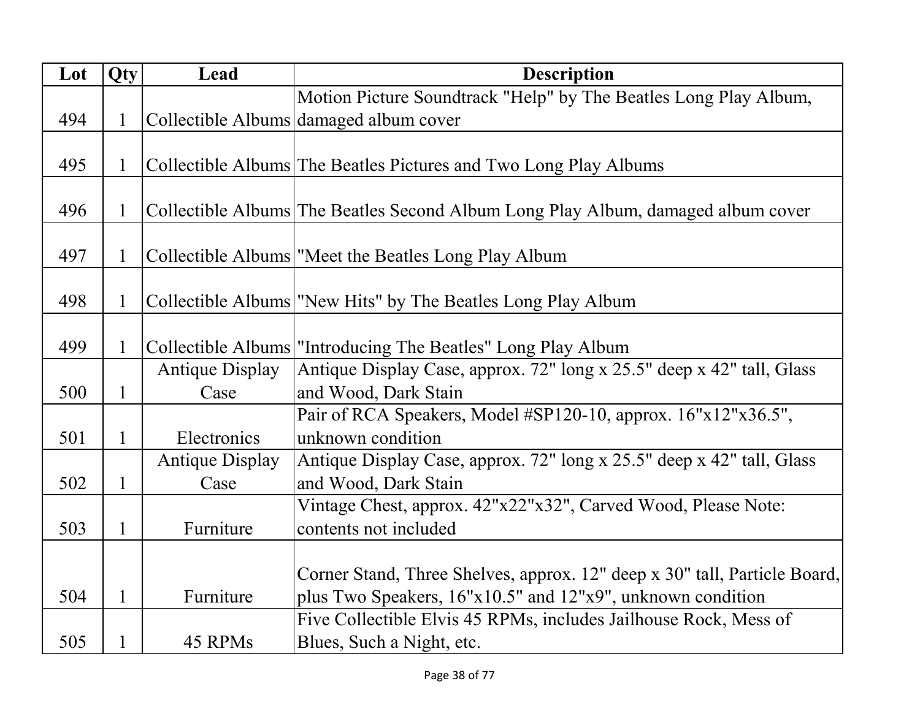| Lot | Qty | Lead | Description |
| --- | --- | --- | --- |
| 494 | 1 | Collectible Albums | Motion Picture Soundtrack "Help" by The Beatles Long Play Album, damaged album cover |
| 495 | 1 | Collectible Albums | The Beatles Pictures and Two Long Play Albums |
| 496 | 1 | Collectible Albums | The Beatles Second Album Long Play Album, damaged album cover |
| 497 | 1 | Collectible Albums | "Meet the Beatles Long Play Album |
| 498 | 1 | Collectible Albums | "New Hits" by The Beatles Long Play Album |
| 499 | 1 | Collectible Albums | "Introducing The Beatles" Long Play Album |
| 500 | 1 | Antique Display Case | Antique Display Case, approx. 72" long x 25.5" deep x 42" tall, Glass and Wood, Dark Stain |
| 501 | 1 | Electronics | Pair of RCA Speakers, Model #SP120-10, approx. 16"x12"x36.5", unknown condition |
| 502 | 1 | Antique Display Case | Antique Display Case, approx. 72" long x 25.5" deep x 42" tall, Glass and Wood, Dark Stain |
| 503 | 1 | Furniture | Vintage Chest, approx. 42"x22"x32", Carved Wood, Please Note: contents not included |
| 504 | 1 | Furniture | Corner Stand, Three Shelves, approx. 12" deep x 30" tall, Particle Board, plus Two Speakers, 16"x10.5" and 12"x9", unknown condition |
| 505 | 1 | 45 RPMs | Five Collectible Elvis 45 RPMs, includes Jailhouse Rock, Mess of Blues, Such a Night, etc. |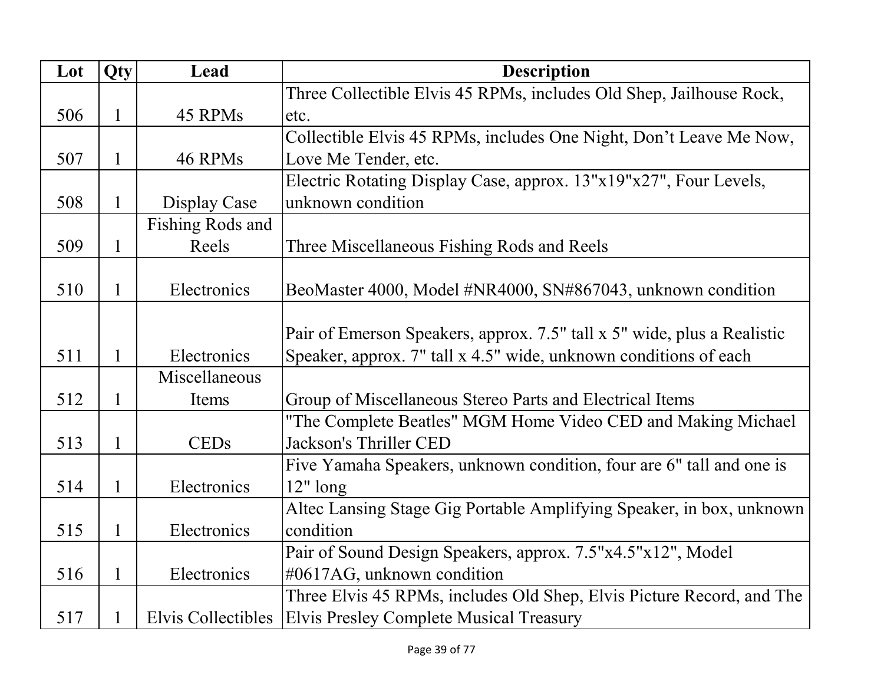| Lot | Qty | Lead | Description |
| --- | --- | --- | --- |
| 506 | 1 | 45 RPMs | Three Collectible Elvis 45 RPMs, includes Old Shep, Jailhouse Rock, etc. |
| 507 | 1 | 46 RPMs | Collectible Elvis 45 RPMs, includes One Night, Don’t Leave Me Now, Love Me Tender, etc. |
| 508 | 1 | Display Case | Electric Rotating Display Case, approx. 13"x19"x27", Four Levels, unknown condition |
| 509 | 1 | Fishing Rods and Reels | Three Miscellaneous Fishing Rods and Reels |
| 510 | 1 | Electronics | BeoMaster 4000, Model #NR4000, SN#867043, unknown condition |
| 511 | 1 | Electronics | Pair of Emerson Speakers, approx. 7.5" tall x 5" wide, plus a Realistic Speaker, approx. 7" tall x 4.5" wide, unknown conditions of each |
| 512 | 1 | Miscellaneous Items | Group of Miscellaneous Stereo Parts and Electrical Items |
| 513 | 1 | CEDs | "The Complete Beatles" MGM Home Video CED and Making Michael Jackson's Thriller CED |
| 514 | 1 | Electronics | Five Yamaha Speakers, unknown condition, four are 6" tall and one is 12" long |
| 515 | 1 | Electronics | Altec Lansing Stage Gig Portable Amplifying Speaker, in box, unknown condition |
| 516 | 1 | Electronics | Pair of Sound Design Speakers, approx. 7.5"x4.5"x12", Model #0617AG, unknown condition |
| 517 | 1 | Elvis Collectibles | Three Elvis 45 RPMs, includes Old Shep, Elvis Picture Record, and The Elvis Presley Complete Musical Treasury |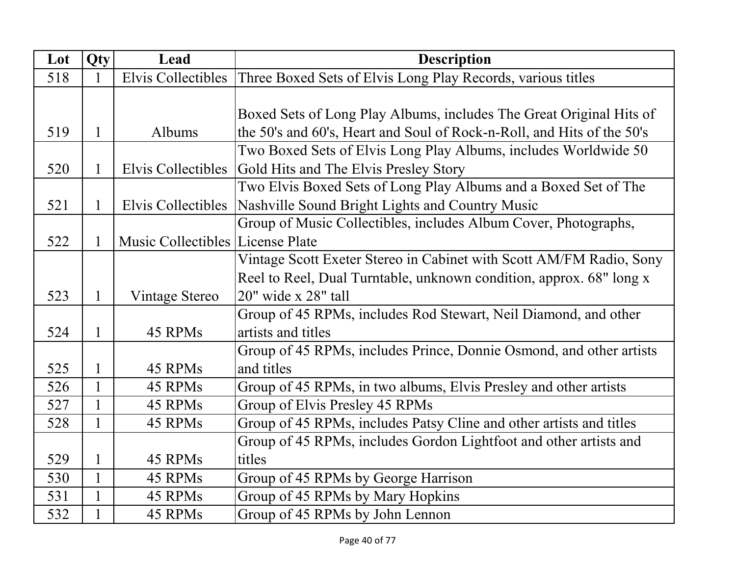| Lot | Qty | Lead | Description |
|---|---|---|---|
| 518 | 1 | Elvis Collectibles | Three Boxed Sets of Elvis Long Play Records, various titles |
| 519 | 1 | Albums | Boxed Sets of Long Play Albums, includes The Great Original Hits of the 50's and 60's, Heart and Soul of Rock-n-Roll, and Hits of the 50's |
| 520 | 1 | Elvis Collectibles | Two Boxed Sets of Elvis Long Play Albums, includes Worldwide 50 Gold Hits and The Elvis Presley Story |
| 521 | 1 | Elvis Collectibles | Two Elvis Boxed Sets of Long Play Albums and a Boxed Set of The Nashville Sound Bright Lights and Country Music |
| 522 | 1 | Music Collectibles | Group of Music Collectibles, includes Album Cover, Photographs, License Plate |
| 523 | 1 | Vintage Stereo | Vintage Scott Exeter Stereo in Cabinet with Scott AM/FM Radio, Sony Reel to Reel, Dual Turntable, unknown condition, approx. 68" long x 20" wide x 28" tall |
| 524 | 1 | 45 RPMs | Group of 45 RPMs, includes Rod Stewart, Neil Diamond, and other artists and titles |
| 525 | 1 | 45 RPMs | Group of 45 RPMs, includes Prince, Donnie Osmond, and other artists and titles |
| 526 | 1 | 45 RPMs | Group of 45 RPMs, in two albums, Elvis Presley and other artists |
| 527 | 1 | 45 RPMs | Group of Elvis Presley 45 RPMs |
| 528 | 1 | 45 RPMs | Group of 45 RPMs, includes Patsy Cline and other artists and titles |
| 529 | 1 | 45 RPMs | Group of 45 RPMs, includes Gordon Lightfoot and other artists and titles |
| 530 | 1 | 45 RPMs | Group of 45 RPMs by George Harrison |
| 531 | 1 | 45 RPMs | Group of 45 RPMs by Mary Hopkins |
| 532 | 1 | 45 RPMs | Group of 45 RPMs by John Lennon |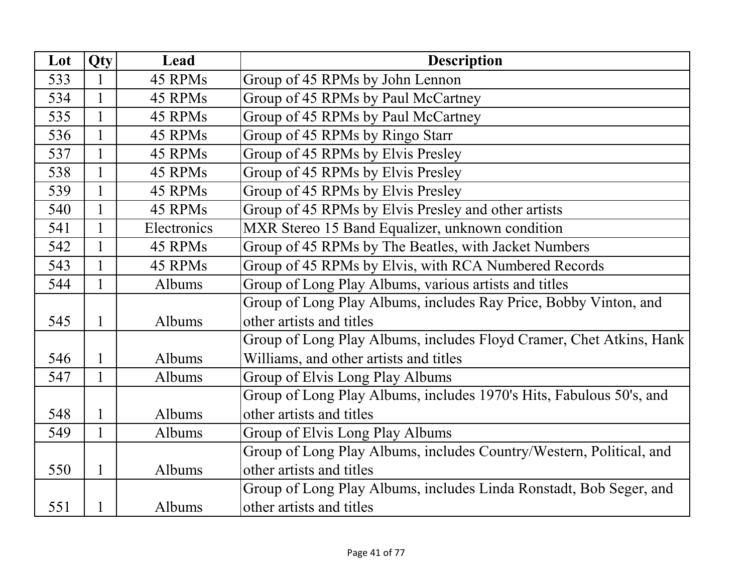| Lot | Qty | Lead | Description |
| --- | --- | --- | --- |
| 533 | 1 | 45 RPMs | Group of 45 RPMs by John Lennon |
| 534 | 1 | 45 RPMs | Group of 45 RPMs by Paul McCartney |
| 535 | 1 | 45 RPMs | Group of 45 RPMs by Paul McCartney |
| 536 | 1 | 45 RPMs | Group of 45 RPMs by Ringo Starr |
| 537 | 1 | 45 RPMs | Group of 45 RPMs by Elvis Presley |
| 538 | 1 | 45 RPMs | Group of 45 RPMs by Elvis Presley |
| 539 | 1 | 45 RPMs | Group of 45 RPMs by Elvis Presley |
| 540 | 1 | 45 RPMs | Group of 45 RPMs by Elvis Presley and other artists |
| 541 | 1 | Electronics | MXR Stereo 15 Band Equalizer, unknown condition |
| 542 | 1 | 45 RPMs | Group of 45 RPMs by The Beatles, with Jacket Numbers |
| 543 | 1 | 45 RPMs | Group of 45 RPMs by Elvis, with RCA Numbered Records |
| 544 | 1 | Albums | Group of Long Play Albums, various artists and titles |
| 545 | 1 | Albums | Group of Long Play Albums, includes Ray Price, Bobby Vinton, and other artists and titles |
| 546 | 1 | Albums | Group of Long Play Albums, includes Floyd Cramer, Chet Atkins, Hank Williams, and other artists and titles |
| 547 | 1 | Albums | Group of Elvis Long Play Albums |
| 548 | 1 | Albums | Group of Long Play Albums, includes 1970's Hits, Fabulous 50's, and other artists and titles |
| 549 | 1 | Albums | Group of Elvis Long Play Albums |
| 550 | 1 | Albums | Group of Long Play Albums, includes Country/Western, Political, and other artists and titles |
| 551 | 1 | Albums | Group of Long Play Albums, includes Linda Ronstadt, Bob Seger, and other artists and titles |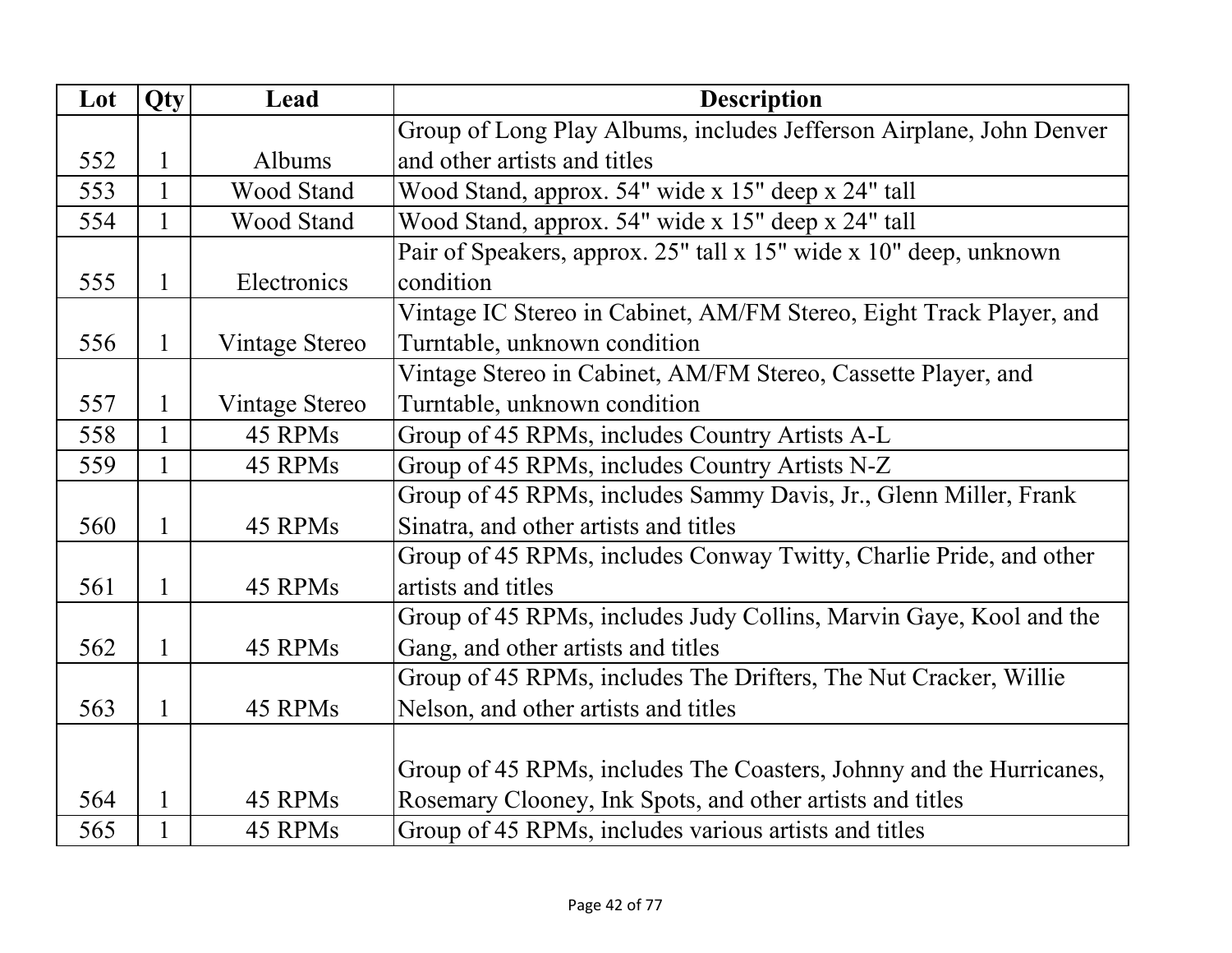| Lot | Qty | Lead | Description |
|---|---|---|---|
| 552 | 1 | Albums | Group of Long Play Albums, includes Jefferson Airplane, John Denver and other artists and titles |
| 553 | 1 | Wood Stand | Wood Stand, approx. 54" wide x 15" deep x 24" tall |
| 554 | 1 | Wood Stand | Wood Stand, approx. 54" wide x 15" deep x 24" tall |
| 555 | 1 | Electronics | Pair of Speakers, approx. 25" tall x 15" wide x 10" deep, unknown condition |
| 556 | 1 | Vintage Stereo | Vintage IC Stereo in Cabinet, AM/FM Stereo, Eight Track Player, and Turntable, unknown condition |
| 557 | 1 | Vintage Stereo | Vintage Stereo in Cabinet, AM/FM Stereo, Cassette Player, and Turntable, unknown condition |
| 558 | 1 | 45 RPMs | Group of 45 RPMs, includes Country Artists A-L |
| 559 | 1 | 45 RPMs | Group of 45 RPMs, includes Country Artists N-Z |
| 560 | 1 | 45 RPMs | Group of 45 RPMs, includes Sammy Davis, Jr., Glenn Miller, Frank Sinatra, and other artists and titles |
| 561 | 1 | 45 RPMs | Group of 45 RPMs, includes Conway Twitty, Charlie Pride, and other artists and titles |
| 562 | 1 | 45 RPMs | Group of 45 RPMs, includes Judy Collins, Marvin Gaye, Kool and the Gang, and other artists and titles |
| 563 | 1 | 45 RPMs | Group of 45 RPMs, includes The Drifters, The Nut Cracker, Willie Nelson, and other artists and titles |
| 564 | 1 | 45 RPMs | Group of 45 RPMs, includes The Coasters, Johnny and the Hurricanes, Rosemary Clooney, Ink Spots, and other artists and titles |
| 565 | 1 | 45 RPMs | Group of 45 RPMs, includes various artists and titles |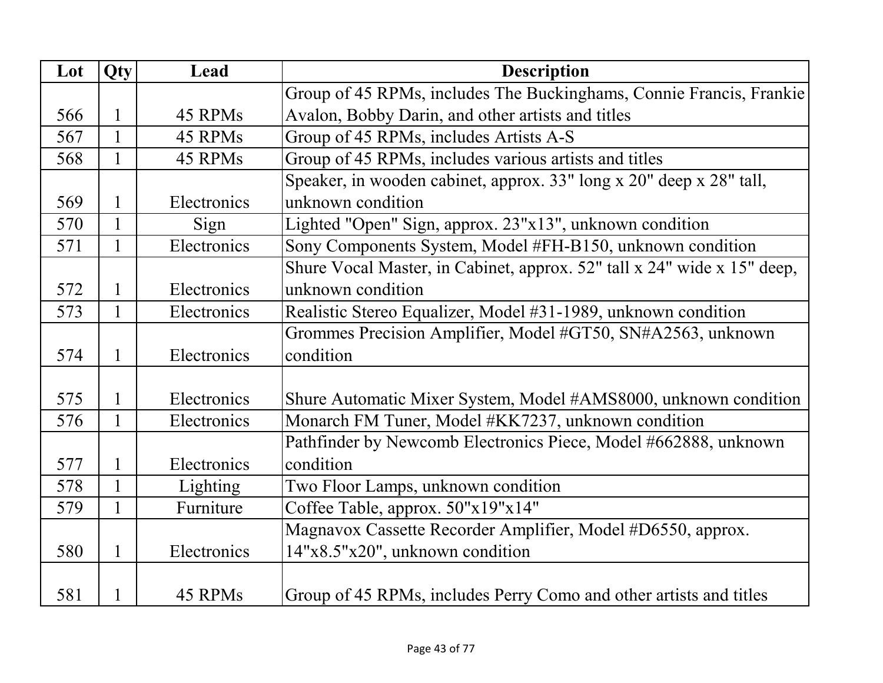| Lot | Qty | Lead | Description |
| --- | --- | --- | --- |
| 566 | 1 | 45 RPMs | Group of 45 RPMs, includes The Buckinghams, Connie Francis, Frankie Avalon, Bobby Darin, and other artists and titles |
| 567 | 1 | 45 RPMs | Group of 45 RPMs, includes Artists A-S |
| 568 | 1 | 45 RPMs | Group of 45 RPMs, includes various artists and titles |
| 569 | 1 | Electronics | Speaker, in wooden cabinet, approx. 33" long x 20" deep x 28" tall, unknown condition |
| 570 | 1 | Sign | Lighted "Open" Sign, approx. 23"x13", unknown condition |
| 571 | 1 | Electronics | Sony Components System, Model #FH-B150, unknown condition |
| 572 | 1 | Electronics | Shure Vocal Master, in Cabinet, approx. 52" tall x 24" wide x 15" deep, unknown condition |
| 573 | 1 | Electronics | Realistic Stereo Equalizer, Model #31-1989, unknown condition |
| 574 | 1 | Electronics | Grommes Precision Amplifier, Model #GT50, SN#A2563, unknown condition |
| 575 | 1 | Electronics | Shure Automatic Mixer System, Model #AMS8000, unknown condition |
| 576 | 1 | Electronics | Monarch FM Tuner, Model #KK7237, unknown condition |
| 577 | 1 | Electronics | Pathfinder by Newcomb Electronics Piece, Model #662888, unknown condition |
| 578 | 1 | Lighting | Two Floor Lamps, unknown condition |
| 579 | 1 | Furniture | Coffee Table, approx. 50"x19"x14" |
| 580 | 1 | Electronics | Magnavox Cassette Recorder Amplifier, Model #D6550, approx. 14"x8.5"x20", unknown condition |
| 581 | 1 | 45 RPMs | Group of 45 RPMs, includes Perry Como and other artists and titles |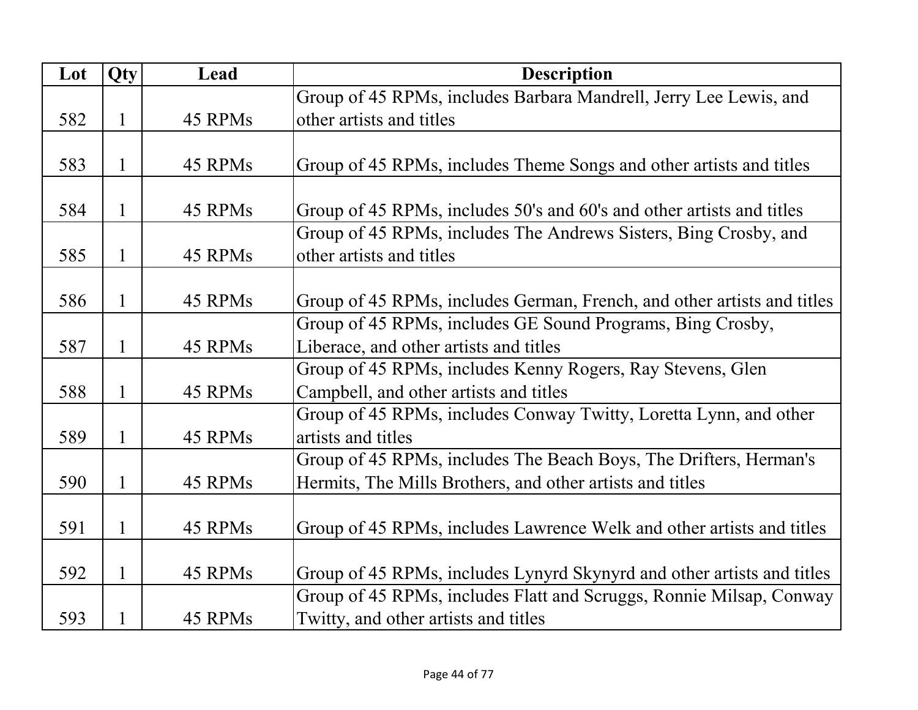| Lot | Qty | Lead | Description |
|---|---|---|---|
| 582 | 1 | 45 RPMs | Group of 45 RPMs, includes Barbara Mandrell, Jerry Lee Lewis, and other artists and titles |
| 583 | 1 | 45 RPMs | Group of 45 RPMs, includes Theme Songs and other artists and titles |
| 584 | 1 | 45 RPMs | Group of 45 RPMs, includes 50's and 60's and other artists and titles |
| 585 | 1 | 45 RPMs | Group of 45 RPMs, includes The Andrews Sisters, Bing Crosby, and other artists and titles |
| 586 | 1 | 45 RPMs | Group of 45 RPMs, includes German, French, and other artists and titles |
| 587 | 1 | 45 RPMs | Group of 45 RPMs, includes GE Sound Programs, Bing Crosby, Liberace, and other artists and titles |
| 588 | 1 | 45 RPMs | Group of 45 RPMs, includes Kenny Rogers, Ray Stevens, Glen Campbell, and other artists and titles |
| 589 | 1 | 45 RPMs | Group of 45 RPMs, includes Conway Twitty, Loretta Lynn, and other artists and titles |
| 590 | 1 | 45 RPMs | Group of 45 RPMs, includes The Beach Boys, The Drifters, Herman's Hermits, The Mills Brothers, and other artists and titles |
| 591 | 1 | 45 RPMs | Group of 45 RPMs, includes Lawrence Welk and other artists and titles |
| 592 | 1 | 45 RPMs | Group of 45 RPMs, includes Lynyrd Skynyrd and other artists and titles |
| 593 | 1 | 45 RPMs | Group of 45 RPMs, includes Flatt and Scruggs, Ronnie Milsap, Conway Twitty, and other artists and titles |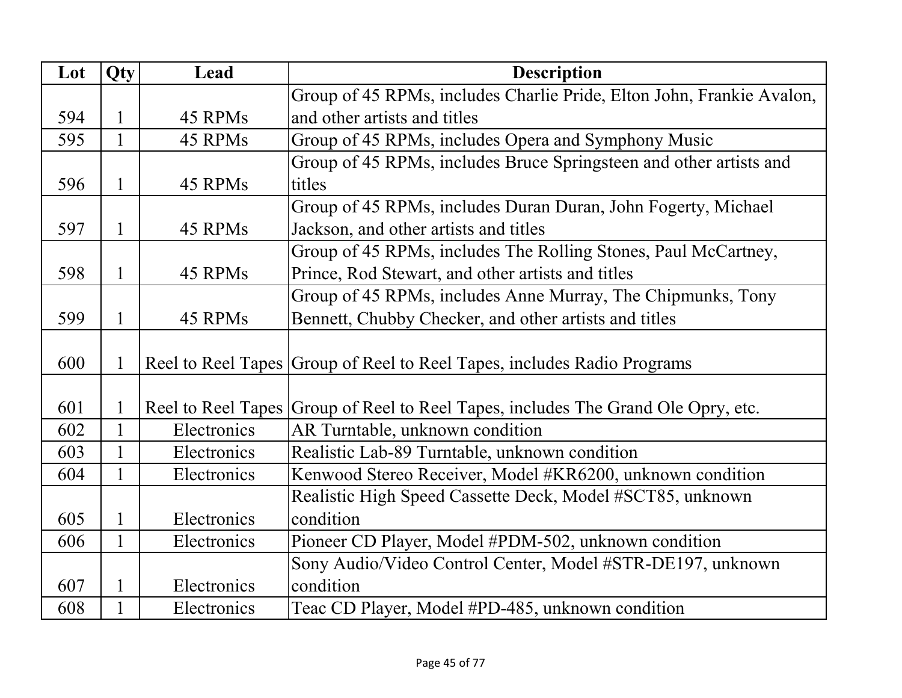| Lot | Qty | Lead | Description |
| --- | --- | --- | --- |
| 594 | 1 | 45 RPMs | Group of 45 RPMs, includes Charlie Pride, Elton John, Frankie Avalon, and other artists and titles |
| 595 | 1 | 45 RPMs | Group of 45 RPMs, includes Opera and Symphony Music |
| 596 | 1 | 45 RPMs | Group of 45 RPMs, includes Bruce Springsteen and other artists and titles |
| 597 | 1 | 45 RPMs | Group of 45 RPMs, includes Duran Duran, John Fogerty, Michael Jackson, and other artists and titles |
| 598 | 1 | 45 RPMs | Group of 45 RPMs, includes The Rolling Stones, Paul McCartney, Prince, Rod Stewart, and other artists and titles |
| 599 | 1 | 45 RPMs | Group of 45 RPMs, includes Anne Murray, The Chipmunks, Tony Bennett, Chubby Checker, and other artists and titles |
| 600 | 1 | Reel to Reel Tapes | Group of Reel to Reel Tapes, includes Radio Programs |
| 601 | 1 | Reel to Reel Tapes | Group of Reel to Reel Tapes, includes The Grand Ole Opry, etc. |
| 602 | 1 | Electronics | AR Turntable, unknown condition |
| 603 | 1 | Electronics | Realistic Lab-89 Turntable, unknown condition |
| 604 | 1 | Electronics | Kenwood Stereo Receiver, Model #KR6200, unknown condition |
| 605 | 1 | Electronics | Realistic High Speed Cassette Deck, Model #SCT85, unknown condition |
| 606 | 1 | Electronics | Pioneer CD Player, Model #PDM-502, unknown condition |
| 607 | 1 | Electronics | Sony Audio/Video Control Center, Model #STR-DE197, unknown condition |
| 608 | 1 | Electronics | Teac CD Player, Model #PD-485, unknown condition |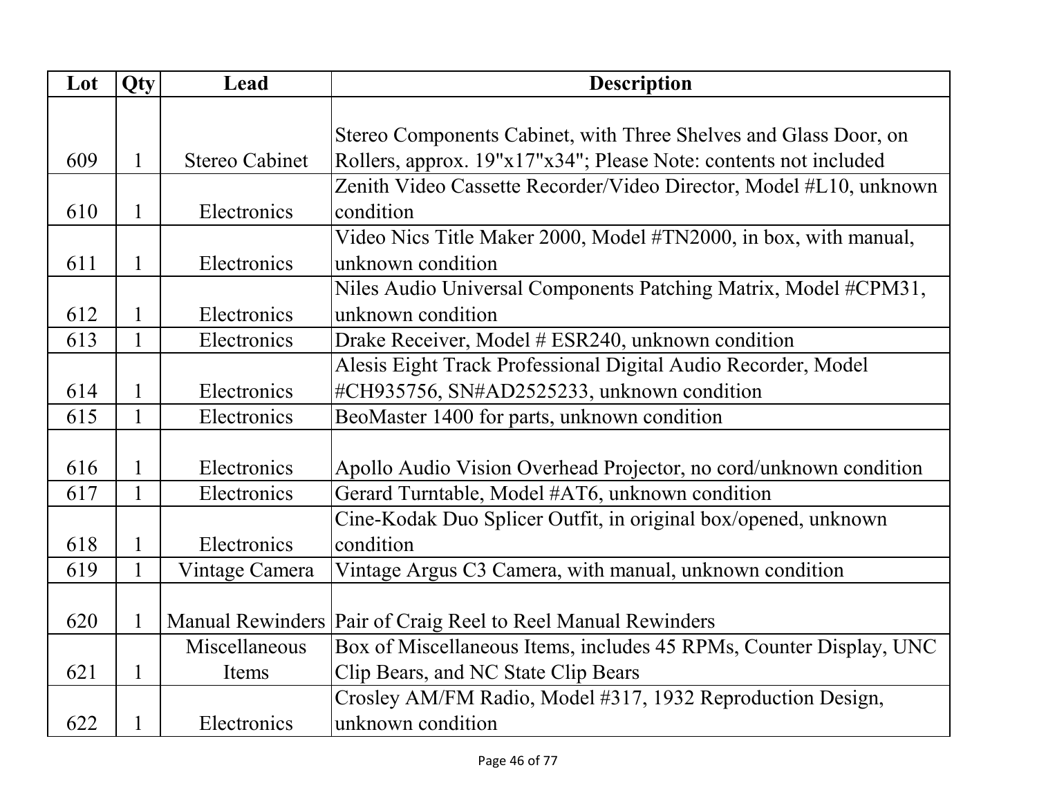| Lot | Qty | Lead | Description |
|---|---|---|---|
| 609 | 1 | Stereo Cabinet | Stereo Components Cabinet, with Three Shelves and Glass Door, on Rollers, approx. 19"x17"x34"; Please Note: contents not included |
| 610 | 1 | Electronics | Zenith Video Cassette Recorder/Video Director, Model #L10, unknown condition |
| 611 | 1 | Electronics | Video Nics Title Maker 2000, Model #TN2000, in box, with manual, unknown condition |
| 612 | 1 | Electronics | Niles Audio Universal Components Patching Matrix, Model #CPM31, unknown condition |
| 613 | 1 | Electronics | Drake Receiver, Model # ESR240, unknown condition |
| 614 | 1 | Electronics | Alesis Eight Track Professional Digital Audio Recorder, Model #CH935756, SN#AD2525233, unknown condition |
| 615 | 1 | Electronics | BeoMaster 1400 for parts, unknown condition |
| 616 | 1 | Electronics | Apollo Audio Vision Overhead Projector, no cord/unknown condition |
| 617 | 1 | Electronics | Gerard Turntable, Model #AT6, unknown condition |
| 618 | 1 | Electronics | Cine-Kodak Duo Splicer Outfit, in original box/opened, unknown condition |
| 619 | 1 | Vintage Camera | Vintage Argus C3 Camera, with manual, unknown condition |
| 620 | 1 | Manual Rewinders | Pair of Craig Reel to Reel Manual Rewinders |
| 621 | 1 | Miscellaneous Items | Box of Miscellaneous Items, includes 45 RPMs, Counter Display, UNC Clip Bears, and NC State Clip Bears |
| 622 | 1 | Electronics | Crosley AM/FM Radio, Model #317, 1932 Reproduction Design, unknown condition |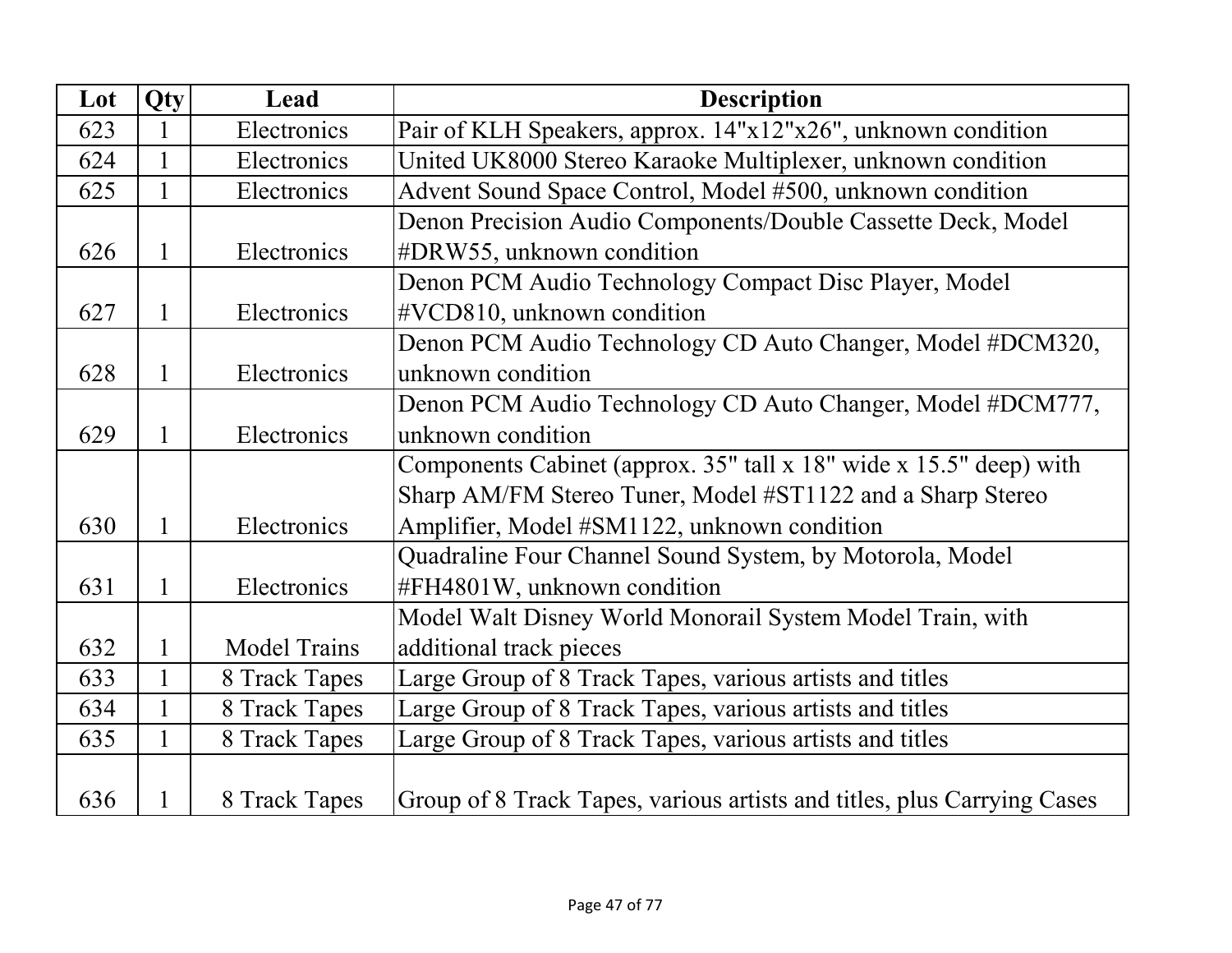| Lot | Qty | Lead | Description |
|---|---|---|---|
| 623 | 1 | Electronics | Pair of KLH Speakers, approx. 14"x12"x26", unknown condition |
| 624 | 1 | Electronics | United UK8000 Stereo Karaoke Multiplexer, unknown condition |
| 625 | 1 | Electronics | Advent Sound Space Control, Model #500, unknown condition |
| 626 | 1 | Electronics | Denon Precision Audio Components/Double Cassette Deck, Model #DRW55, unknown condition |
| 627 | 1 | Electronics | Denon PCM Audio Technology Compact Disc Player, Model #VCD810, unknown condition |
| 628 | 1 | Electronics | Denon PCM Audio Technology CD Auto Changer, Model #DCM320, unknown condition |
| 629 | 1 | Electronics | Denon PCM Audio Technology CD Auto Changer, Model #DCM777, unknown condition |
| 630 | 1 | Electronics | Components Cabinet (approx. 35" tall x 18" wide x 15.5" deep) with Sharp AM/FM Stereo Tuner, Model #ST1122 and a Sharp Stereo Amplifier, Model #SM1122, unknown condition |
| 631 | 1 | Electronics | Quadraline Four Channel Sound System, by Motorola, Model #FH4801W, unknown condition |
| 632 | 1 | Model Trains | Model Walt Disney World Monorail System Model Train, with additional track pieces |
| 633 | 1 | 8 Track Tapes | Large Group of 8 Track Tapes, various artists and titles |
| 634 | 1 | 8 Track Tapes | Large Group of 8 Track Tapes, various artists and titles |
| 635 | 1 | 8 Track Tapes | Large Group of 8 Track Tapes, various artists and titles |
| 636 | 1 | 8 Track Tapes | Group of 8 Track Tapes, various artists and titles, plus Carrying Cases |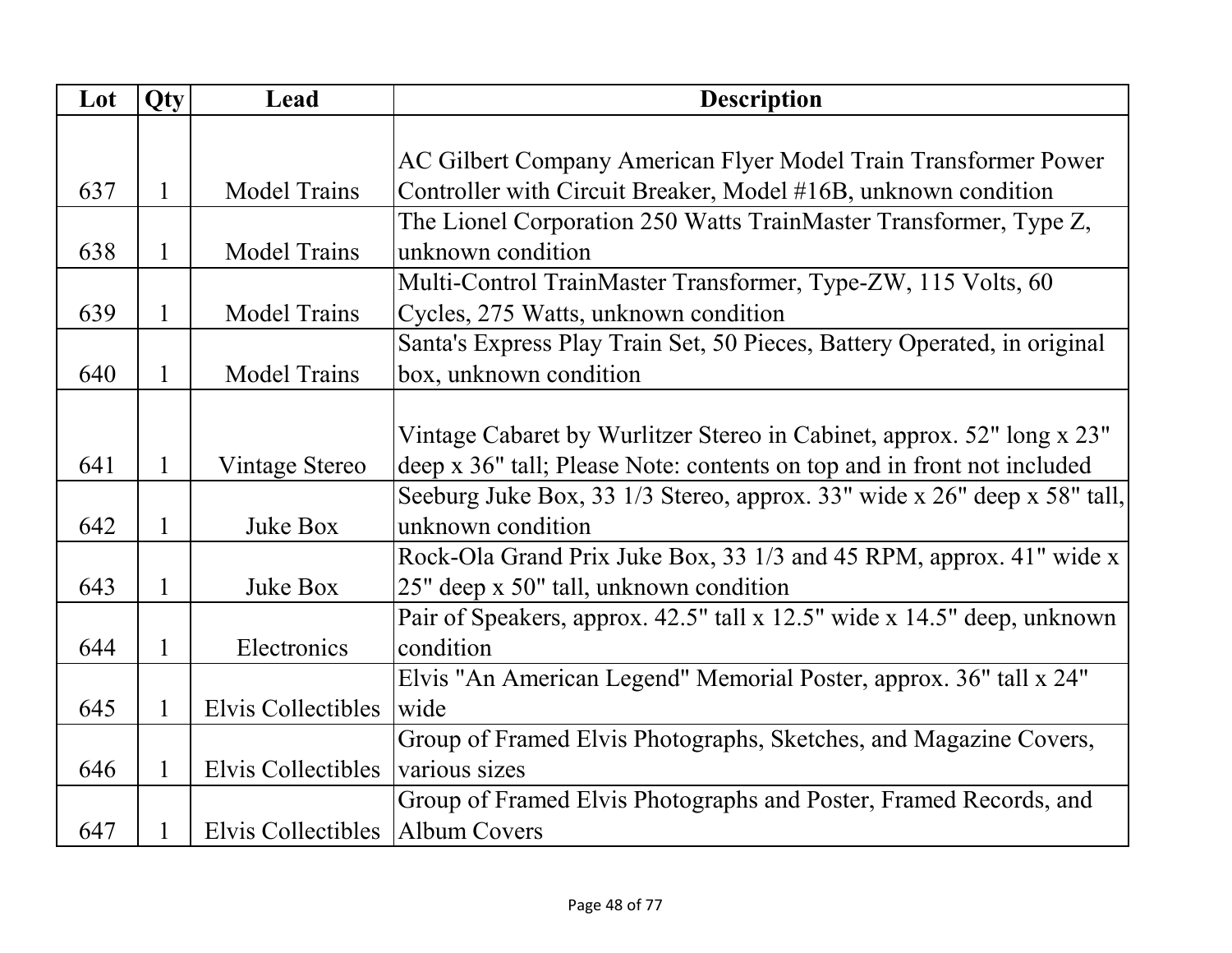| Lot | Qty | Lead | Description |
|---|---|---|---|
| 637 | 1 | Model Trains | AC Gilbert Company American Flyer Model Train Transformer Power Controller with Circuit Breaker, Model #16B, unknown condition |
| 638 | 1 | Model Trains | The Lionel Corporation 250 Watts TrainMaster Transformer, Type Z, unknown condition |
| 639 | 1 | Model Trains | Multi-Control TrainMaster Transformer, Type-ZW, 115 Volts, 60 Cycles, 275 Watts, unknown condition |
| 640 | 1 | Model Trains | Santa's Express Play Train Set, 50 Pieces, Battery Operated, in original box, unknown condition |
| 641 | 1 | Vintage Stereo | Vintage Cabaret by Wurlitzer Stereo in Cabinet, approx. 52" long x 23" deep x 36" tall; Please Note: contents on top and in front not included |
| 642 | 1 | Juke Box | Seeburg Juke Box, 33 1/3 Stereo, approx. 33" wide x 26" deep x 58" tall, unknown condition |
| 643 | 1 | Juke Box | Rock-Ola Grand Prix Juke Box, 33 1/3 and 45 RPM, approx. 41" wide x 25" deep x 50" tall, unknown condition |
| 644 | 1 | Electronics | Pair of Speakers, approx. 42.5" tall x 12.5" wide x 14.5" deep, unknown condition |
| 645 | 1 | Elvis Collectibles | Elvis "An American Legend" Memorial Poster, approx. 36" tall x 24" wide |
| 646 | 1 | Elvis Collectibles | Group of Framed Elvis Photographs, Sketches, and Magazine Covers, various sizes |
| 647 | 1 | Elvis Collectibles | Group of Framed Elvis Photographs and Poster, Framed Records, and Album Covers |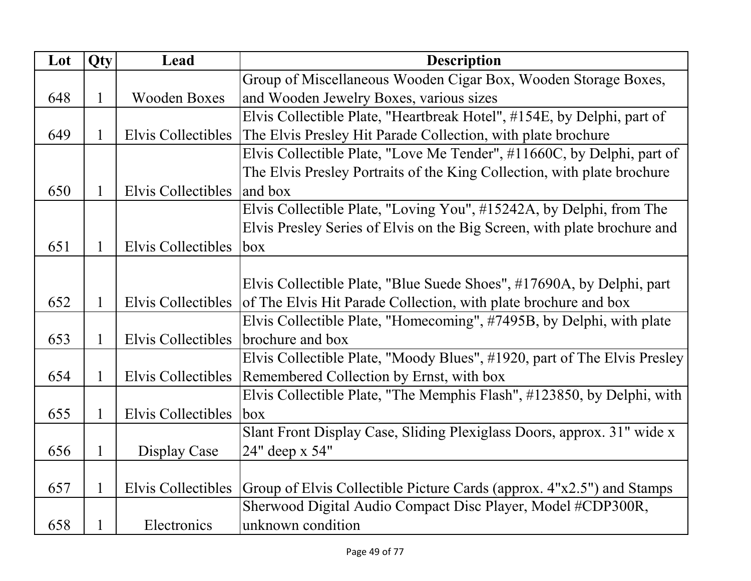| Lot | Qty | Lead | Description |
| --- | --- | --- | --- |
| 648 | 1 | Wooden Boxes | Group of Miscellaneous Wooden Cigar Box, Wooden Storage Boxes, and Wooden Jewelry Boxes, various sizes |
| 649 | 1 | Elvis Collectibles | Elvis Collectible Plate, "Heartbreak Hotel", #154E, by Delphi, part of The Elvis Presley Hit Parade Collection, with plate brochure |
| 650 | 1 | Elvis Collectibles | Elvis Collectible Plate, "Love Me Tender", #11660C, by Delphi, part of The Elvis Presley Portraits of the King Collection, with plate brochure and box |
| 651 | 1 | Elvis Collectibles | Elvis Collectible Plate, "Loving You", #15242A, by Delphi, from The Elvis Presley Series of Elvis on the Big Screen, with plate brochure and box |
| 652 | 1 | Elvis Collectibles | Elvis Collectible Plate, "Blue Suede Shoes", #17690A, by Delphi, part of The Elvis Hit Parade Collection, with plate brochure and box |
| 653 | 1 | Elvis Collectibles | Elvis Collectible Plate, "Homecoming", #7495B, by Delphi, with plate brochure and box |
| 654 | 1 | Elvis Collectibles | Elvis Collectible Plate, "Moody Blues", #1920, part of The Elvis Presley Remembered Collection by Ernst, with box |
| 655 | 1 | Elvis Collectibles | Elvis Collectible Plate, "The Memphis Flash", #123850, by Delphi, with box |
| 656 | 1 | Display Case | Slant Front Display Case, Sliding Plexiglass Doors, approx. 31" wide x 24" deep x 54" |
| 657 | 1 | Elvis Collectibles | Group of Elvis Collectible Picture Cards (approx. 4"x2.5") and Stamps |
| 658 | 1 | Electronics | Sherwood Digital Audio Compact Disc Player, Model #CDP300R, unknown condition |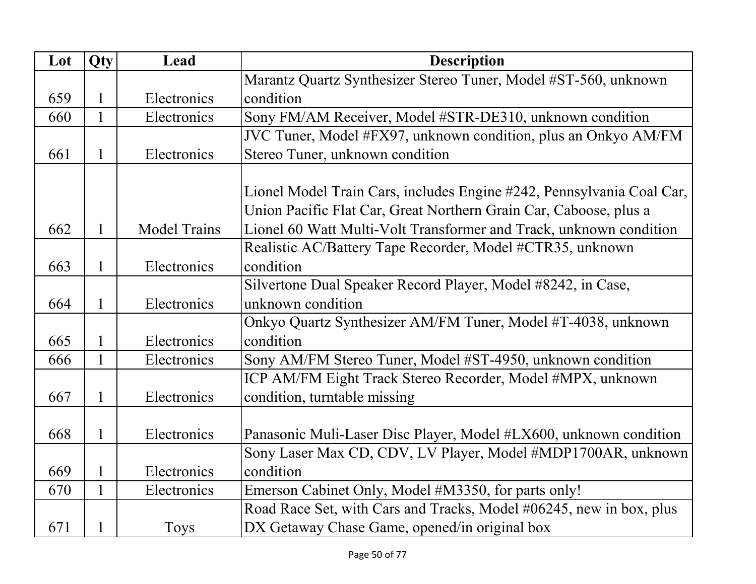| Lot | Qty | Lead | Description |
|---|---|---|---|
| 659 | 1 | Electronics | Marantz Quartz Synthesizer Stereo Tuner, Model #ST-560, unknown condition |
| 660 | 1 | Electronics | Sony FM/AM Receiver, Model #STR-DE310, unknown condition |
| 661 | 1 | Electronics | JVC Tuner, Model #FX97, unknown condition, plus an Onkyo AM/FM Stereo Tuner, unknown condition |
| 662 | 1 | Model Trains | Lionel Model Train Cars, includes Engine #242, Pennsylvania Coal Car, Union Pacific Flat Car, Great Northern Grain Car, Caboose, plus a Lionel 60 Watt Multi-Volt Transformer and Track, unknown condition |
| 663 | 1 | Electronics | Realistic AC/Battery Tape Recorder, Model #CTR35, unknown condition |
| 664 | 1 | Electronics | Silvertone Dual Speaker Record Player, Model #8242, in Case, unknown condition |
| 665 | 1 | Electronics | Onkyo Quartz Synthesizer AM/FM Tuner, Model #T-4038, unknown condition |
| 666 | 1 | Electronics | Sony AM/FM Stereo Tuner, Model #ST-4950, unknown condition |
| 667 | 1 | Electronics | ICP AM/FM Eight Track Stereo Recorder, Model #MPX, unknown condition, turntable missing |
| 668 | 1 | Electronics | Panasonic Muli-Laser Disc Player, Model #LX600, unknown condition |
| 669 | 1 | Electronics | Sony Laser Max CD, CDV, LV Player, Model #MDP1700AR, unknown condition |
| 670 | 1 | Electronics | Emerson Cabinet Only, Model #M3350, for parts only! |
| 671 | 1 | Toys | Road Race Set, with Cars and Tracks, Model #06245, new in box, plus DX Getaway Chase Game, opened/in original box |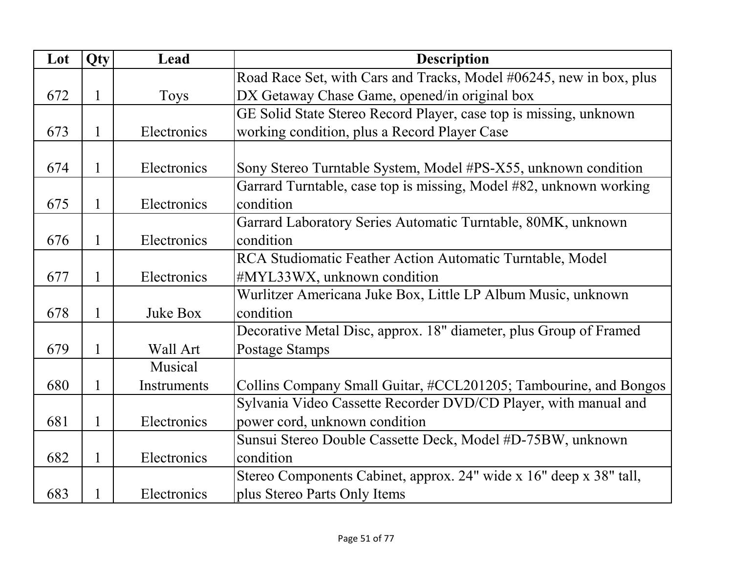| Lot | Qty | Lead | Description |
|---|---|---|---|
| 672 | 1 | Toys | Road Race Set, with Cars and Tracks, Model #06245, new in box, plus DX Getaway Chase Game, opened/in original box |
| 673 | 1 | Electronics | GE Solid State Stereo Record Player, case top is missing, unknown working condition, plus a Record Player Case |
| 674 | 1 | Electronics | Sony Stereo Turntable System, Model #PS-X55, unknown condition |
| 675 | 1 | Electronics | Garrard Turntable, case top is missing, Model #82, unknown working condition |
| 676 | 1 | Electronics | Garrard Laboratory Series Automatic Turntable, 80MK, unknown condition |
| 677 | 1 | Electronics | RCA Studiomatic Feather Action Automatic Turntable, Model #MYL33WX, unknown condition |
| 678 | 1 | Juke Box | Wurlitzer Americana Juke Box, Little LP Album Music, unknown condition |
| 679 | 1 | Wall Art | Decorative Metal Disc, approx. 18" diameter, plus Group of Framed Postage Stamps |
| 680 | 1 | Musical Instruments | Collins Company Small Guitar, #CCL201205; Tambourine, and Bongos |
| 681 | 1 | Electronics | Sylvania Video Cassette Recorder DVD/CD Player, with manual and power cord, unknown condition |
| 682 | 1 | Electronics | Sunsui Stereo Double Cassette Deck, Model #D-75BW, unknown condition |
| 683 | 1 | Electronics | Stereo Components Cabinet, approx. 24" wide x 16" deep x 38" tall, plus Stereo Parts Only Items |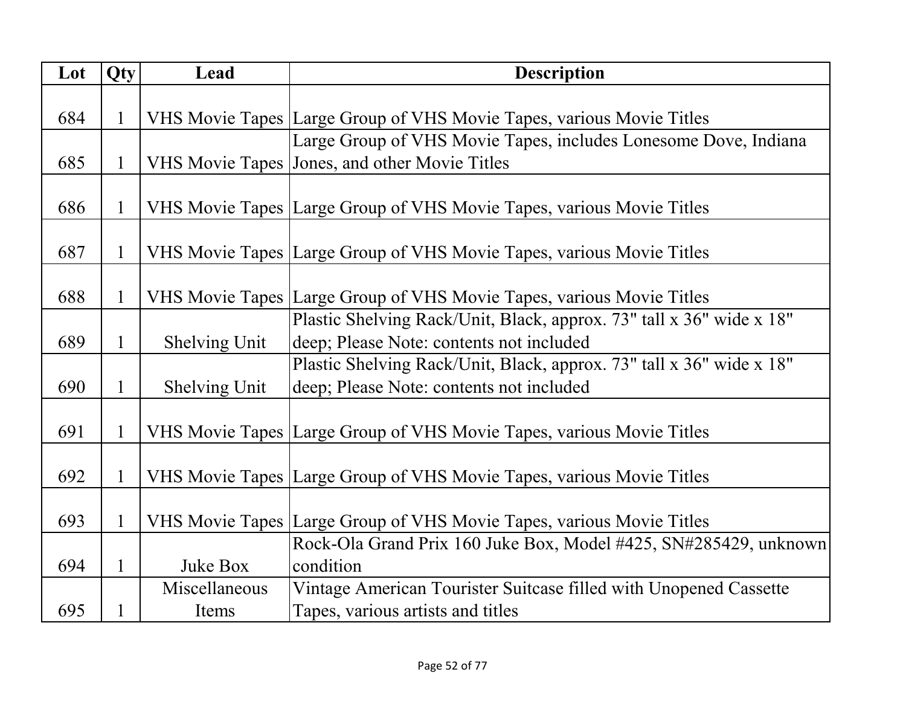| Lot | Qty | Lead | Description |
|---|---|---|---|
| 684 | 1 | VHS Movie Tapes | Large Group of VHS Movie Tapes, various Movie Titles |
| 685 | 1 | VHS Movie Tapes | Large Group of VHS Movie Tapes, includes Lonesome Dove, Indiana Jones, and other Movie Titles |
| 686 | 1 | VHS Movie Tapes | Large Group of VHS Movie Tapes, various Movie Titles |
| 687 | 1 | VHS Movie Tapes | Large Group of VHS Movie Tapes, various Movie Titles |
| 688 | 1 | VHS Movie Tapes | Large Group of VHS Movie Tapes, various Movie Titles |
| 689 | 1 | Shelving Unit | Plastic Shelving Rack/Unit, Black, approx. 73" tall x 36" wide x 18" deep; Please Note: contents not included |
| 690 | 1 | Shelving Unit | Plastic Shelving Rack/Unit, Black, approx. 73" tall x 36" wide x 18" deep; Please Note: contents not included |
| 691 | 1 | VHS Movie Tapes | Large Group of VHS Movie Tapes, various Movie Titles |
| 692 | 1 | VHS Movie Tapes | Large Group of VHS Movie Tapes, various Movie Titles |
| 693 | 1 | VHS Movie Tapes | Large Group of VHS Movie Tapes, various Movie Titles |
| 694 | 1 | Juke Box | Rock-Ola Grand Prix 160 Juke Box, Model #425, SN#285429, unknown condition |
| 695 | 1 | Miscellaneous Items | Vintage American Tourister Suitcase filled with Unopened Cassette Tapes, various artists and titles |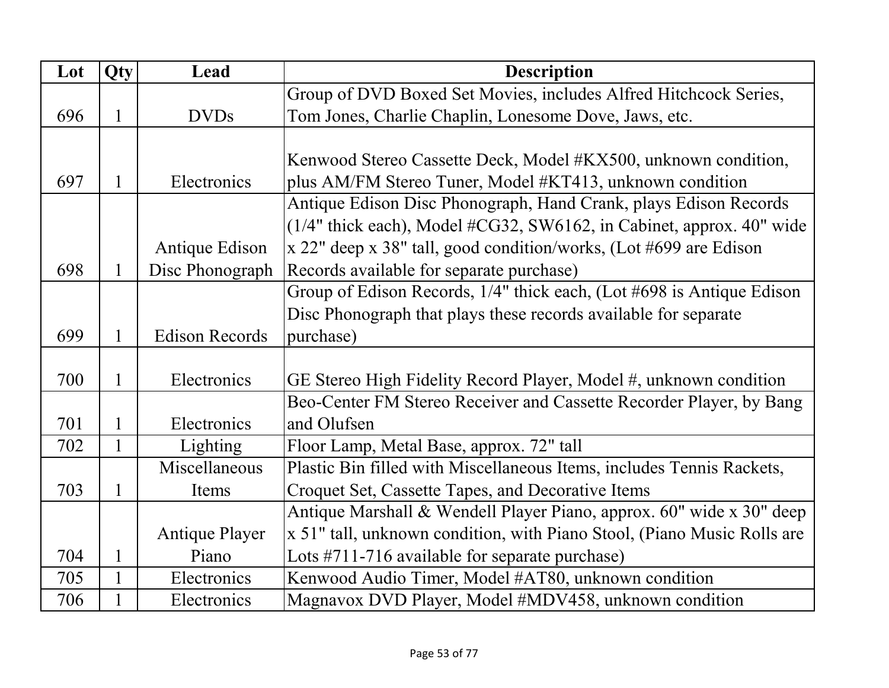| Lot | Qty | Lead | Description |
| --- | --- | --- | --- |
| 696 | 1 | DVDs | Group of DVD Boxed Set Movies, includes Alfred Hitchcock Series, Tom Jones, Charlie Chaplin, Lonesome Dove, Jaws, etc. |
| 697 | 1 | Electronics | Kenwood Stereo Cassette Deck, Model #KX500, unknown condition, plus AM/FM Stereo Tuner, Model #KT413, unknown condition |
| 698 | 1 | Antique Edison Disc Phonograph | Antique Edison Disc Phonograph, Hand Crank, plays Edison Records (1/4" thick each), Model #CG32, SW6162, in Cabinet, approx. 40" wide x 22" deep x 38" tall, good condition/works, (Lot #699 are Edison Records available for separate purchase) |
| 699 | 1 | Edison Records | Group of Edison Records, 1/4" thick each, (Lot #698 is Antique Edison Disc Phonograph that plays these records available for separate purchase) |
| 700 | 1 | Electronics | GE Stereo High Fidelity Record Player, Model #, unknown condition |
| 701 | 1 | Electronics | Beo-Center FM Stereo Receiver and Cassette Recorder Player, by Bang and Olufsen |
| 702 | 1 | Lighting | Floor Lamp, Metal Base, approx. 72" tall |
| 703 | 1 | Miscellaneous Items | Plastic Bin filled with Miscellaneous Items, includes Tennis Rackets, Croquet Set, Cassette Tapes, and Decorative Items |
| 704 | 1 | Antique Player Piano | Antique Marshall & Wendell Player Piano, approx. 60" wide x 30" deep x 51" tall, unknown condition, with Piano Stool, (Piano Music Rolls are Lots #711-716 available for separate purchase) |
| 705 | 1 | Electronics | Kenwood Audio Timer, Model #AT80, unknown condition |
| 706 | 1 | Electronics | Magnavox DVD Player, Model #MDV458, unknown condition |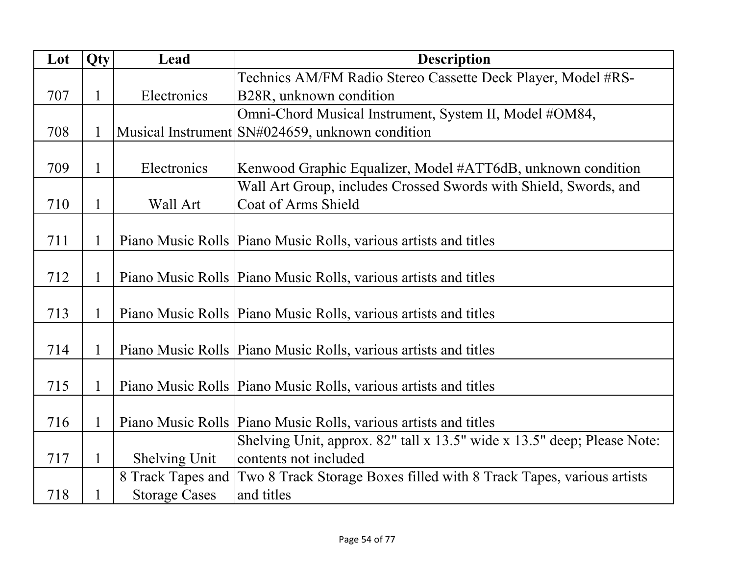| Lot | Qty | Lead | Description |
|---|---|---|---|
| 707 | 1 | Electronics | Technics AM/FM Radio Stereo Cassette Deck Player, Model #RS-B28R, unknown condition |
| 708 | 1 | Musical Instrument | Omni-Chord Musical Instrument, System II, Model #OM84, SN#024659, unknown condition |
| 709 | 1 | Electronics | Kenwood Graphic Equalizer, Model #ATT6dB, unknown condition |
| 710 | 1 | Wall Art | Wall Art Group, includes Crossed Swords with Shield, Swords, and Coat of Arms Shield |
| 711 | 1 | Piano Music Rolls | Piano Music Rolls, various artists and titles |
| 712 | 1 | Piano Music Rolls | Piano Music Rolls, various artists and titles |
| 713 | 1 | Piano Music Rolls | Piano Music Rolls, various artists and titles |
| 714 | 1 | Piano Music Rolls | Piano Music Rolls, various artists and titles |
| 715 | 1 | Piano Music Rolls | Piano Music Rolls, various artists and titles |
| 716 | 1 | Piano Music Rolls | Piano Music Rolls, various artists and titles |
| 717 | 1 | Shelving Unit | Shelving Unit, approx. 82" tall x 13.5" wide x 13.5" deep; Please Note: contents not included |
| 718 | 1 | 8 Track Tapes and Storage Cases | Two 8 Track Storage Boxes filled with 8 Track Tapes, various artists and titles |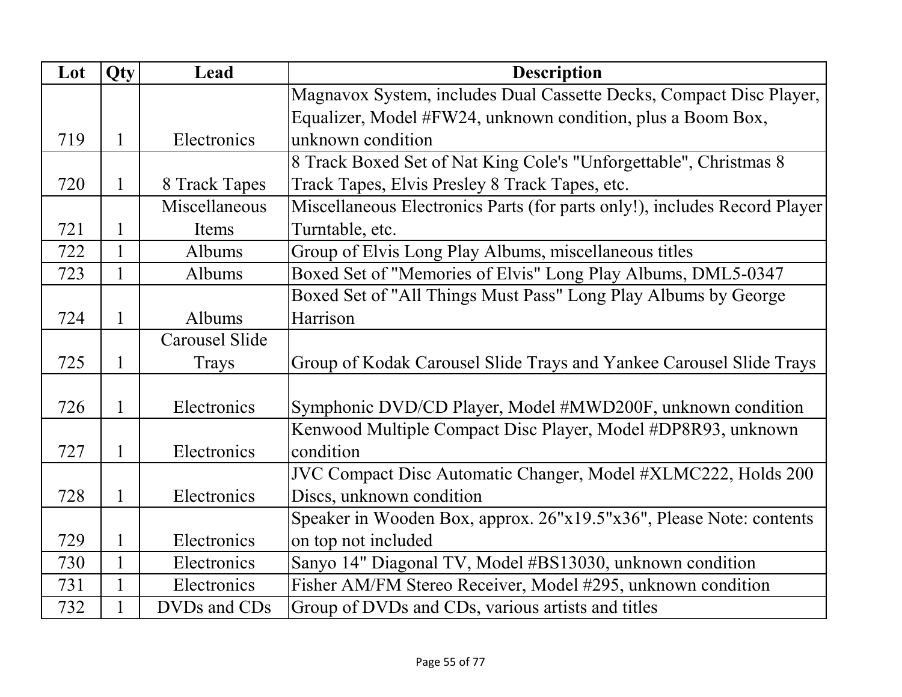| Lot | Qty | Lead | Description |
| --- | --- | --- | --- |
| 719 | 1 | Electronics | Magnavox System, includes Dual Cassette Decks, Compact Disc Player, Equalizer, Model #FW24, unknown condition, plus a Boom Box, unknown condition |
| 720 | 1 | 8 Track Tapes | 8 Track Boxed Set of Nat King Cole's "Unforgettable", Christmas 8 Track Tapes, Elvis Presley 8 Track Tapes, etc. |
| 721 | 1 | Miscellaneous Items | Miscellaneous Electronics Parts (for parts only!), includes Record Player Turntable, etc. |
| 722 | 1 | Albums | Group of Elvis Long Play Albums, miscellaneous titles |
| 723 | 1 | Albums | Boxed Set of "Memories of Elvis" Long Play Albums, DML5-0347 |
| 724 | 1 | Albums | Boxed Set of "All Things Must Pass" Long Play Albums by George Harrison |
| 725 | 1 | Carousel Slide Trays | Group of Kodak Carousel Slide Trays and Yankee Carousel Slide Trays |
| 726 | 1 | Electronics | Symphonic DVD/CD Player, Model #MWD200F, unknown condition |
| 727 | 1 | Electronics | Kenwood Multiple Compact Disc Player, Model #DP8R93, unknown condition |
| 728 | 1 | Electronics | JVC Compact Disc Automatic Changer, Model #XLMC222, Holds 200 Discs, unknown condition |
| 729 | 1 | Electronics | Speaker in Wooden Box, approx. 26"x19.5"x36", Please Note: contents on top not included |
| 730 | 1 | Electronics | Sanyo 14" Diagonal TV, Model #BS13030, unknown condition |
| 731 | 1 | Electronics | Fisher AM/FM Stereo Receiver, Model #295, unknown condition |
| 732 | 1 | DVDs and CDs | Group of DVDs and CDs, various artists and titles |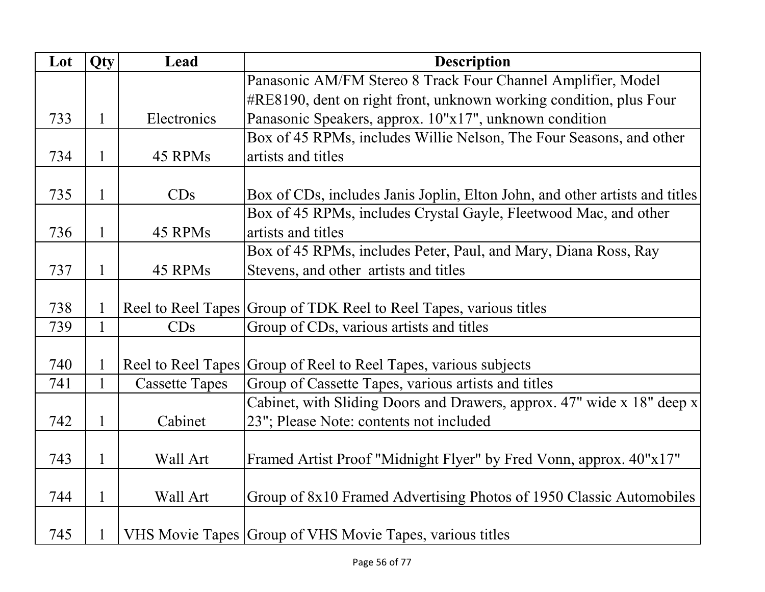| Lot | Qty | Lead | Description |
|---|---|---|---|
| 733 | 1 | Electronics | Panasonic AM/FM Stereo 8 Track Four Channel Amplifier, Model #RE8190, dent on right front, unknown working condition, plus Four Panasonic Speakers, approx. 10"x17", unknown condition |
| 734 | 1 | 45 RPMs | Box of 45 RPMs, includes Willie Nelson, The Four Seasons, and other artists and titles |
| 735 | 1 | CDs | Box of CDs, includes Janis Joplin, Elton John, and other artists and titles |
| 736 | 1 | 45 RPMs | Box of 45 RPMs, includes Crystal Gayle, Fleetwood Mac, and other artists and titles |
| 737 | 1 | 45 RPMs | Box of 45 RPMs, includes Peter, Paul, and Mary, Diana Ross, Ray Stevens, and other artists and titles |
| 738 | 1 | Reel to Reel Tapes | Group of TDK Reel to Reel Tapes, various titles |
| 739 | 1 | CDs | Group of CDs, various artists and titles |
| 740 | 1 | Reel to Reel Tapes | Group of Reel to Reel Tapes, various subjects |
| 741 | 1 | Cassette Tapes | Group of Cassette Tapes, various artists and titles |
| 742 | 1 | Cabinet | Cabinet, with Sliding Doors and Drawers, approx. 47" wide x 18" deep x 23"; Please Note: contents not included |
| 743 | 1 | Wall Art | Framed Artist Proof "Midnight Flyer" by Fred Vonn, approx. 40"x17" |
| 744 | 1 | Wall Art | Group of 8x10 Framed Advertising Photos of 1950 Classic Automobiles |
| 745 | 1 | VHS Movie Tapes | Group of VHS Movie Tapes, various titles |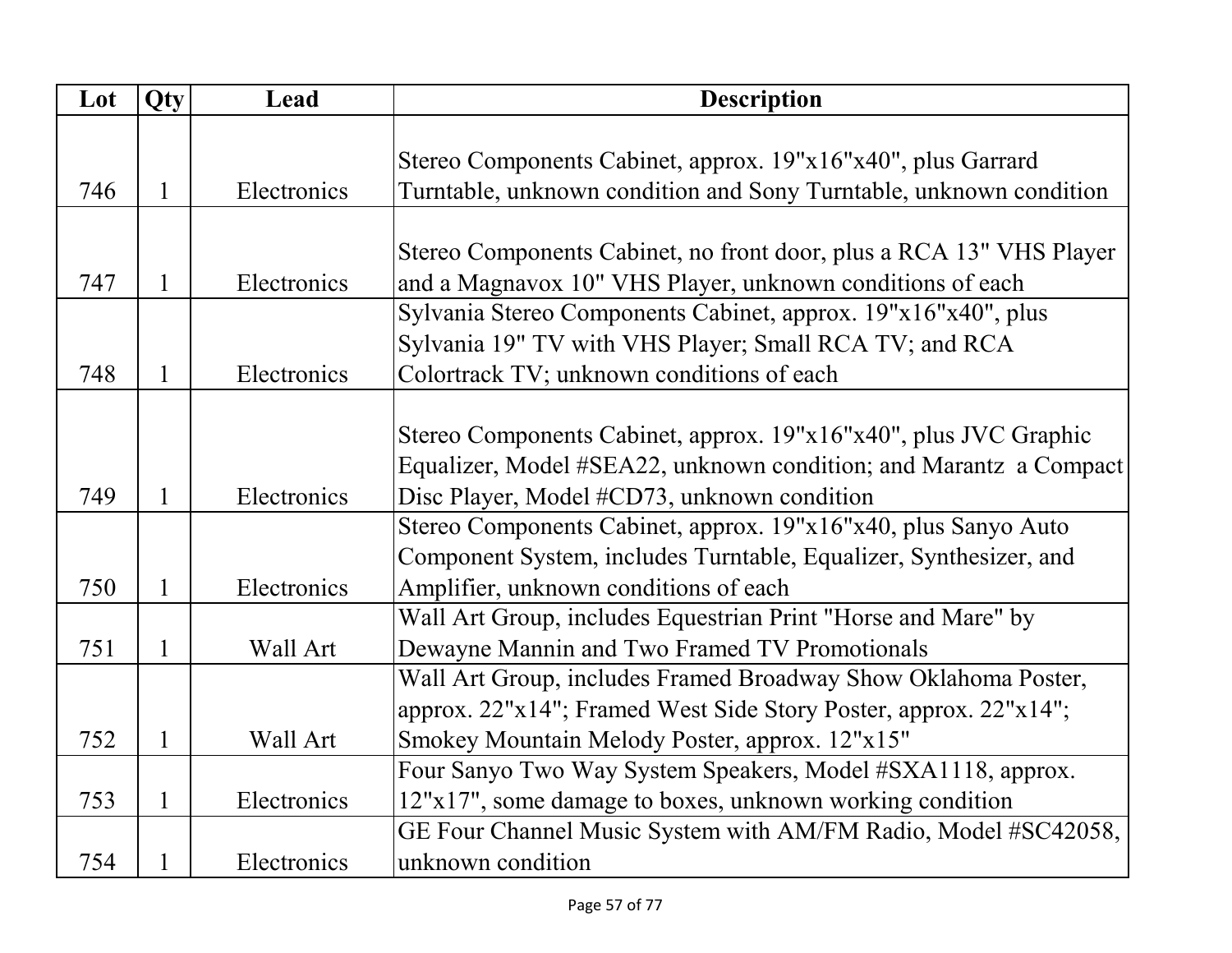| Lot | Qty | Lead | Description |
|---|---|---|---|
| 746 | 1 | Electronics | Stereo Components Cabinet, approx. 19"x16"x40", plus Garrard Turntable, unknown condition and Sony Turntable, unknown condition |
| 747 | 1 | Electronics | Stereo Components Cabinet, no front door, plus a RCA 13" VHS Player and a Magnavox 10" VHS Player, unknown conditions of each |
| 748 | 1 | Electronics | Sylvania Stereo Components Cabinet, approx. 19"x16"x40", plus Sylvania 19" TV with VHS Player; Small RCA TV; and RCA Colortrack TV; unknown conditions of each |
| 749 | 1 | Electronics | Stereo Components Cabinet, approx. 19"x16"x40", plus JVC Graphic Equalizer, Model #SEA22, unknown condition; and Marantz a Compact Disc Player, Model #CD73, unknown condition |
| 750 | 1 | Electronics | Stereo Components Cabinet, approx. 19"x16"x40, plus Sanyo Auto Component System, includes Turntable, Equalizer, Synthesizer, and Amplifier, unknown conditions of each |
| 751 | 1 | Wall Art | Wall Art Group, includes Equestrian Print "Horse and Mare" by Dewayne Mannin and Two Framed TV Promotionals |
| 752 | 1 | Wall Art | Wall Art Group, includes Framed Broadway Show Oklahoma Poster, approx. 22"x14"; Framed West Side Story Poster, approx. 22"x14"; Smokey Mountain Melody Poster, approx. 12"x15" |
| 753 | 1 | Electronics | Four Sanyo Two Way System Speakers, Model #SXA1118, approx. 12"x17", some damage to boxes, unknown working condition |
| 754 | 1 | Electronics | GE Four Channel Music System with AM/FM Radio, Model #SC42058, unknown condition |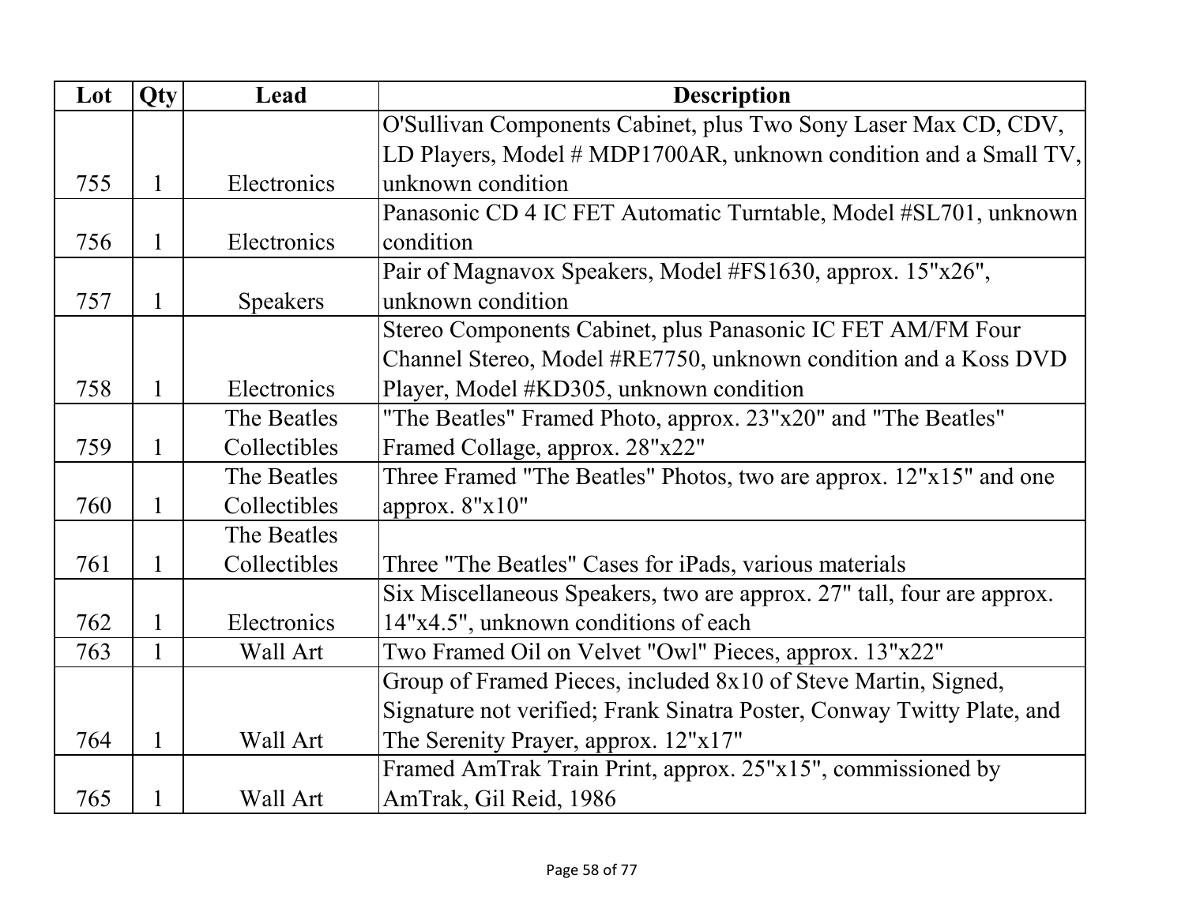| Lot | Qty | Lead | Description |
| --- | --- | --- | --- |
| 755 | 1 | Electronics | O'Sullivan Components Cabinet, plus Two Sony Laser Max CD, CDV, LD Players, Model # MDP1700AR, unknown condition and a Small TV, unknown condition |
| 756 | 1 | Electronics | Panasonic CD 4 IC FET Automatic Turntable, Model #SL701, unknown condition |
| 757 | 1 | Speakers | Pair of Magnavox Speakers, Model #FS1630, approx. 15"x26", unknown condition |
| 758 | 1 | Electronics | Stereo Components Cabinet, plus Panasonic IC FET AM/FM Four Channel Stereo, Model #RE7750, unknown condition and a Koss DVD Player, Model #KD305, unknown condition |
| 759 | 1 | The Beatles Collectibles | "The Beatles" Framed Photo, approx. 23"x20" and "The Beatles" Framed Collage, approx. 28"x22" |
| 760 | 1 | The Beatles Collectibles | Three Framed "The Beatles" Photos, two are approx. 12"x15" and one approx. 8"x10" |
| 761 | 1 | The Beatles Collectibles | Three "The Beatles" Cases for iPads, various materials |
| 762 | 1 | Electronics | Six Miscellaneous Speakers, two are approx. 27" tall, four are approx. 14"x4.5", unknown conditions of each |
| 763 | 1 | Wall Art | Two Framed Oil on Velvet "Owl" Pieces, approx. 13"x22" |
| 764 | 1 | Wall Art | Group of Framed Pieces, included 8x10 of Steve Martin, Signed, Signature not verified; Frank Sinatra Poster, Conway Twitty Plate, and The Serenity Prayer, approx. 12"x17" |
| 765 | 1 | Wall Art | Framed AmTrak Train Print, approx. 25"x15", commissioned by AmTrak, Gil Reid, 1986 |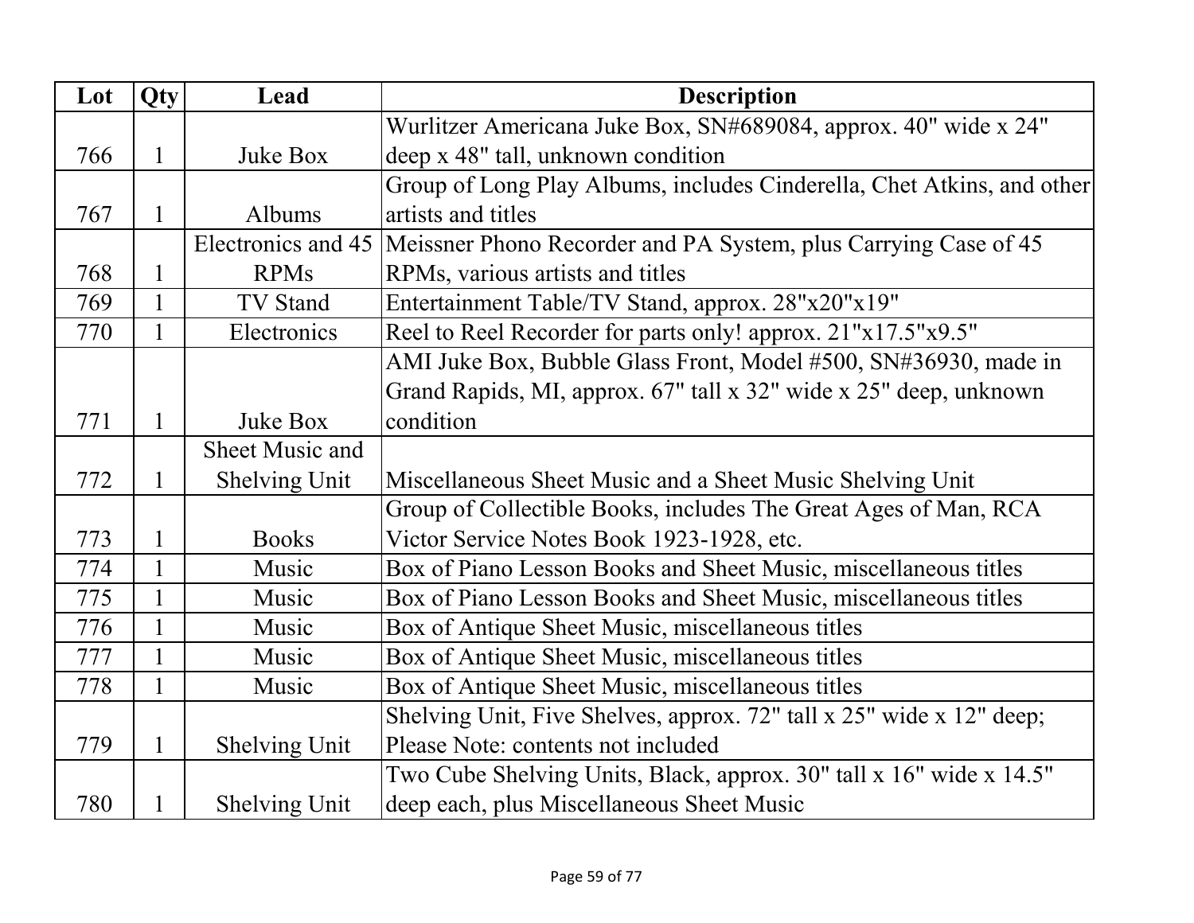| Lot | Qty | Lead | Description |
| --- | --- | --- | --- |
| 766 | 1 | Juke Box | Wurlitzer Americana Juke Box, SN#689084, approx. 40" wide x 24" deep x 48" tall, unknown condition |
| 767 | 1 | Albums | Group of Long Play Albums, includes Cinderella, Chet Atkins, and other artists and titles |
| 768 | 1 | Electronics and 45 RPMs | Meissner Phono Recorder and PA System, plus Carrying Case of 45 RPMs, various artists and titles |
| 769 | 1 | TV Stand | Entertainment Table/TV Stand, approx. 28"x20"x19" |
| 770 | 1 | Electronics | Reel to Reel Recorder for parts only! approx. 21"x17.5"x9.5" |
| 771 | 1 | Juke Box | AMI Juke Box, Bubble Glass Front, Model #500, SN#36930, made in Grand Rapids, MI, approx. 67" tall x 32" wide x 25" deep, unknown condition |
| 772 | 1 | Sheet Music and Shelving Unit | Miscellaneous Sheet Music and a Sheet Music Shelving Unit |
| 773 | 1 | Books | Group of Collectible Books, includes The Great Ages of Man, RCA Victor Service Notes Book 1923-1928, etc. |
| 774 | 1 | Music | Box of Piano Lesson Books and Sheet Music, miscellaneous titles |
| 775 | 1 | Music | Box of Piano Lesson Books and Sheet Music, miscellaneous titles |
| 776 | 1 | Music | Box of Antique Sheet Music, miscellaneous titles |
| 777 | 1 | Music | Box of Antique Sheet Music, miscellaneous titles |
| 778 | 1 | Music | Box of Antique Sheet Music, miscellaneous titles |
| 779 | 1 | Shelving Unit | Shelving Unit, Five Shelves, approx. 72" tall x 25" wide x 12" deep; Please Note: contents not included |
| 780 | 1 | Shelving Unit | Two Cube Shelving Units, Black, approx. 30" tall x 16" wide x 14.5" deep each, plus Miscellaneous Sheet Music |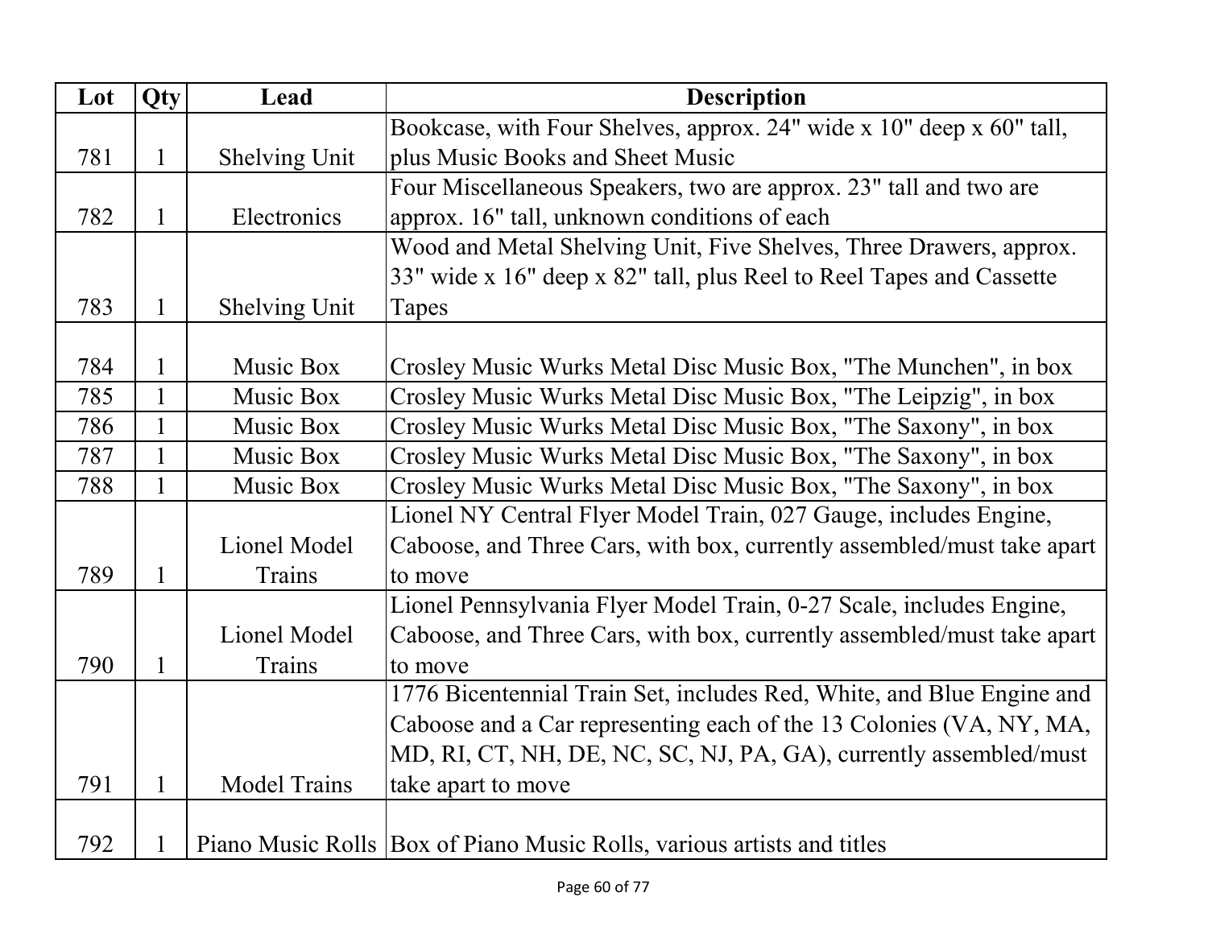| Lot | Qty | Lead | Description |
|---|---|---|---|
| 781 | 1 | Shelving Unit | Bookcase, with Four Shelves, approx. 24" wide x 10" deep x 60" tall, plus Music Books and Sheet Music |
| 782 | 1 | Electronics | Four Miscellaneous Speakers, two are approx. 23" tall and two are approx. 16" tall, unknown conditions of each |
| 783 | 1 | Shelving Unit | Wood and Metal Shelving Unit, Five Shelves, Three Drawers, approx. 33" wide x 16" deep x 82" tall, plus Reel to Reel Tapes and Cassette Tapes |
| 784 | 1 | Music Box | Crosley Music Wurks Metal Disc Music Box, "The Munchen", in box |
| 785 | 1 | Music Box | Crosley Music Wurks Metal Disc Music Box, "The Leipzig", in box |
| 786 | 1 | Music Box | Crosley Music Wurks Metal Disc Music Box, "The Saxony", in box |
| 787 | 1 | Music Box | Crosley Music Wurks Metal Disc Music Box, "The Saxony", in box |
| 788 | 1 | Music Box | Crosley Music Wurks Metal Disc Music Box, "The Saxony", in box |
| 789 | 1 | Lionel Model Trains | Lionel NY Central Flyer Model Train, 027 Gauge, includes Engine, Caboose, and Three Cars, with box, currently assembled/must take apart to move |
| 790 | 1 | Lionel Model Trains | Lionel Pennsylvania Flyer Model Train, 0-27 Scale, includes Engine, Caboose, and Three Cars, with box, currently assembled/must take apart to move |
| 791 | 1 | Model Trains | 1776 Bicentennial Train Set, includes Red, White, and Blue Engine and Caboose and a Car representing each of the 13 Colonies (VA, NY, MA, MD, RI, CT, NH, DE, NC, SC, NJ, PA, GA), currently assembled/must take apart to move |
| 792 | 1 | Piano Music Rolls | Box of Piano Music Rolls, various artists and titles |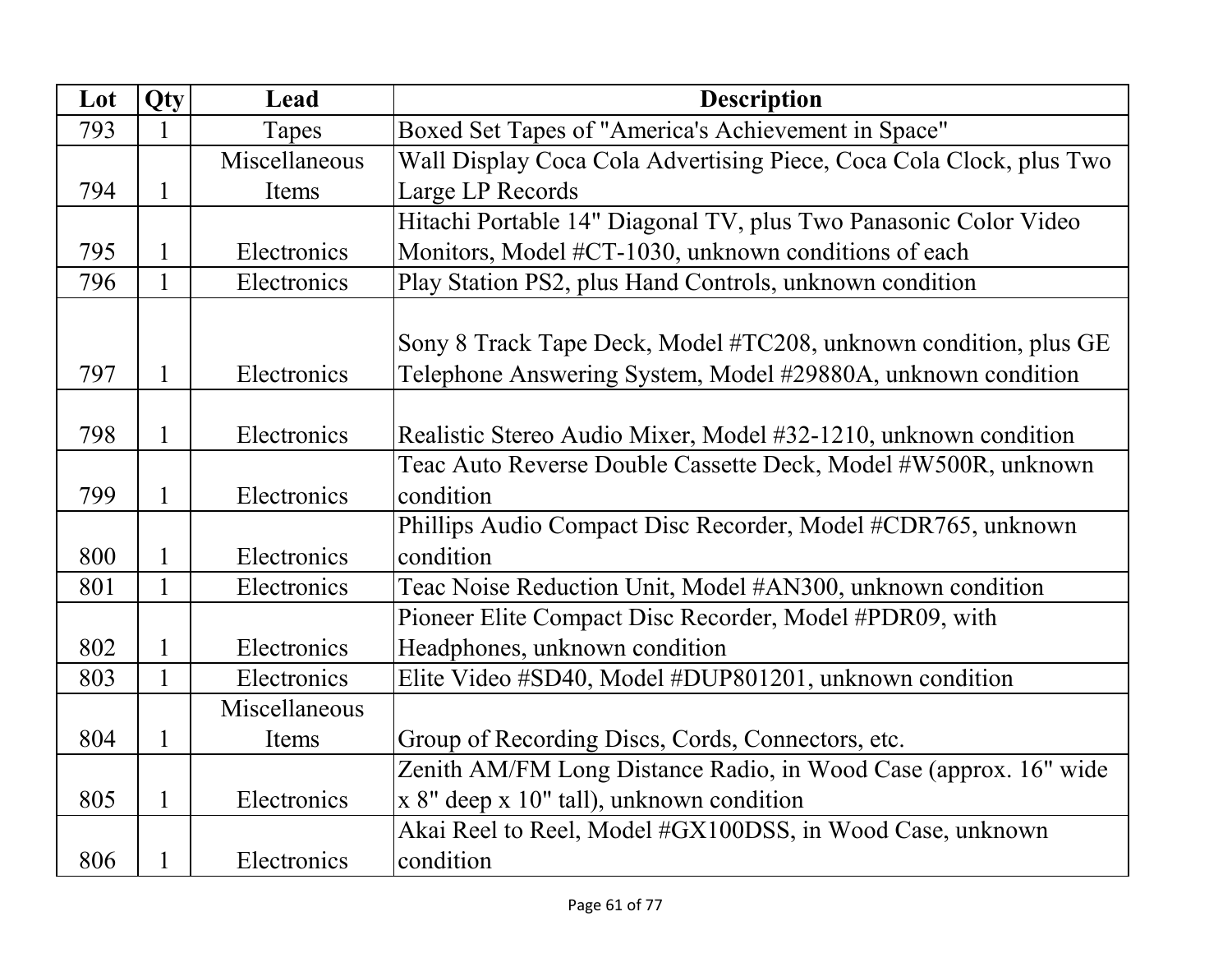| Lot | Qty | Lead | Description |
|---|---|---|---|
| 793 | 1 | Tapes | Boxed Set Tapes of "America's Achievement in Space" |
| 794 | 1 | Miscellaneous Items | Wall Display Coca Cola Advertising Piece, Coca Cola Clock, plus Two Large LP Records |
| 795 | 1 | Electronics | Hitachi Portable 14" Diagonal TV, plus Two Panasonic Color Video Monitors, Model #CT-1030, unknown conditions of each |
| 796 | 1 | Electronics | Play Station PS2, plus Hand Controls, unknown condition |
| 797 | 1 | Electronics | Sony 8 Track Tape Deck, Model #TC208, unknown condition, plus GE Telephone Answering System, Model #29880A, unknown condition |
| 798 | 1 | Electronics | Realistic Stereo Audio Mixer, Model #32-1210, unknown condition |
| 799 | 1 | Electronics | Teac Auto Reverse Double Cassette Deck, Model #W500R, unknown condition |
| 800 | 1 | Electronics | Phillips Audio Compact Disc Recorder, Model #CDR765, unknown condition |
| 801 | 1 | Electronics | Teac Noise Reduction Unit, Model #AN300, unknown condition |
| 802 | 1 | Electronics | Pioneer Elite Compact Disc Recorder, Model #PDR09, with Headphones, unknown condition |
| 803 | 1 | Electronics | Elite Video #SD40, Model #DUP801201, unknown condition |
| 804 | 1 | Miscellaneous Items | Group of Recording Discs, Cords, Connectors, etc. |
| 805 | 1 | Electronics | Zenith AM/FM Long Distance Radio, in Wood Case (approx. 16" wide x 8" deep x 10" tall), unknown condition |
| 806 | 1 | Electronics | Akai Reel to Reel, Model #GX100DSS, in Wood Case, unknown condition |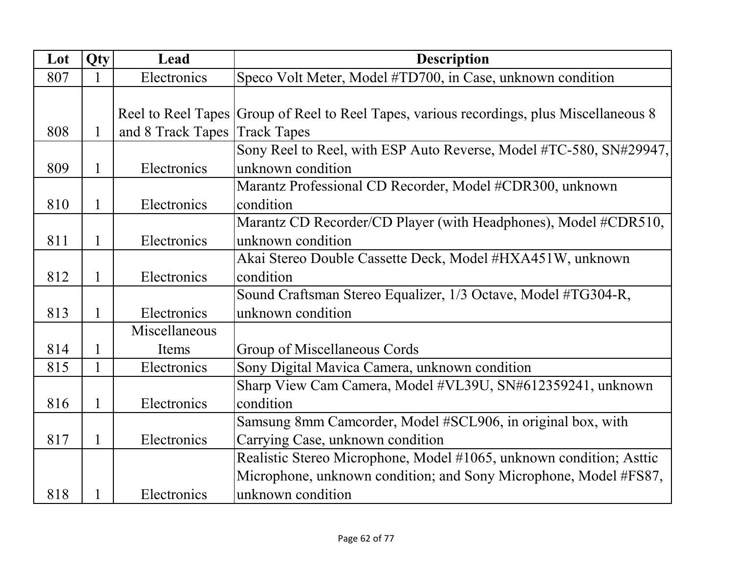| Lot | Qty | Lead | Description |
|---|---|---|---|
| 807 | 1 | Electronics | Speco Volt Meter, Model #TD700, in Case, unknown condition |
| 808 | 1 | Reel to Reel Tapes and 8 Track Tapes | Group of Reel to Reel Tapes, various recordings, plus Miscellaneous 8 Track Tapes |
| 809 | 1 | Electronics | Sony Reel to Reel, with ESP Auto Reverse, Model #TC-580, SN#29947, unknown condition |
| 810 | 1 | Electronics | Marantz Professional CD Recorder, Model #CDR300, unknown condition |
| 811 | 1 | Electronics | Marantz CD Recorder/CD Player (with Headphones), Model #CDR510, unknown condition |
| 812 | 1 | Electronics | Akai Stereo Double Cassette Deck, Model #HXA451W, unknown condition |
| 813 | 1 | Electronics | Sound Craftsman Stereo Equalizer, 1/3 Octave, Model #TG304-R, unknown condition |
| 814 | 1 | Miscellaneous Items | Group of Miscellaneous Cords |
| 815 | 1 | Electronics | Sony Digital Mavica Camera, unknown condition |
| 816 | 1 | Electronics | Sharp View Cam Camera, Model #VL39U, SN#612359241, unknown condition |
| 817 | 1 | Electronics | Samsung 8mm Camcorder, Model #SCL906, in original box, with Carrying Case, unknown condition |
| 818 | 1 | Electronics | Realistic Stereo Microphone, Model #1065, unknown condition; Asttic Microphone, unknown condition; and Sony Microphone, Model #FS87, unknown condition |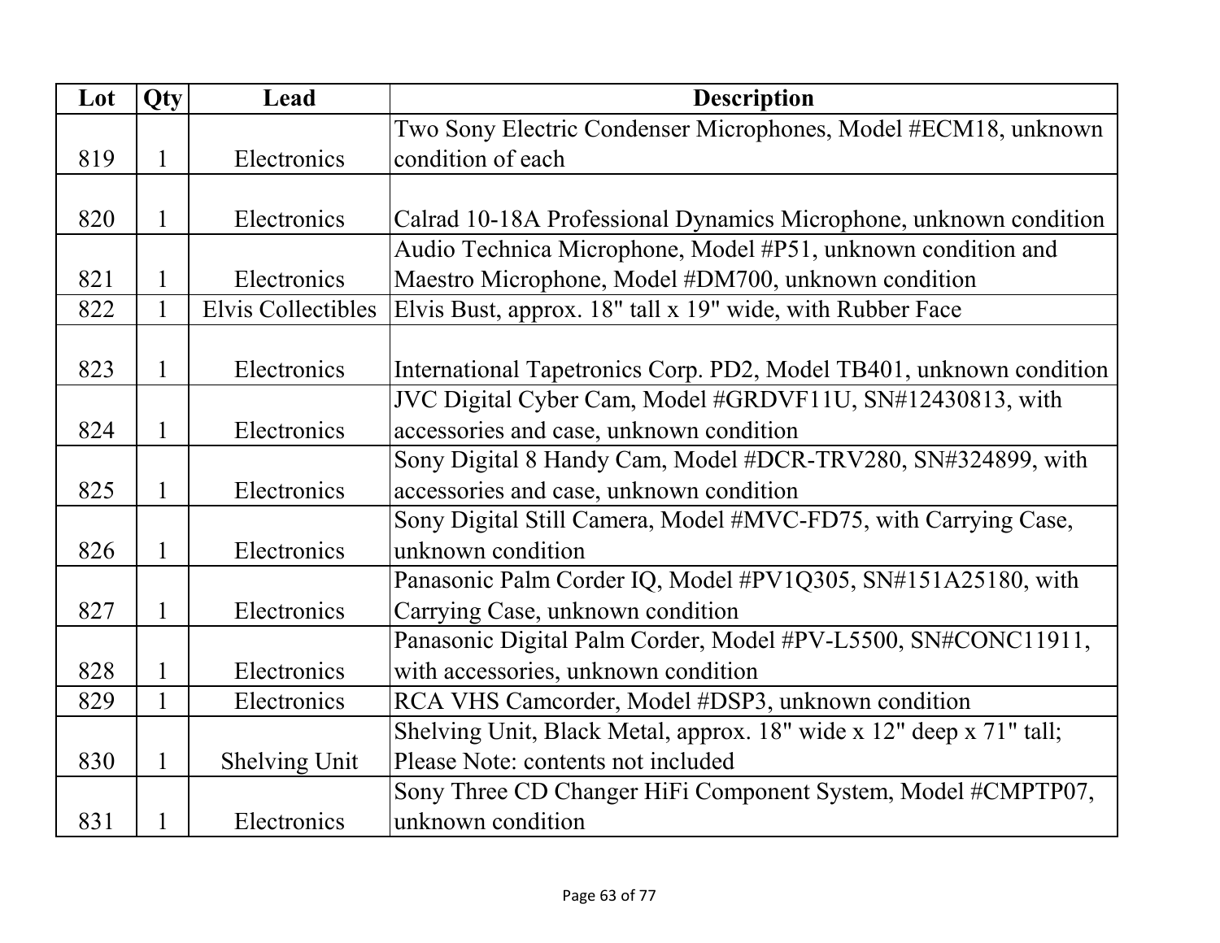| Lot | Qty | Lead | Description |
| --- | --- | --- | --- |
| 819 | 1 | Electronics | Two Sony Electric Condenser Microphones, Model #ECM18, unknown condition of each |
| 820 | 1 | Electronics | Calrad 10-18A Professional Dynamics Microphone, unknown condition |
| 821 | 1 | Electronics | Audio Technica Microphone, Model #P51, unknown condition and Maestro Microphone, Model #DM700, unknown condition |
| 822 | 1 | Elvis Collectibles | Elvis Bust, approx. 18" tall x 19" wide, with Rubber Face |
| 823 | 1 | Electronics | International Tapetronics Corp. PD2, Model TB401, unknown condition |
| 824 | 1 | Electronics | JVC Digital Cyber Cam, Model #GRDVF11U, SN#12430813, with accessories and case, unknown condition |
| 825 | 1 | Electronics | Sony Digital 8 Handy Cam, Model #DCR-TRV280, SN#324899, with accessories and case, unknown condition |
| 826 | 1 | Electronics | Sony Digital Still Camera, Model #MVC-FD75, with Carrying Case, unknown condition |
| 827 | 1 | Electronics | Panasonic Palm Corder IQ, Model #PV1Q305, SN#151A25180, with Carrying Case, unknown condition |
| 828 | 1 | Electronics | Panasonic Digital Palm Corder, Model #PV-L5500, SN#CONC11911, with accessories, unknown condition |
| 829 | 1 | Electronics | RCA VHS Camcorder, Model #DSP3, unknown condition |
| 830 | 1 | Shelving Unit | Shelving Unit, Black Metal, approx. 18" wide x 12" deep x 71" tall; Please Note: contents not included |
| 831 | 1 | Electronics | Sony Three CD Changer HiFi Component System, Model #CMPTP07, unknown condition |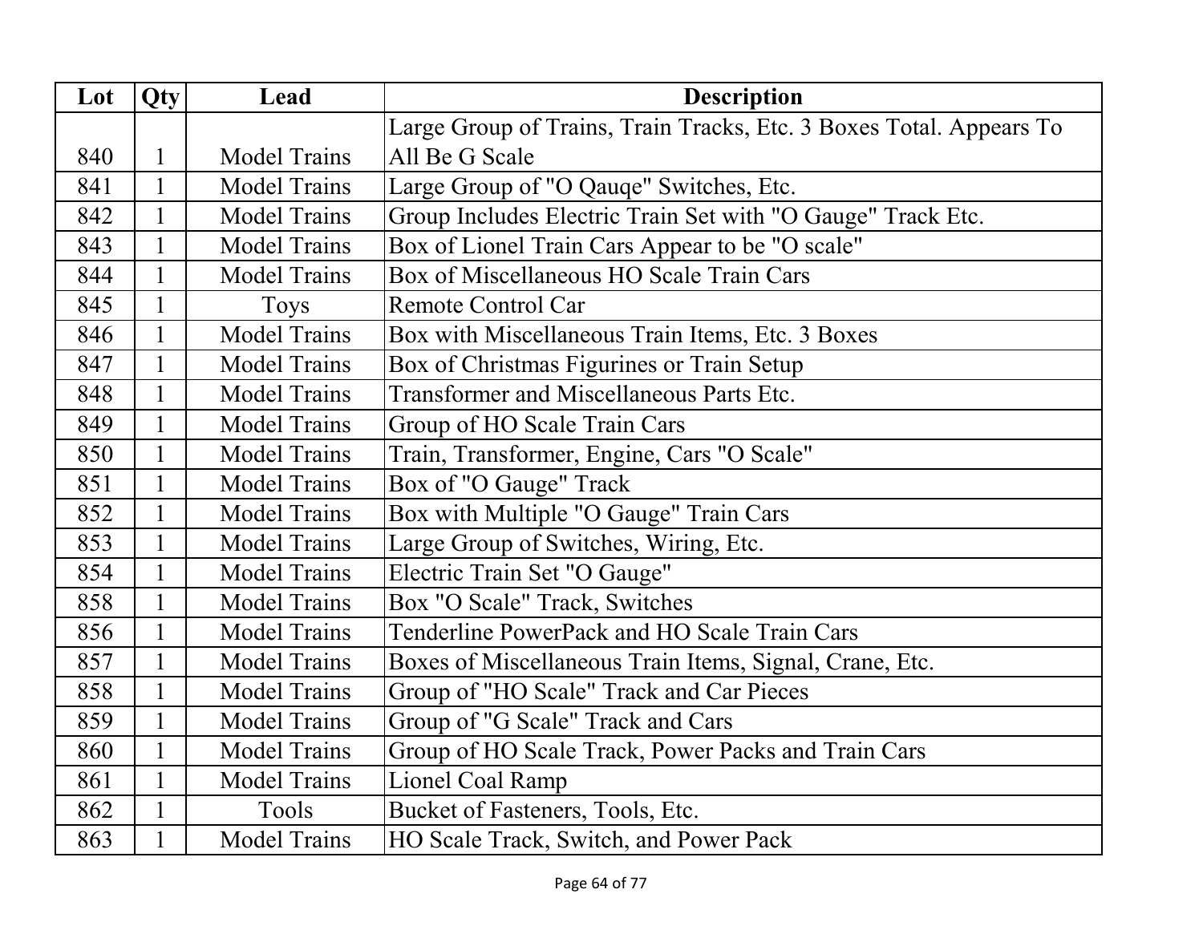| Lot | Qty | Lead | Description |
|---|---|---|---|
| 840 | 1 | Model Trains | Large Group of Trains, Train Tracks, Etc. 3 Boxes Total. Appears To All Be G Scale |
| 841 | 1 | Model Trains | Large Group of "O Qauqe" Switches, Etc. |
| 842 | 1 | Model Trains | Group Includes Electric Train Set with "O Gauge" Track Etc. |
| 843 | 1 | Model Trains | Box of Lionel Train Cars Appear to be "O scale" |
| 844 | 1 | Model Trains | Box of Miscellaneous HO Scale Train Cars |
| 845 | 1 | Toys | Remote Control Car |
| 846 | 1 | Model Trains | Box with Miscellaneous Train Items, Etc. 3 Boxes |
| 847 | 1 | Model Trains | Box of Christmas Figurines or Train Setup |
| 848 | 1 | Model Trains | Transformer and Miscellaneous Parts Etc. |
| 849 | 1 | Model Trains | Group of HO Scale Train Cars |
| 850 | 1 | Model Trains | Train, Transformer, Engine, Cars "O Scale" |
| 851 | 1 | Model Trains | Box of "O Gauge" Track |
| 852 | 1 | Model Trains | Box with Multiple "O Gauge" Train Cars |
| 853 | 1 | Model Trains | Large Group of Switches, Wiring, Etc. |
| 854 | 1 | Model Trains | Electric Train Set "O Gauge" |
| 858 | 1 | Model Trains | Box "O Scale" Track, Switches |
| 856 | 1 | Model Trains | Tenderline PowerPack and HO Scale Train Cars |
| 857 | 1 | Model Trains | Boxes of Miscellaneous Train Items, Signal, Crane, Etc. |
| 858 | 1 | Model Trains | Group of "HO Scale" Track and Car Pieces |
| 859 | 1 | Model Trains | Group of "G Scale" Track and Cars |
| 860 | 1 | Model Trains | Group of HO Scale Track, Power Packs and Train Cars |
| 861 | 1 | Model Trains | Lionel Coal Ramp |
| 862 | 1 | Tools | Bucket of Fasteners, Tools, Etc. |
| 863 | 1 | Model Trains | HO Scale Track, Switch, and Power Pack |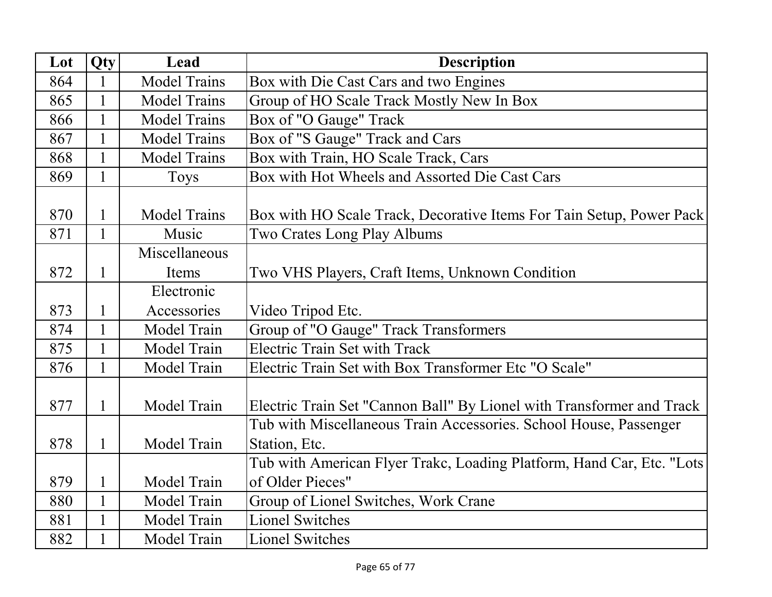| Lot | Qty | Lead | Description |
|---|---|---|---|
| 864 | 1 | Model Trains | Box with Die Cast Cars and two Engines |
| 865 | 1 | Model Trains | Group of HO Scale Track Mostly New In Box |
| 866 | 1 | Model Trains | Box of "O Gauge" Track |
| 867 | 1 | Model Trains | Box of "S Gauge" Track and Cars |
| 868 | 1 | Model Trains | Box with Train, HO Scale Track, Cars |
| 869 | 1 | Toys | Box with Hot Wheels and Assorted Die Cast Cars |
| 870 | 1 | Model Trains | Box with HO Scale Track, Decorative Items For Tain Setup, Power Pack |
| 871 | 1 | Music | Two Crates Long Play Albums |
| 872 | 1 | Miscellaneous Items | Two VHS Players, Craft Items, Unknown Condition |
| 873 | 1 | Electronic Accessories | Video Tripod Etc. |
| 874 | 1 | Model Train | Group of "O Gauge" Track Transformers |
| 875 | 1 | Model Train | Electric Train Set with Track |
| 876 | 1 | Model Train | Electric Train Set with Box Transformer Etc "O Scale" |
| 877 | 1 | Model Train | Electric Train Set "Cannon Ball" By Lionel with Transformer and Track |
| 878 | 1 | Model Train | Tub with Miscellaneous Train Accessories. School House, Passenger Station, Etc. |
| 879 | 1 | Model Train | Tub with American Flyer Trakc, Loading Platform, Hand Car, Etc. "Lots of Older Pieces" |
| 880 | 1 | Model Train | Group of Lionel Switches, Work Crane |
| 881 | 1 | Model Train | Lionel Switches |
| 882 | 1 | Model Train | Lionel Switches |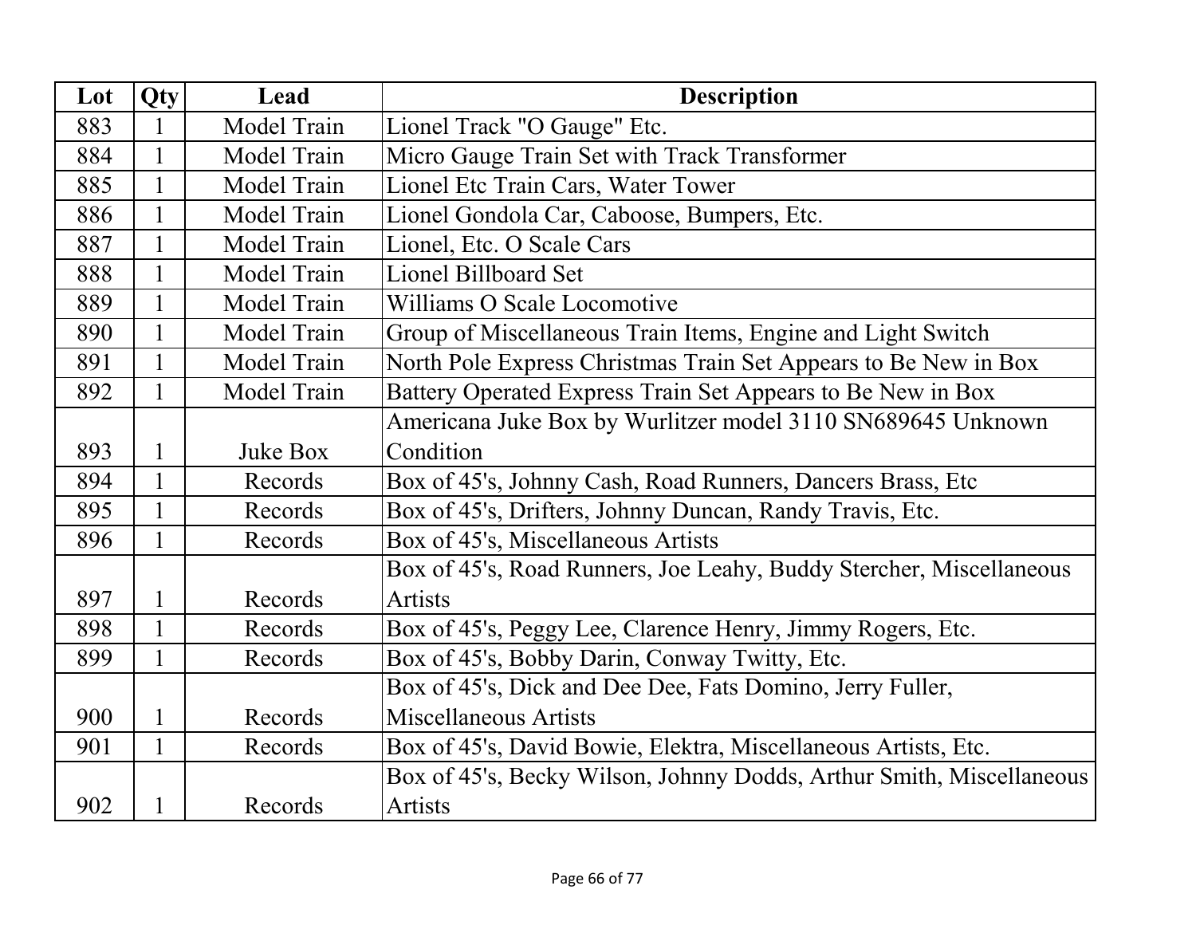| Lot | Qty | Lead | Description |
| --- | --- | --- | --- |
| 883 | 1 | Model Train | Lionel Track "O Gauge" Etc. |
| 884 | 1 | Model Train | Micro Gauge Train Set with Track Transformer |
| 885 | 1 | Model Train | Lionel Etc Train Cars, Water Tower |
| 886 | 1 | Model Train | Lionel Gondola Car, Caboose, Bumpers, Etc. |
| 887 | 1 | Model Train | Lionel, Etc. O Scale Cars |
| 888 | 1 | Model Train | Lionel Billboard Set |
| 889 | 1 | Model Train | Williams O Scale Locomotive |
| 890 | 1 | Model Train | Group of Miscellaneous Train Items, Engine and Light Switch |
| 891 | 1 | Model Train | North Pole Express Christmas Train Set Appears to Be New in Box |
| 892 | 1 | Model Train | Battery Operated Express Train Set Appears to Be New in Box |
| 893 | 1 | Juke Box | Americana Juke Box by Wurlitzer model 3110 SN689645 Unknown Condition |
| 894 | 1 | Records | Box of 45's, Johnny Cash, Road Runners, Dancers Brass, Etc |
| 895 | 1 | Records | Box of 45's, Drifters, Johnny Duncan, Randy Travis, Etc. |
| 896 | 1 | Records | Box of 45's, Miscellaneous Artists |
| 897 | 1 | Records | Box of 45's, Road Runners, Joe Leahy, Buddy Stercher, Miscellaneous Artists |
| 898 | 1 | Records | Box of 45's, Peggy Lee, Clarence Henry, Jimmy Rogers, Etc. |
| 899 | 1 | Records | Box of 45's, Bobby Darin, Conway Twitty, Etc. |
| 900 | 1 | Records | Box of 45's, Dick and Dee Dee, Fats Domino, Jerry Fuller, Miscellaneous Artists |
| 901 | 1 | Records | Box of 45's, David Bowie, Elektra, Miscellaneous Artists, Etc. |
| 902 | 1 | Records | Box of 45's, Becky Wilson, Johnny Dodds, Arthur Smith, Miscellaneous Artists |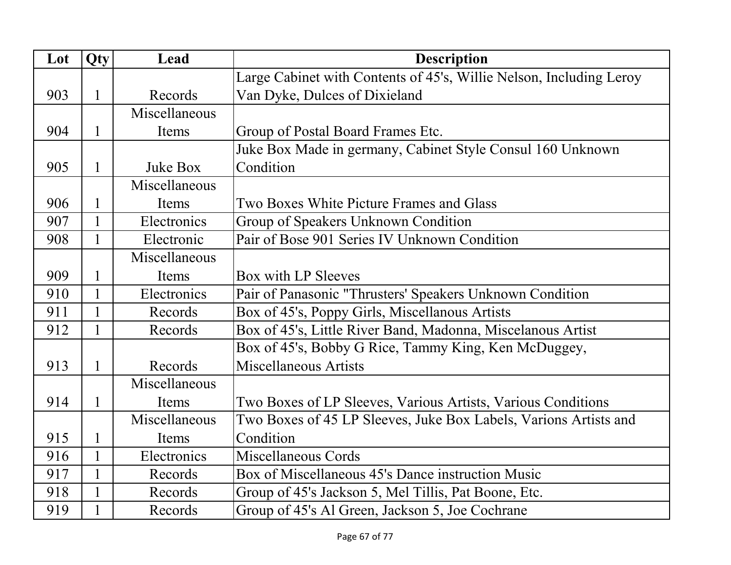| Lot | Qty | Lead | Description |
| --- | --- | --- | --- |
| 903 | 1 | Records | Large Cabinet with Contents of 45's, Willie Nelson, Including Leroy Van Dyke, Dulces of Dixieland |
| 904 | 1 | Miscellaneous Items | Group of Postal Board Frames Etc. |
| 905 | 1 | Juke Box | Juke Box Made in germany, Cabinet Style Consul 160 Unknown Condition |
| 906 | 1 | Miscellaneous Items | Two Boxes White Picture Frames and Glass |
| 907 | 1 | Electronics | Group of Speakers Unknown Condition |
| 908 | 1 | Electronic | Pair of Bose 901 Series IV Unknown Condition |
| 909 | 1 | Miscellaneous Items | Box with LP Sleeves |
| 910 | 1 | Electronics | Pair of Panasonic "Thrusters' Speakers Unknown Condition |
| 911 | 1 | Records | Box of 45's, Poppy Girls, Miscellanous Artists |
| 912 | 1 | Records | Box of 45's, Little River Band, Madonna, Miscelanous Artist |
| 913 | 1 | Records | Box of 45's, Bobby G Rice, Tammy King, Ken McDuggey, Miscellaneous Artists |
| 914 | 1 | Miscellaneous Items | Two Boxes of LP Sleeves, Various Artists, Various Conditions |
| 915 | 1 | Miscellaneous Items | Two Boxes of 45 LP Sleeves, Juke Box Labels, Varions Artists and Condition |
| 916 | 1 | Electronics | Miscellaneous Cords |
| 917 | 1 | Records | Box of Miscellaneous 45's Dance instruction Music |
| 918 | 1 | Records | Group of 45's Jackson 5, Mel Tillis, Pat Boone, Etc. |
| 919 | 1 | Records | Group of 45's Al Green, Jackson 5, Joe Cochrane |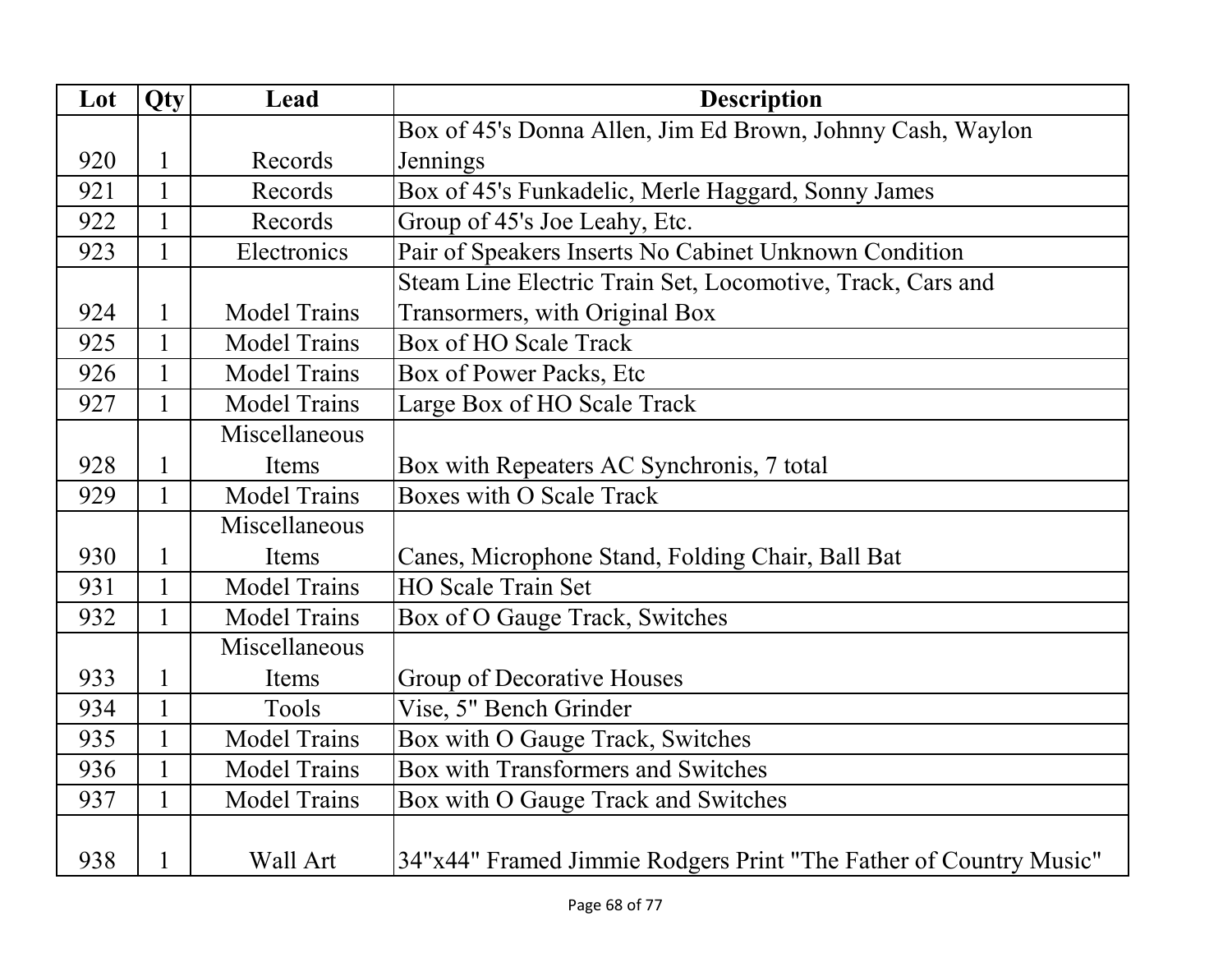| Lot | Qty | Lead | Description |
| --- | --- | --- | --- |
| 920 | 1 | Records | Box of 45's Donna Allen, Jim Ed Brown, Johnny Cash, Waylon Jennings |
| 921 | 1 | Records | Box of 45's Funkadelic, Merle Haggard, Sonny James |
| 922 | 1 | Records | Group of 45's Joe Leahy, Etc. |
| 923 | 1 | Electronics | Pair of Speakers Inserts No Cabinet Unknown Condition |
| 924 | 1 | Model Trains | Steam Line Electric Train Set, Locomotive, Track, Cars and Transormers, with Original Box |
| 925 | 1 | Model Trains | Box of HO Scale Track |
| 926 | 1 | Model Trains | Box of Power Packs, Etc |
| 927 | 1 | Model Trains | Large Box of HO Scale Track |
| 928 | 1 | Miscellaneous Items | Box with Repeaters AC Synchronis, 7 total |
| 929 | 1 | Model Trains | Boxes with O Scale Track |
| 930 | 1 | Miscellaneous Items | Canes, Microphone Stand, Folding Chair, Ball Bat |
| 931 | 1 | Model Trains | HO Scale Train Set |
| 932 | 1 | Model Trains | Box of O Gauge Track, Switches |
| 933 | 1 | Miscellaneous Items | Group of Decorative Houses |
| 934 | 1 | Tools | Vise, 5" Bench Grinder |
| 935 | 1 | Model Trains | Box with O Gauge Track, Switches |
| 936 | 1 | Model Trains | Box with Transformers and Switches |
| 937 | 1 | Model Trains | Box with O Gauge Track and Switches |
| 938 | 1 | Wall Art | 34"x44" Framed Jimmie Rodgers Print "The Father of Country Music" |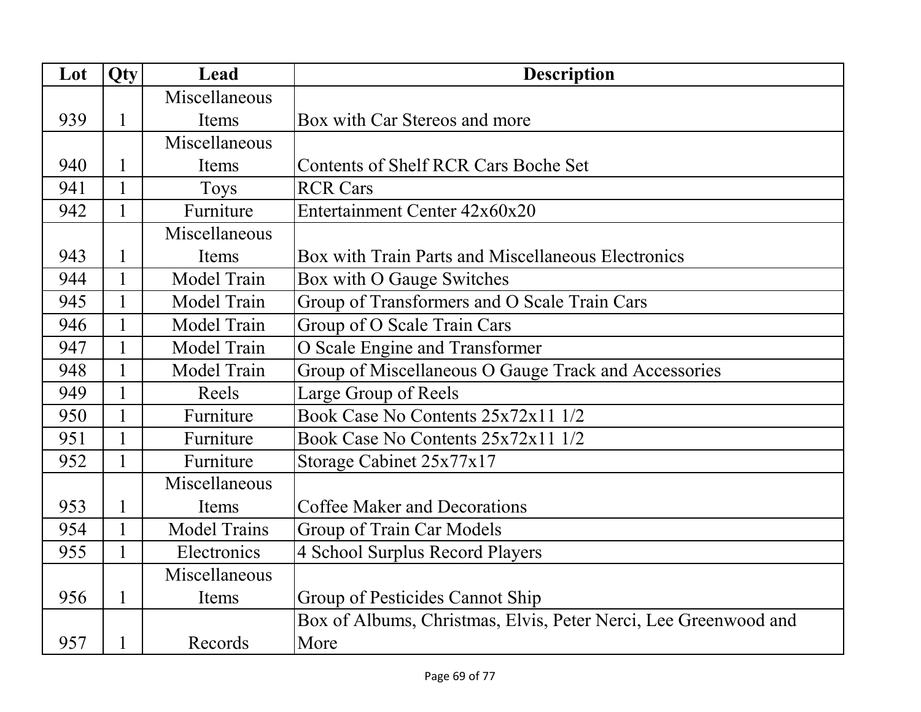| Lot | Qty | Lead | Description |
| --- | --- | --- | --- |
| 939 | 1 | Miscellaneous Items | Box with Car Stereos and more |
| 940 | 1 | Miscellaneous Items | Contents of Shelf RCR Cars Boche Set |
| 941 | 1 | Toys | RCR Cars |
| 942 | 1 | Furniture | Entertainment Center 42x60x20 |
| 943 | 1 | Miscellaneous Items | Box with Train Parts and Miscellaneous Electronics |
| 944 | 1 | Model Train | Box with O Gauge Switches |
| 945 | 1 | Model Train | Group of Transformers and O Scale Train Cars |
| 946 | 1 | Model Train | Group of O Scale Train Cars |
| 947 | 1 | Model Train | O Scale Engine and Transformer |
| 948 | 1 | Model Train | Group of Miscellaneous O Gauge Track and Accessories |
| 949 | 1 | Reels | Large Group of Reels |
| 950 | 1 | Furniture | Book Case No Contents 25x72x11 1/2 |
| 951 | 1 | Furniture | Book Case No Contents 25x72x11 1/2 |
| 952 | 1 | Furniture | Storage Cabinet 25x77x17 |
| 953 | 1 | Miscellaneous Items | Coffee Maker and Decorations |
| 954 | 1 | Model Trains | Group of Train Car Models |
| 955 | 1 | Electronics | 4 School Surplus Record Players |
| 956 | 1 | Miscellaneous Items | Group of Pesticides Cannot Ship |
| 957 | 1 | Records | Box of Albums, Christmas, Elvis, Peter Nerci, Lee Greenwood and More |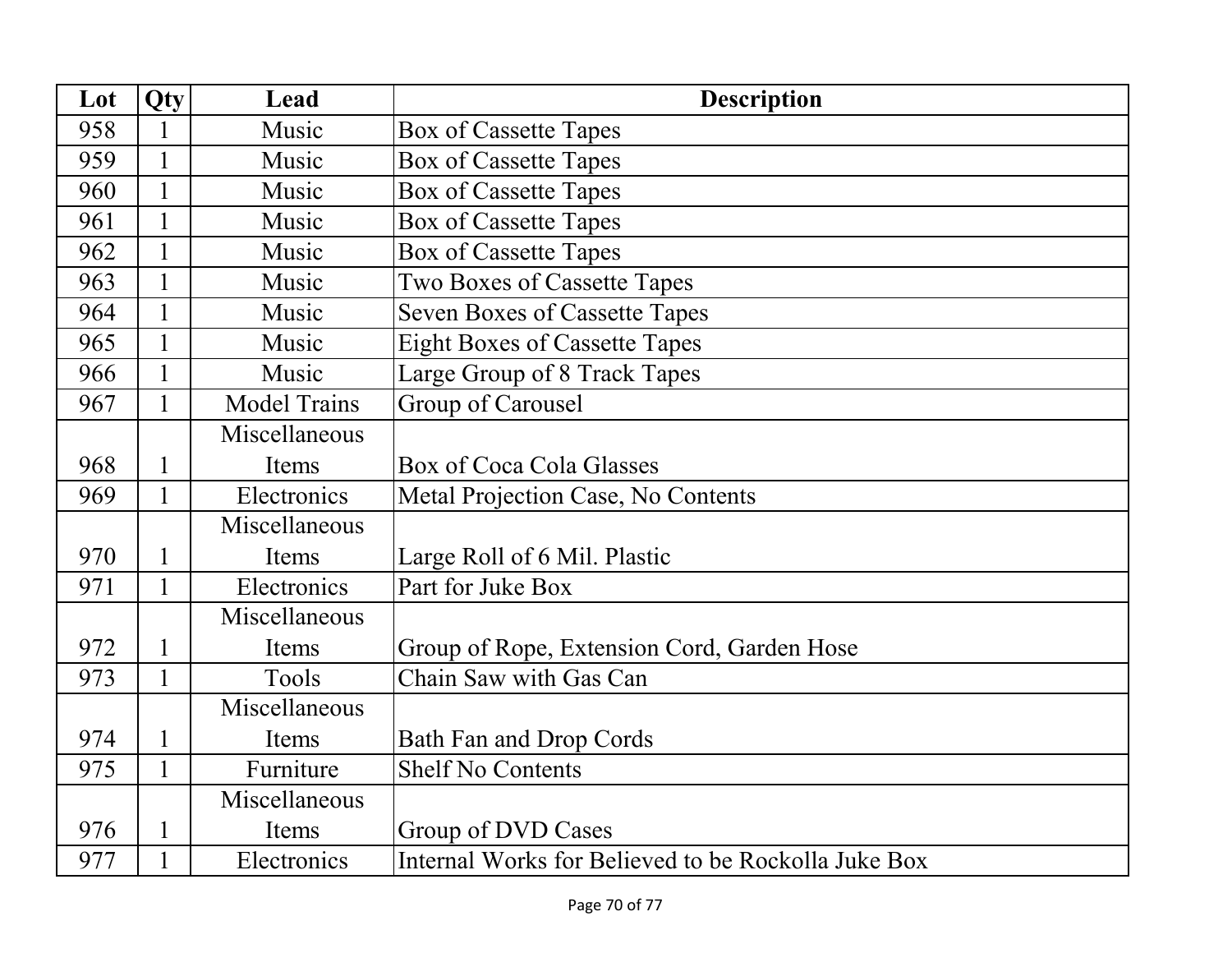| Lot | Qty | Lead | Description |
| --- | --- | --- | --- |
| 958 | 1 | Music | Box of Cassette Tapes |
| 959 | 1 | Music | Box of Cassette Tapes |
| 960 | 1 | Music | Box of Cassette Tapes |
| 961 | 1 | Music | Box of Cassette Tapes |
| 962 | 1 | Music | Box of Cassette Tapes |
| 963 | 1 | Music | Two Boxes of Cassette Tapes |
| 964 | 1 | Music | Seven Boxes of Cassette Tapes |
| 965 | 1 | Music | Eight Boxes of Cassette Tapes |
| 966 | 1 | Music | Large Group of 8 Track Tapes |
| 967 | 1 | Model Trains | Group of Carousel |
| 968 | 1 | Miscellaneous Items | Box of Coca Cola Glasses |
| 969 | 1 | Electronics | Metal Projection Case, No Contents |
| 970 | 1 | Miscellaneous Items | Large Roll of 6 Mil. Plastic |
| 971 | 1 | Electronics | Part for Juke Box |
| 972 | 1 | Miscellaneous Items | Group of Rope, Extension Cord, Garden Hose |
| 973 | 1 | Tools | Chain Saw with Gas Can |
| 974 | 1 | Miscellaneous Items | Bath Fan and Drop Cords |
| 975 | 1 | Furniture | Shelf No Contents |
| 976 | 1 | Miscellaneous Items | Group of DVD Cases |
| 977 | 1 | Electronics | Internal Works for Believed to be Rockolla Juke Box |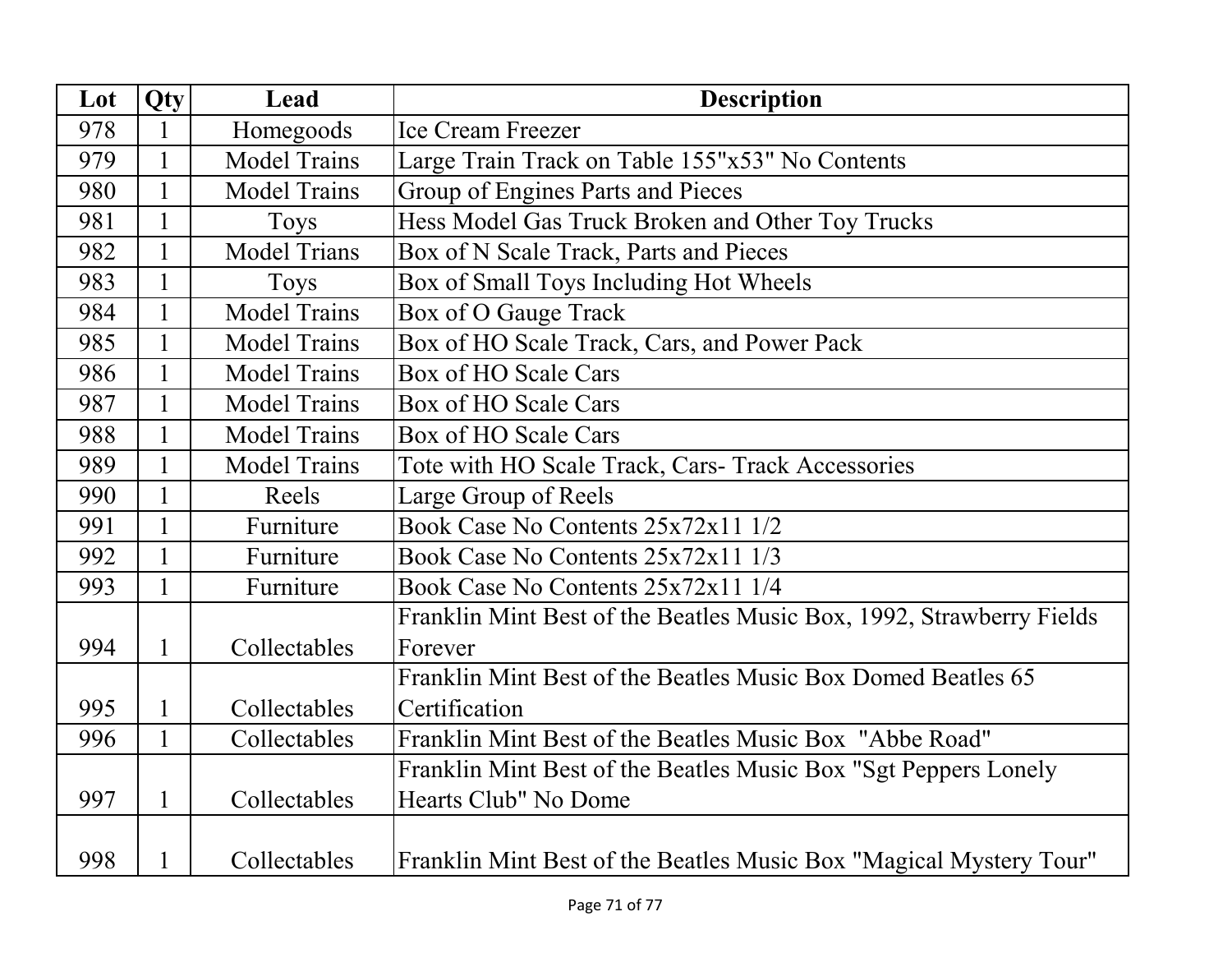| Lot | Qty | Lead | Description |
| --- | --- | --- | --- |
| 978 | 1 | Homegoods | Ice Cream Freezer |
| 979 | 1 | Model Trains | Large Train Track on Table 155"x53" No Contents |
| 980 | 1 | Model Trains | Group of Engines Parts and Pieces |
| 981 | 1 | Toys | Hess Model Gas Truck Broken and Other Toy Trucks |
| 982 | 1 | Model Trians | Box of N Scale Track, Parts and Pieces |
| 983 | 1 | Toys | Box of Small Toys Including Hot Wheels |
| 984 | 1 | Model Trains | Box of O Gauge Track |
| 985 | 1 | Model Trains | Box of HO Scale Track, Cars, and Power Pack |
| 986 | 1 | Model Trains | Box of HO Scale Cars |
| 987 | 1 | Model Trains | Box of HO Scale Cars |
| 988 | 1 | Model Trains | Box of HO Scale Cars |
| 989 | 1 | Model Trains | Tote with HO Scale Track, Cars- Track Accessories |
| 990 | 1 | Reels | Large Group of Reels |
| 991 | 1 | Furniture | Book Case No Contents 25x72x11 1/2 |
| 992 | 1 | Furniture | Book Case No Contents 25x72x11 1/3 |
| 993 | 1 | Furniture | Book Case No Contents 25x72x11 1/4 |
| 994 | 1 | Collectables | Franklin Mint Best of the Beatles Music Box, 1992, Strawberry Fields Forever |
| 995 | 1 | Collectables | Franklin Mint Best of the Beatles Music Box Domed Beatles 65 Certification |
| 996 | 1 | Collectables | Franklin Mint Best of the Beatles Music Box "Abbe Road" |
| 997 | 1 | Collectables | Franklin Mint Best of the Beatles Music Box "Sgt Peppers Lonely Hearts Club" No Dome |
| 998 | 1 | Collectables | Franklin Mint Best of the Beatles Music Box "Magical Mystery Tour" |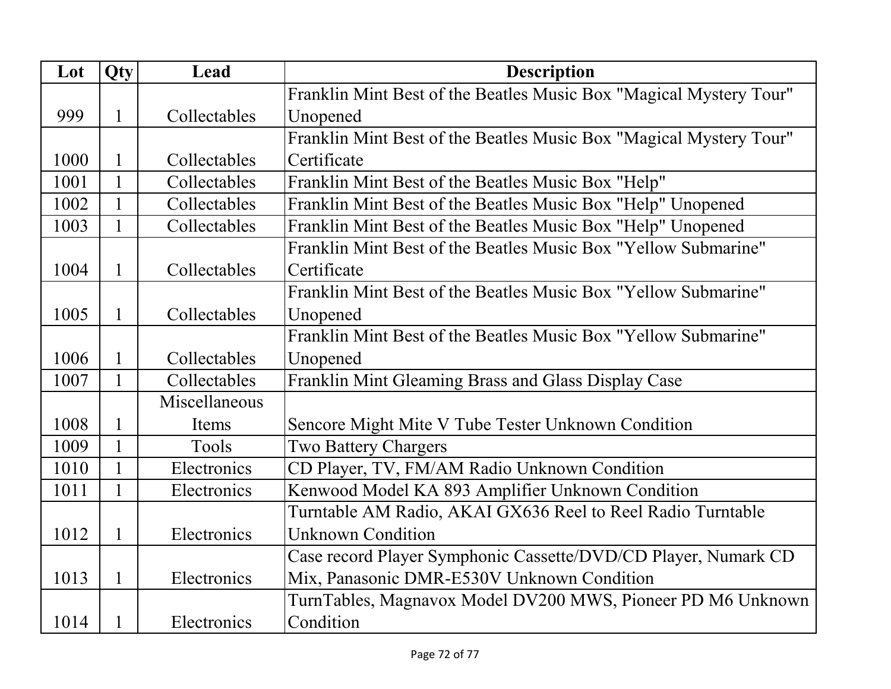| Lot | Qty | Lead | Description |
| --- | --- | --- | --- |
| 999 | 1 | Collectables | Franklin Mint Best of the Beatles Music Box "Magical Mystery Tour" Unopened |
| 1000 | 1 | Collectables | Franklin Mint Best of the Beatles Music Box "Magical Mystery Tour" Certificate |
| 1001 | 1 | Collectables | Franklin Mint Best of the Beatles Music Box "Help" |
| 1002 | 1 | Collectables | Franklin Mint Best of the Beatles Music Box "Help" Unopened |
| 1003 | 1 | Collectables | Franklin Mint Best of the Beatles Music Box "Help" Unopened |
| 1004 | 1 | Collectables | Franklin Mint Best of the Beatles Music Box "Yellow Submarine" Certificate |
| 1005 | 1 | Collectables | Franklin Mint Best of the Beatles Music Box "Yellow Submarine" Unopened |
| 1006 | 1 | Collectables | Franklin Mint Best of the Beatles Music Box "Yellow Submarine" Unopened |
| 1007 | 1 | Collectables | Franklin Mint Gleaming Brass and Glass Display Case |
| 1008 | 1 | Miscellaneous Items | Sencore Might Mite V Tube Tester Unknown Condition |
| 1009 | 1 | Tools | Two Battery Chargers |
| 1010 | 1 | Electronics | CD Player, TV, FM/AM Radio Unknown Condition |
| 1011 | 1 | Electronics | Kenwood Model KA 893 Amplifier Unknown Condition |
| 1012 | 1 | Electronics | Turntable AM Radio, AKAI GX636 Reel to Reel Radio Turntable Unknown Condition |
| 1013 | 1 | Electronics | Case record Player Symphonic Cassette/DVD/CD Player, Numark CD Mix, Panasonic DMR-E530V Unknown Condition |
| 1014 | 1 | Electronics | TurnTables, Magnavox Model DV200 MWS, Pioneer PD M6 Unknown Condition |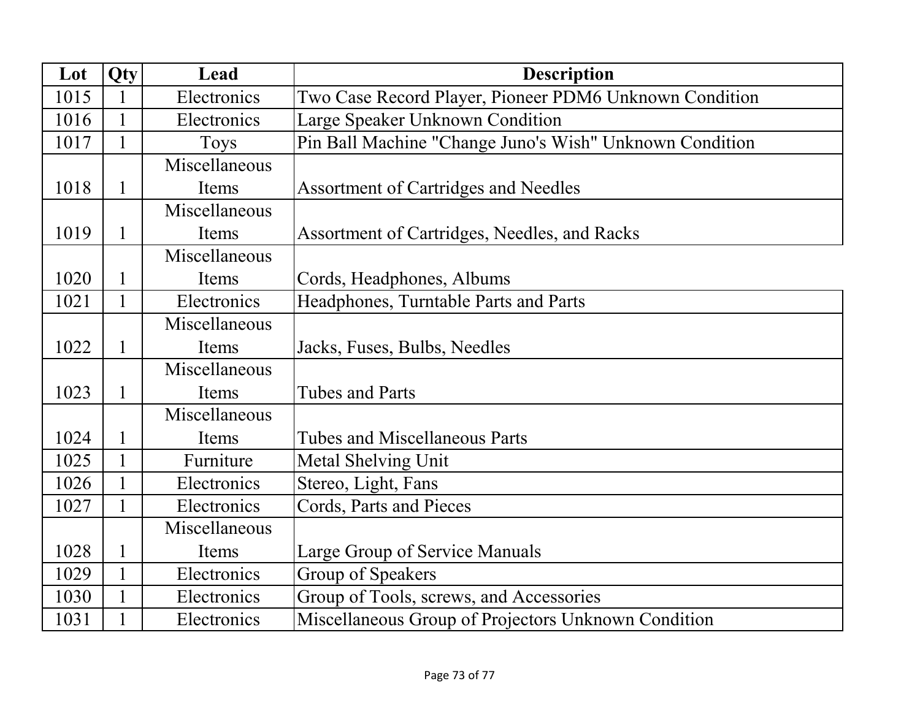| Lot | Qty | Lead | Description |
| --- | --- | --- | --- |
| 1015 | 1 | Electronics | Two Case Record Player, Pioneer PDM6 Unknown Condition |
| 1016 | 1 | Electronics | Large Speaker Unknown Condition |
| 1017 | 1 | Toys | Pin Ball Machine "Change Juno's Wish" Unknown Condition |
| 1018 | 1 | Miscellaneous Items | Assortment of Cartridges and Needles |
| 1019 | 1 | Miscellaneous Items | Assortment of Cartridges, Needles, and Racks |
| 1020 | 1 | Miscellaneous Items | Cords, Headphones, Albums |
| 1021 | 1 | Electronics | Headphones, Turntable Parts and Parts |
| 1022 | 1 | Miscellaneous Items | Jacks, Fuses, Bulbs, Needles |
| 1023 | 1 | Miscellaneous Items | Tubes and Parts |
| 1024 | 1 | Miscellaneous Items | Tubes and Miscellaneous Parts |
| 1025 | 1 | Furniture | Metal Shelving Unit |
| 1026 | 1 | Electronics | Stereo, Light, Fans |
| 1027 | 1 | Electronics | Cords, Parts and Pieces |
| 1028 | 1 | Miscellaneous Items | Large Group of Service Manuals |
| 1029 | 1 | Electronics | Group of Speakers |
| 1030 | 1 | Electronics | Group of Tools, screws, and Accessories |
| 1031 | 1 | Electronics | Miscellaneous Group of Projectors Unknown Condition |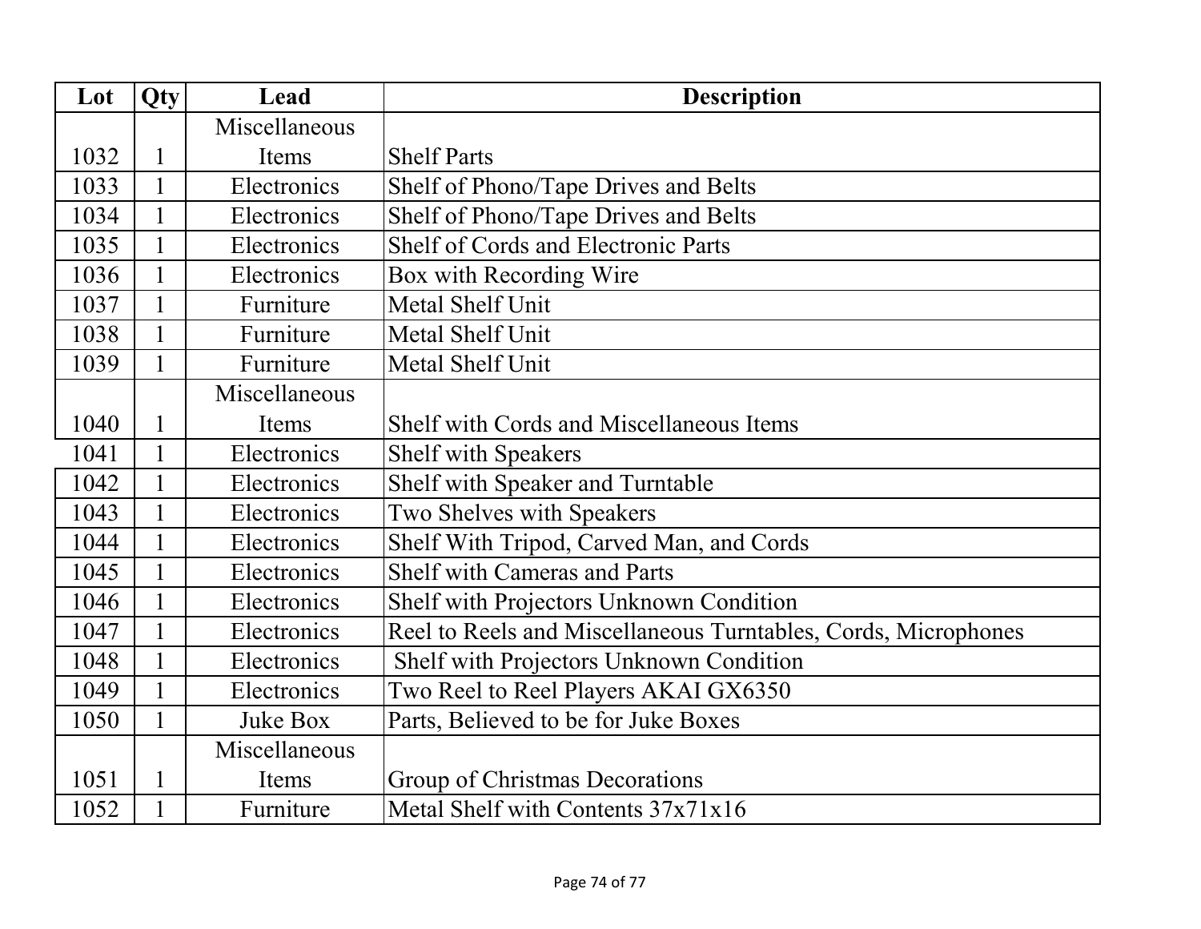| Lot | Qty | Lead | Description |
|---|---|---|---|
| 1032 | 1 | Miscellaneous Items | Shelf Parts |
| 1033 | 1 | Electronics | Shelf of Phono/Tape Drives and Belts |
| 1034 | 1 | Electronics | Shelf of Phono/Tape Drives and Belts |
| 1035 | 1 | Electronics | Shelf of Cords and Electronic Parts |
| 1036 | 1 | Electronics | Box with Recording Wire |
| 1037 | 1 | Furniture | Metal Shelf Unit |
| 1038 | 1 | Furniture | Metal Shelf Unit |
| 1039 | 1 | Furniture | Metal Shelf Unit |
| 1040 | 1 | Miscellaneous Items | Shelf with Cords and Miscellaneous Items |
| 1041 | 1 | Electronics | Shelf with Speakers |
| 1042 | 1 | Electronics | Shelf with Speaker and Turntable |
| 1043 | 1 | Electronics | Two Shelves with Speakers |
| 1044 | 1 | Electronics | Shelf With Tripod, Carved Man, and Cords |
| 1045 | 1 | Electronics | Shelf with Cameras and Parts |
| 1046 | 1 | Electronics | Shelf with Projectors Unknown Condition |
| 1047 | 1 | Electronics | Reel to Reels and Miscellaneous Turntables, Cords, Microphones |
| 1048 | 1 | Electronics | Shelf with Projectors Unknown Condition |
| 1049 | 1 | Electronics | Two Reel to Reel Players AKAI GX6350 |
| 1050 | 1 | Juke Box | Parts, Believed to be for Juke Boxes |
| 1051 | 1 | Miscellaneous Items | Group of Christmas Decorations |
| 1052 | 1 | Furniture | Metal Shelf with Contents 37x71x16 |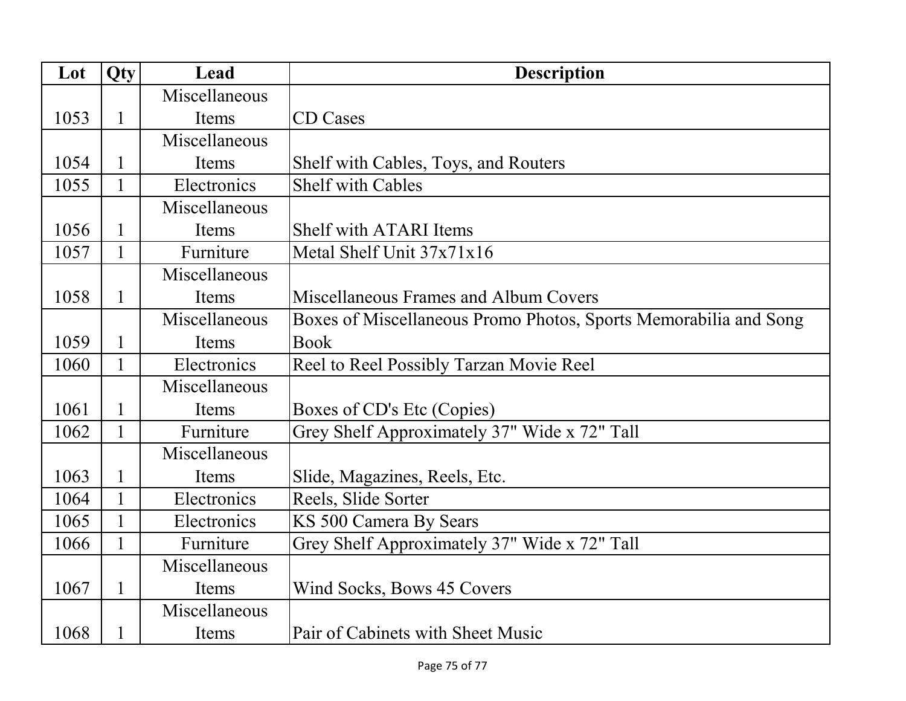| Lot | Qty | Lead | Description |
|---|---|---|---|
| 1053 | 1 | Miscellaneous Items | CD Cases |
| 1054 | 1 | Miscellaneous Items | Shelf with Cables, Toys, and Routers |
| 1055 | 1 | Electronics | Shelf with Cables |
| 1056 | 1 | Miscellaneous Items | Shelf with ATARI Items |
| 1057 | 1 | Furniture | Metal Shelf Unit 37x71x16 |
| 1058 | 1 | Miscellaneous Items | Miscellaneous Frames and Album Covers |
| 1059 | 1 | Miscellaneous Items | Boxes of Miscellaneous Promo Photos, Sports Memorabilia and Song Book |
| 1060 | 1 | Electronics | Reel to Reel Possibly Tarzan Movie Reel |
| 1061 | 1 | Miscellaneous Items | Boxes of CD's Etc (Copies) |
| 1062 | 1 | Furniture | Grey Shelf Approximately 37" Wide x 72" Tall |
| 1063 | 1 | Miscellaneous Items | Slide, Magazines, Reels, Etc. |
| 1064 | 1 | Electronics | Reels, Slide Sorter |
| 1065 | 1 | Electronics | KS 500 Camera By Sears |
| 1066 | 1 | Furniture | Grey Shelf Approximately 37" Wide x 72" Tall |
| 1067 | 1 | Miscellaneous Items | Wind Socks, Bows 45 Covers |
| 1068 | 1 | Miscellaneous Items | Pair of Cabinets with Sheet Music |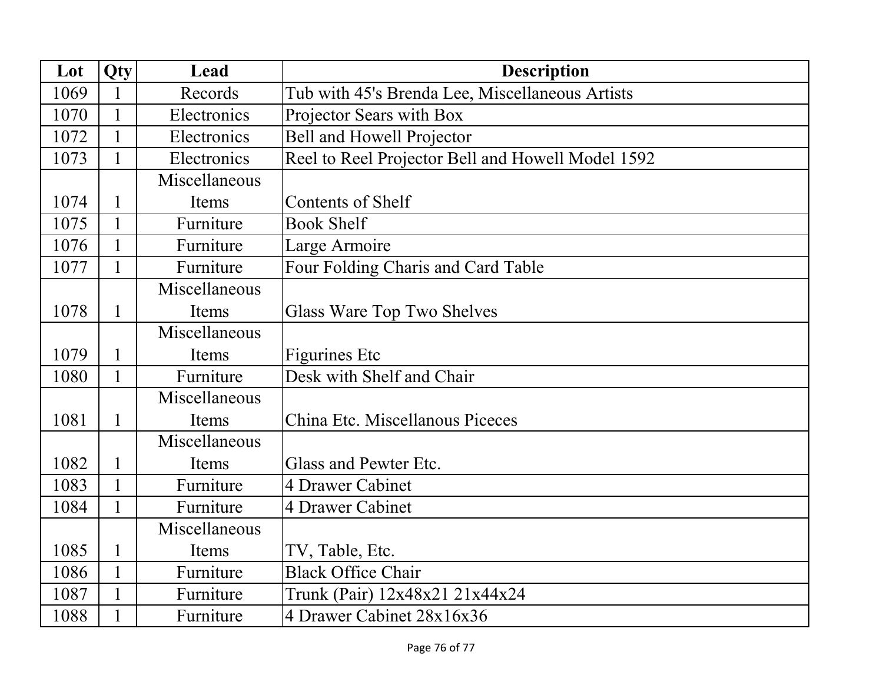| Lot | Qty | Lead | Description |
|---|---|---|---|
| 1069 | 1 | Records | Tub with 45's Brenda Lee, Miscellaneous Artists |
| 1070 | 1 | Electronics | Projector Sears with Box |
| 1072 | 1 | Electronics | Bell and Howell Projector |
| 1073 | 1 | Electronics | Reel to Reel Projector Bell and Howell Model 1592 |
| 1074 | 1 | Miscellaneous Items | Contents of Shelf |
| 1075 | 1 | Furniture | Book Shelf |
| 1076 | 1 | Furniture | Large Armoire |
| 1077 | 1 | Furniture | Four Folding Charis and Card Table |
| 1078 | 1 | Miscellaneous Items | Glass Ware Top Two Shelves |
| 1079 | 1 | Miscellaneous Items | Figurines Etc |
| 1080 | 1 | Furniture | Desk with Shelf and Chair |
| 1081 | 1 | Miscellaneous Items | China Etc. Miscellanous Piceces |
| 1082 | 1 | Miscellaneous Items | Glass and Pewter Etc. |
| 1083 | 1 | Furniture | 4 Drawer Cabinet |
| 1084 | 1 | Furniture | 4 Drawer Cabinet |
| 1085 | 1 | Miscellaneous Items | TV, Table, Etc. |
| 1086 | 1 | Furniture | Black Office Chair |
| 1087 | 1 | Furniture | Trunk (Pair) 12x48x21 21x44x24 |
| 1088 | 1 | Furniture | 4 Drawer Cabinet 28x16x36 |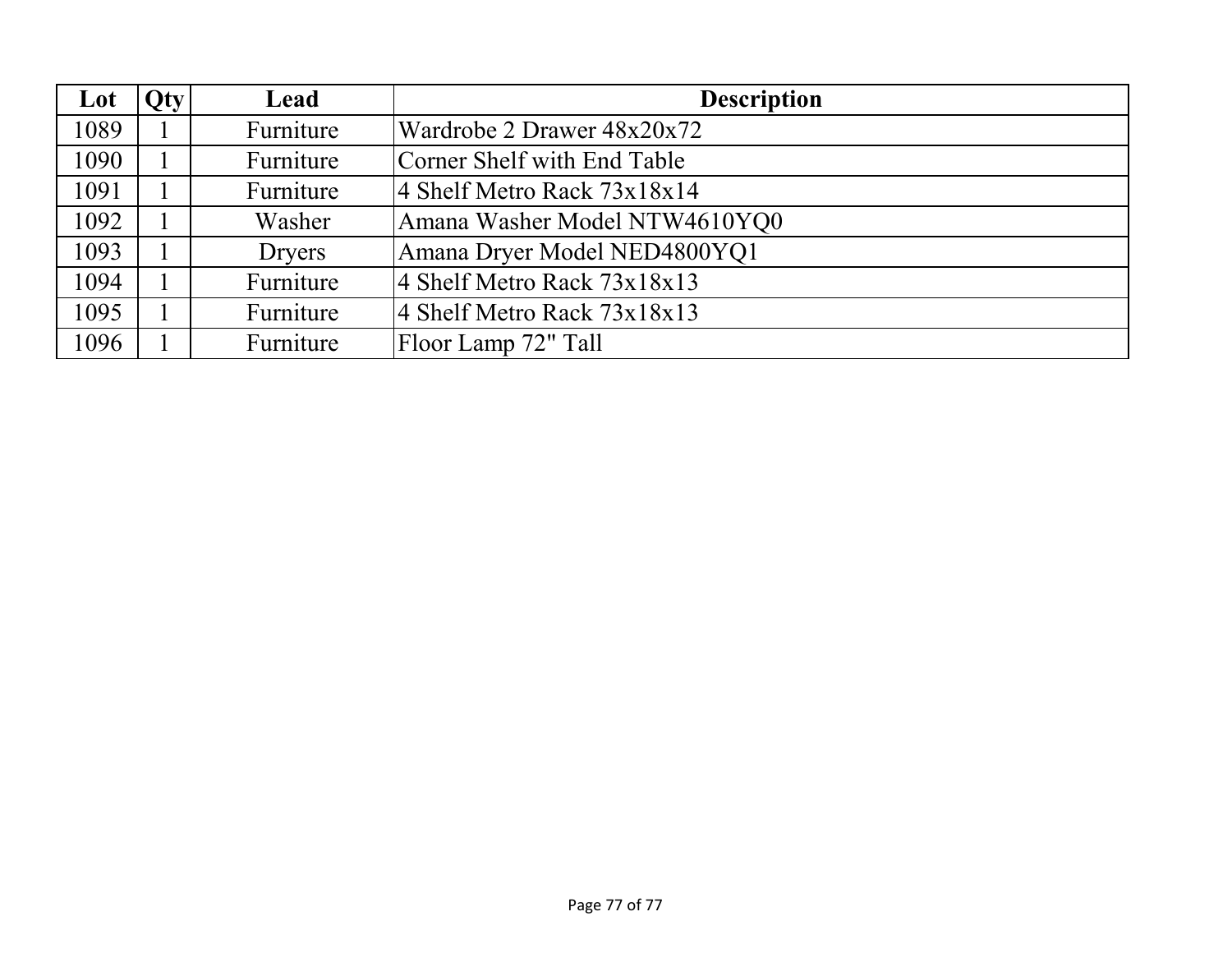| Lot | Qty | Lead | Description |
|---|---|---|---|
| 1089 | 1 | Furniture | Wardrobe 2 Drawer 48x20x72 |
| 1090 | 1 | Furniture | Corner Shelf with End Table |
| 1091 | 1 | Furniture | 4 Shelf Metro Rack 73x18x14 |
| 1092 | 1 | Washer | Amana Washer Model NTW4610YQ0 |
| 1093 | 1 | Dryers | Amana Dryer Model NED4800YQ1 |
| 1094 | 1 | Furniture | 4 Shelf Metro Rack 73x18x13 |
| 1095 | 1 | Furniture | 4 Shelf Metro Rack 73x18x13 |
| 1096 | 1 | Furniture | Floor Lamp 72" Tall |